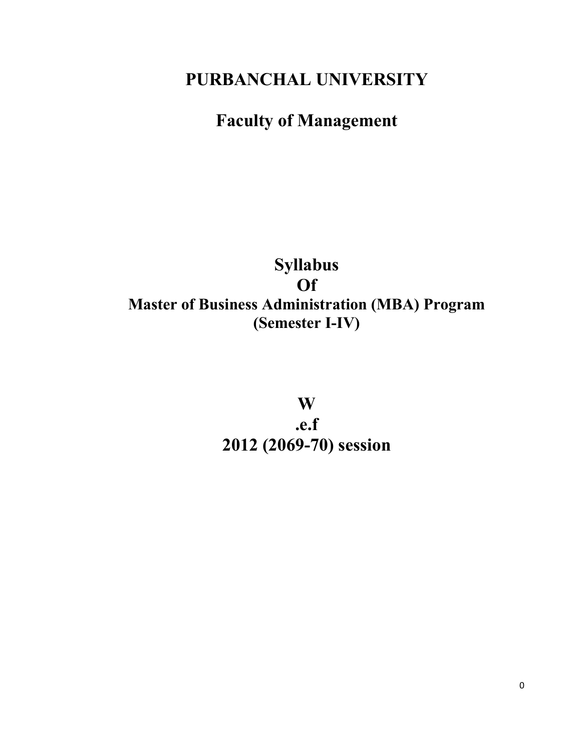# PURBANCHAL UNIVERSITY

## Faculty of Management

**Syllabus**
**Of**
**Master of Business Administration (MBA) Program**
**(Semester I-IV)**

**W**
**.e.f**
**2012 (2069-70) session**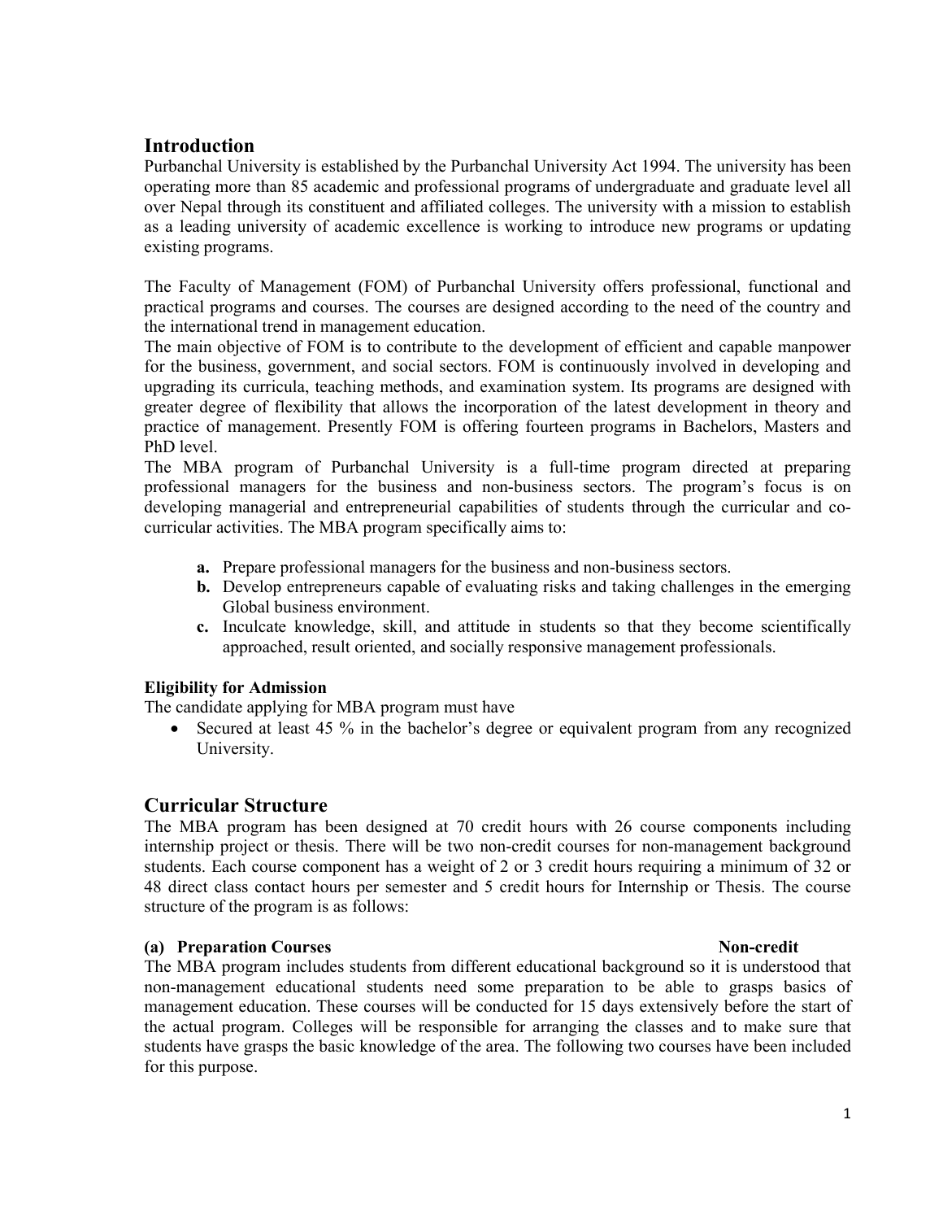## Introduction

Purbanchal University is established by the Purbanchal University Act 1994. The university has been operating more than 85 academic and professional programs of undergraduate and graduate level all over Nepal through its constituent and affiliated colleges. The university with a mission to establish as a leading university of academic excellence is working to introduce new programs or updating existing programs.

The Faculty of Management (FOM) of Purbanchal University offers professional, functional and practical programs and courses. The courses are designed according to the need of the country and the international trend in management education.

The main objective of FOM is to contribute to the development of efficient and capable manpower for the business, government, and social sectors. FOM is continuously involved in developing and upgrading its curricula, teaching methods, and examination system. Its programs are designed with greater degree of flexibility that allows the incorporation of the latest development in theory and practice of management. Presently FOM is offering fourteen programs in Bachelors, Masters and PhD level.

The MBA program of Purbanchal University is a full-time program directed at preparing professional managers for the business and non-business sectors. The program's focus is on developing managerial and entrepreneurial capabilities of students through the curricular and co-curricular activities. The MBA program specifically aims to:

- **a.** Prepare professional managers for the business and non-business sectors.
- **b.** Develop entrepreneurs capable of evaluating risks and taking challenges in the emerging Global business environment.
- **c.** Inculcate knowledge, skill, and attitude in students so that they become scientifically approached, result oriented, and socially responsive management professionals.

**Eligibility for Admission**

The candidate applying for MBA program must have

- Secured at least 45 % in the bachelor's degree or equivalent program from any recognized University.

## Curricular Structure

The MBA program has been designed at 70 credit hours with 26 course components including internship project or thesis. There will be two non-credit courses for non-management background students. Each course component has a weight of 2 or 3 credit hours requiring a minimum of 32 or 48 direct class contact hours per semester and 5 credit hours for Internship or Thesis. The course structure of the program is as follows:

**(a) Preparation Courses** **Non-credit**

The MBA program includes students from different educational background so it is understood that non-management educational students need some preparation to be able to grasps basics of management education. These courses will be conducted for 15 days extensively before the start of the actual program. Colleges will be responsible for arranging the classes and to make sure that students have grasps the basic knowledge of the area. The following two courses have been included for this purpose.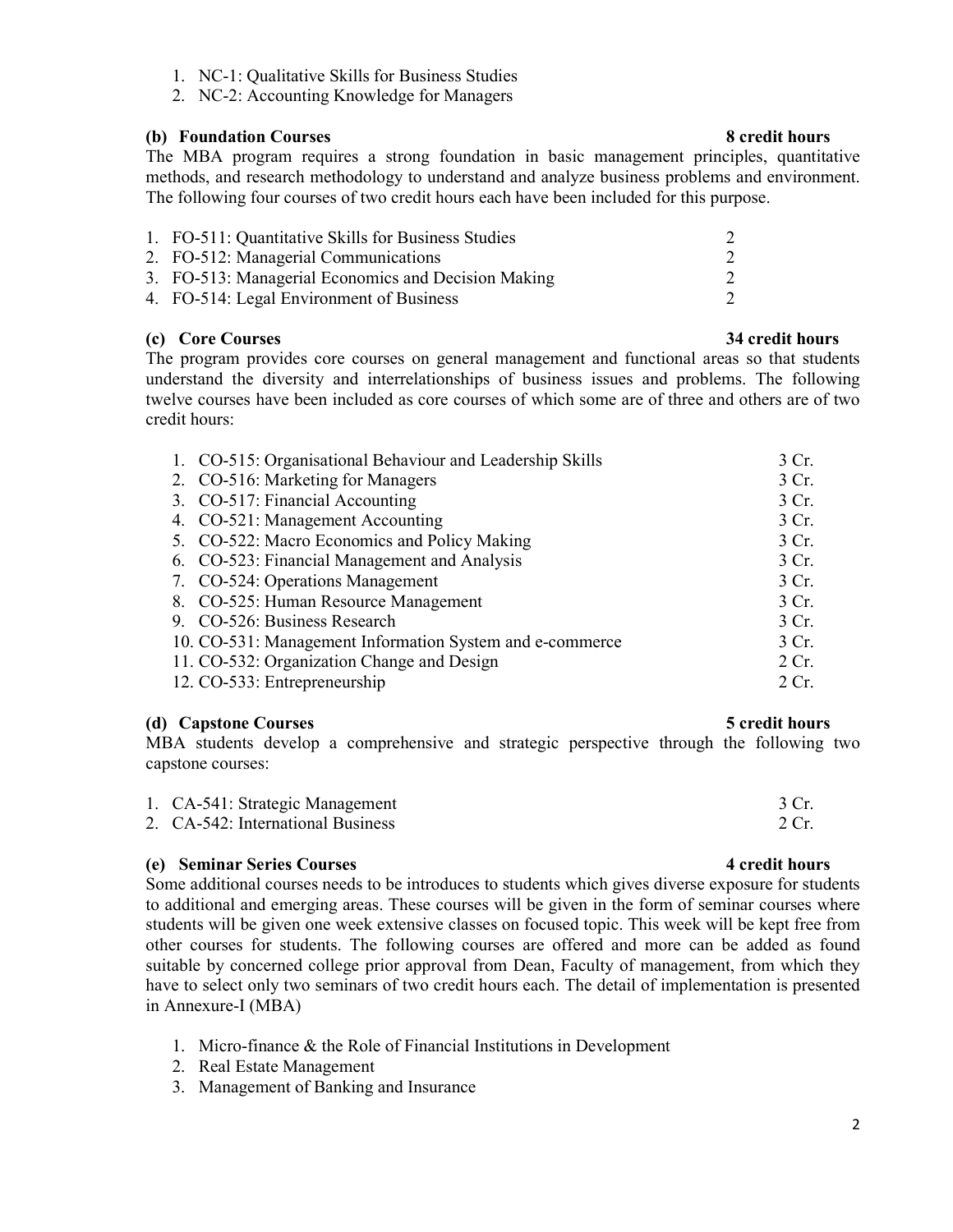1. NC-1: Qualitative Skills for Business Studies
2. NC-2: Accounting Knowledge for Managers

**(b) Foundation Courses** **8 credit hours**

The MBA program requires a strong foundation in basic management principles, quantitative methods, and research methodology to understand and analyze business problems and environment. The following four courses of two credit hours each have been included for this purpose.

| | |
|---|---|
| 1. FO-511: Quantitative Skills for Business Studies | 2 |
| 2. FO-512: Managerial Communications | 2 |
| 3. FO-513: Managerial Economics and Decision Making | 2 |
| 4. FO-514: Legal Environment of Business | 2 |

**(c) Core Courses** **34 credit hours**

The program provides core courses on general management and functional areas so that students understand the diversity and interrelationships of business issues and problems. The following twelve courses have been included as core courses of which some are of three and others are of two credit hours:

| | |
|---|---|
| 1. CO-515: Organisational Behaviour and Leadership Skills | 3 Cr. |
| 2. CO-516: Marketing for Managers | 3 Cr. |
| 3. CO-517: Financial Accounting | 3 Cr. |
| 4. CO-521: Management Accounting | 3 Cr. |
| 5. CO-522: Macro Economics and Policy Making | 3 Cr. |
| 6. CO-523: Financial Management and Analysis | 3 Cr. |
| 7. CO-524: Operations Management | 3 Cr. |
| 8. CO-525: Human Resource Management | 3 Cr. |
| 9. CO-526: Business Research | 3 Cr. |
| 10. CO-531: Management Information System and e-commerce | 3 Cr. |
| 11. CO-532: Organization Change and Design | 2 Cr. |
| 12. CO-533: Entrepreneurship | 2 Cr. |

**(d) Capstone Courses** **5 credit hours**

MBA students develop a comprehensive and strategic perspective through the following two capstone courses:

| | |
|---|---|
| 1. CA-541: Strategic Management | 3 Cr. |
| 2. CA-542: International Business | 2 Cr. |

**(e) Seminar Series Courses** **4 credit hours**

Some additional courses needs to be introduces to students which gives diverse exposure for students to additional and emerging areas. These courses will be given in the form of seminar courses where students will be given one week extensive classes on focused topic. This week will be kept free from other courses for students. The following courses are offered and more can be added as found suitable by concerned college prior approval from Dean, Faculty of management, from which they have to select only two seminars of two credit hours each. The detail of implementation is presented in Annexure-I (MBA)

1. Micro-finance & the Role of Financial Institutions in Development
2. Real Estate Management
3. Management of Banking and Insurance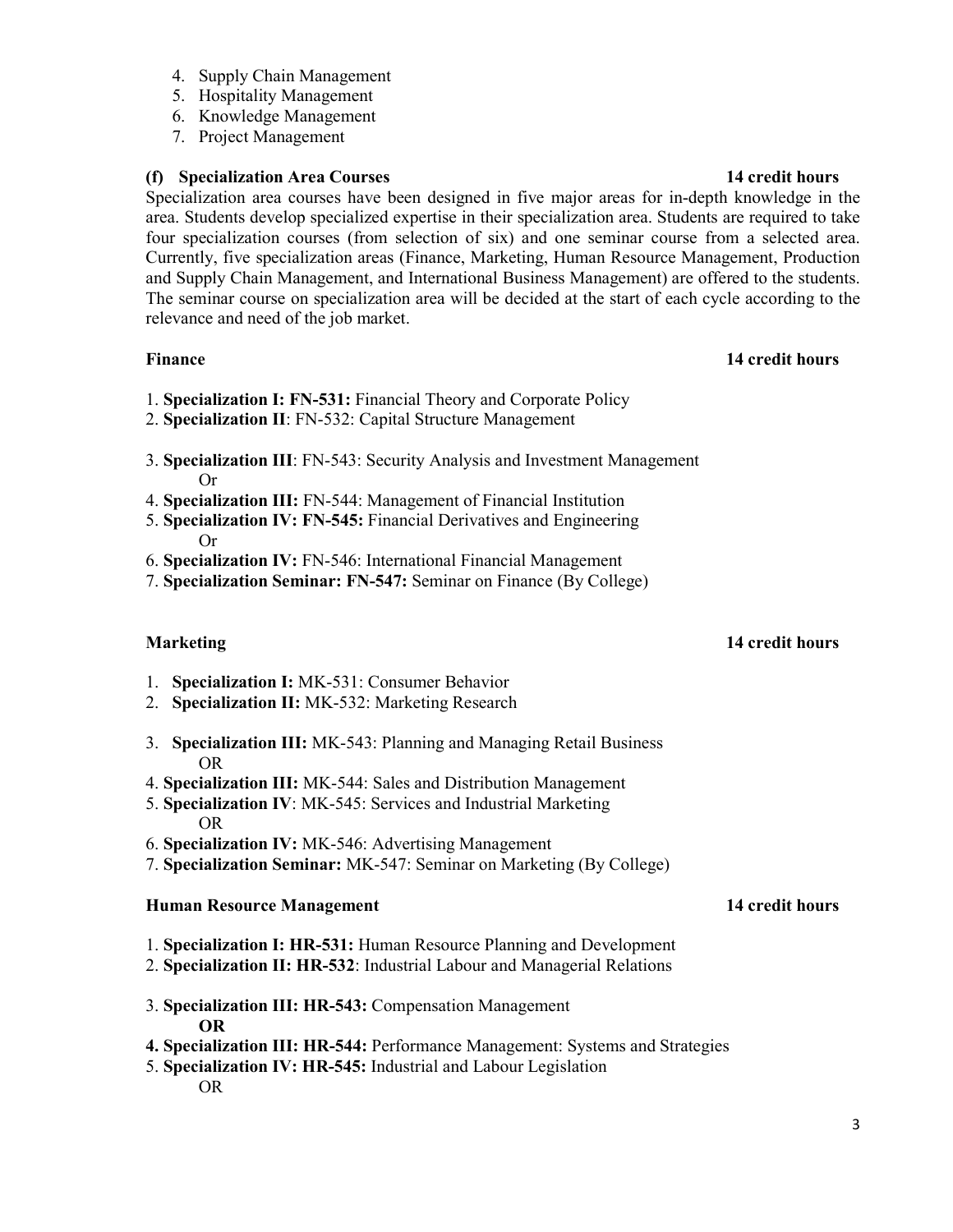4. Supply Chain Management
5. Hospitality Management
6. Knowledge Management
7. Project Management

**(f) Specialization Area Courses** **14 credit hours**

Specialization area courses have been designed in five major areas for in-depth knowledge in the area. Students develop specialized expertise in their specialization area. Students are required to take four specialization courses (from selection of six) and one seminar course from a selected area. Currently, five specialization areas (Finance, Marketing, Human Resource Management, Production and Supply Chain Management, and International Business Management) are offered to the students. The seminar course on specialization area will be decided at the start of each cycle according to the relevance and need of the job market.

**Finance** **14 credit hours**

1. **Specialization I: FN-531:** Financial Theory and Corporate Policy
2. **Specialization II**: FN-532: Capital Structure Management

3. **Specialization III**: FN-543: Security Analysis and Investment Management
   Or
4. **Specialization III:** FN-544: Management of Financial Institution
5. **Specialization IV: FN-545:** Financial Derivatives and Engineering
   Or
6. **Specialization IV:** FN-546: International Financial Management
7. **Specialization Seminar: FN-547:** Seminar on Finance (By College)

**Marketing** **14 credit hours**

1. **Specialization I:** MK-531: Consumer Behavior
2. **Specialization II:** MK-532: Marketing Research

3. **Specialization III:** MK-543: Planning and Managing Retail Business
   OR
4. **Specialization III:** MK-544: Sales and Distribution Management
5. **Specialization IV**: MK-545: Services and Industrial Marketing
   OR
6. **Specialization IV:** MK-546: Advertising Management
7. **Specialization Seminar:** MK-547: Seminar on Marketing (By College)

**Human Resource Management** **14 credit hours**

1. **Specialization I: HR-531:** Human Resource Planning and Development
2. **Specialization II: HR-532**: Industrial Labour and Managerial Relations

3. **Specialization III: HR-543:** Compensation Management
   **OR**
4. **Specialization III: HR-544:** Performance Management: Systems and Strategies
5. **Specialization IV: HR-545:** Industrial and Labour Legislation
   OR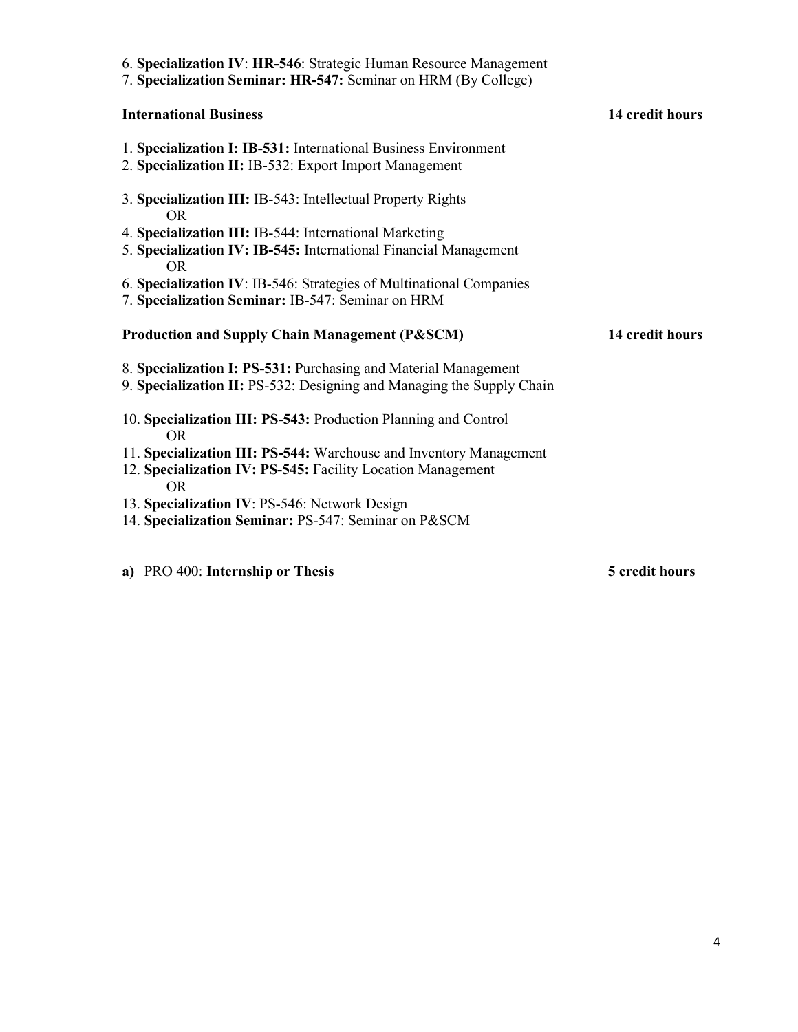6. **Specialization IV**: **HR-546**: Strategic Human Resource Management
7. **Specialization Seminar: HR-547:** Seminar on HRM (By College)

**International Business** **14 credit hours**

1. **Specialization I: IB-531:** International Business Environment
2. **Specialization II:** IB-532: Export Import Management

3. **Specialization III:** IB-543: Intellectual Property Rights
   OR
4. **Specialization III:** IB-544: International Marketing
5. **Specialization IV: IB-545:** International Financial Management
   OR
6. **Specialization IV**: IB-546: Strategies of Multinational Companies
7. **Specialization Seminar:** IB-547: Seminar on HRM

**Production and Supply Chain Management (P&SCM)** **14 credit hours**

8. **Specialization I: PS-531:** Purchasing and Material Management
9. **Specialization II:** PS-532: Designing and Managing the Supply Chain

10. **Specialization III: PS-543:** Production Planning and Control
    OR
11. **Specialization III: PS-544:** Warehouse and Inventory Management
12. **Specialization IV: PS-545:** Facility Location Management
    OR
13. **Specialization IV**: PS-546: Network Design
14. **Specialization Seminar:** PS-547: Seminar on P&SCM

**a)** PRO 400: **Internship or Thesis** **5 credit hours**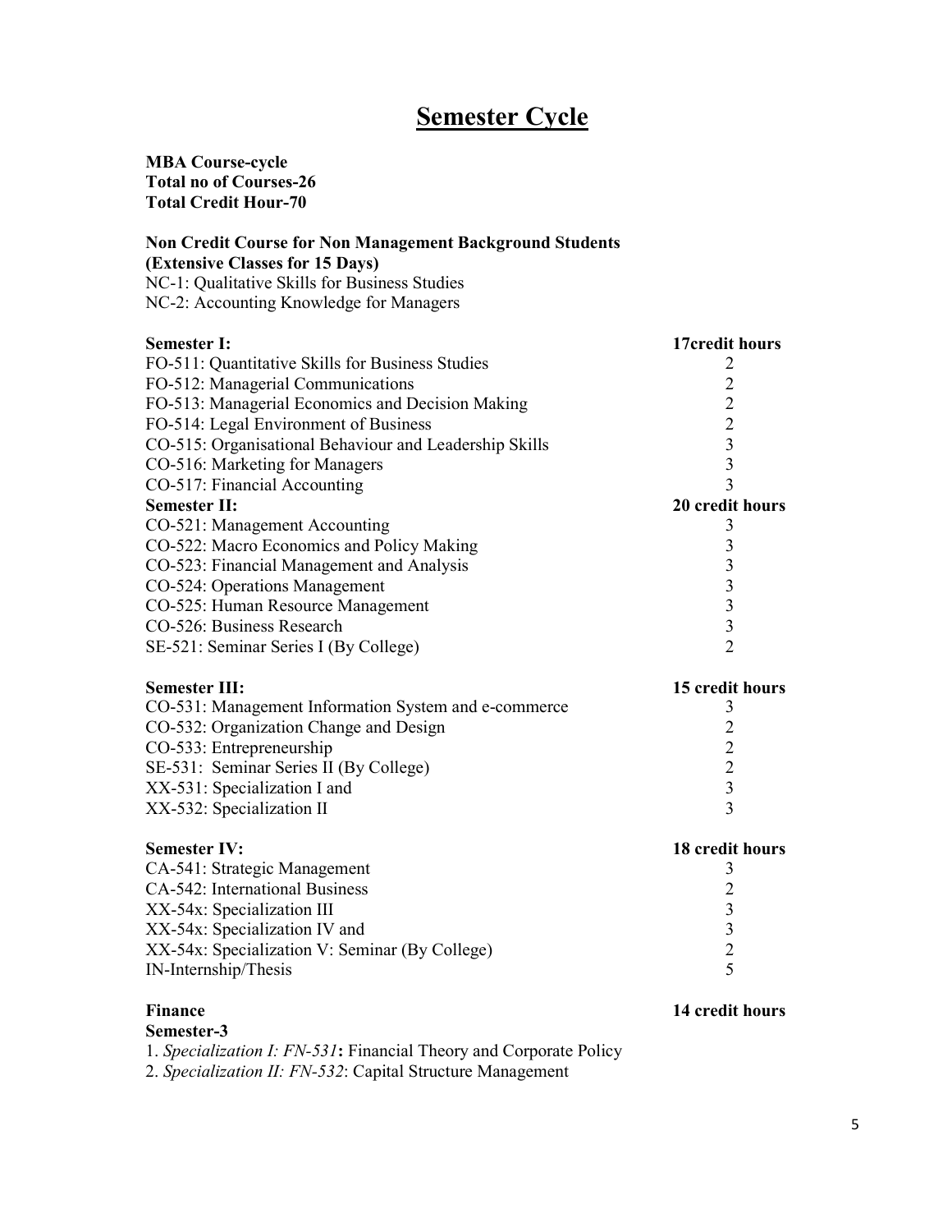# Semester Cycle

**MBA Course-cycle**
**Total no of Courses-26**
**Total Credit Hour-70**

**Non Credit Course for Non Management Background Students**
**(Extensive Classes for 15 Days)**
NC-1: Qualitative Skills for Business Studies
NC-2: Accounting Knowledge for Managers

| **Semester I:** | **17credit hours** |
|---|---|
| FO-511: Quantitative Skills for Business Studies | 2 |
| FO-512: Managerial Communications | 2 |
| FO-513: Managerial Economics and Decision Making | 2 |
| FO-514: Legal Environment of Business | 2 |
| CO-515: Organisational Behaviour and Leadership Skills | 3 |
| CO-516: Marketing for Managers | 3 |
| CO-517: Financial Accounting | 3 |
| **Semester II:** | **20 credit hours** |
| CO-521: Management Accounting | 3 |
| CO-522: Macro Economics and Policy Making | 3 |
| CO-523: Financial Management and Analysis | 3 |
| CO-524: Operations Management | 3 |
| CO-525: Human Resource Management | 3 |
| CO-526: Business Research | 3 |
| SE-521: Seminar Series I (By College) | 2 |

| **Semester III:** | **15 credit hours** |
|---|---|
| CO-531: Management Information System and e-commerce | 3 |
| CO-532: Organization Change and Design | 2 |
| CO-533: Entrepreneurship | 2 |
| SE-531: Seminar Series II (By College) | 2 |
| XX-531: Specialization I and | 3 |
| XX-532: Specialization II | 3 |

| **Semester IV:** | **18 credit hours** |
|---|---|
| CA-541: Strategic Management | 3 |
| CA-542: International Business | 2 |
| XX-54x: Specialization III | 3 |
| XX-54x: Specialization IV and | 3 |
| XX-54x: Specialization V: Seminar (By College) | 2 |
| IN-Internship/Thesis | 5 |

**Finance** **14 credit hours**

**Semester-3**

1. *Specialization I: FN-531***:** Financial Theory and Corporate Policy
2. *Specialization II: FN-532*: Capital Structure Management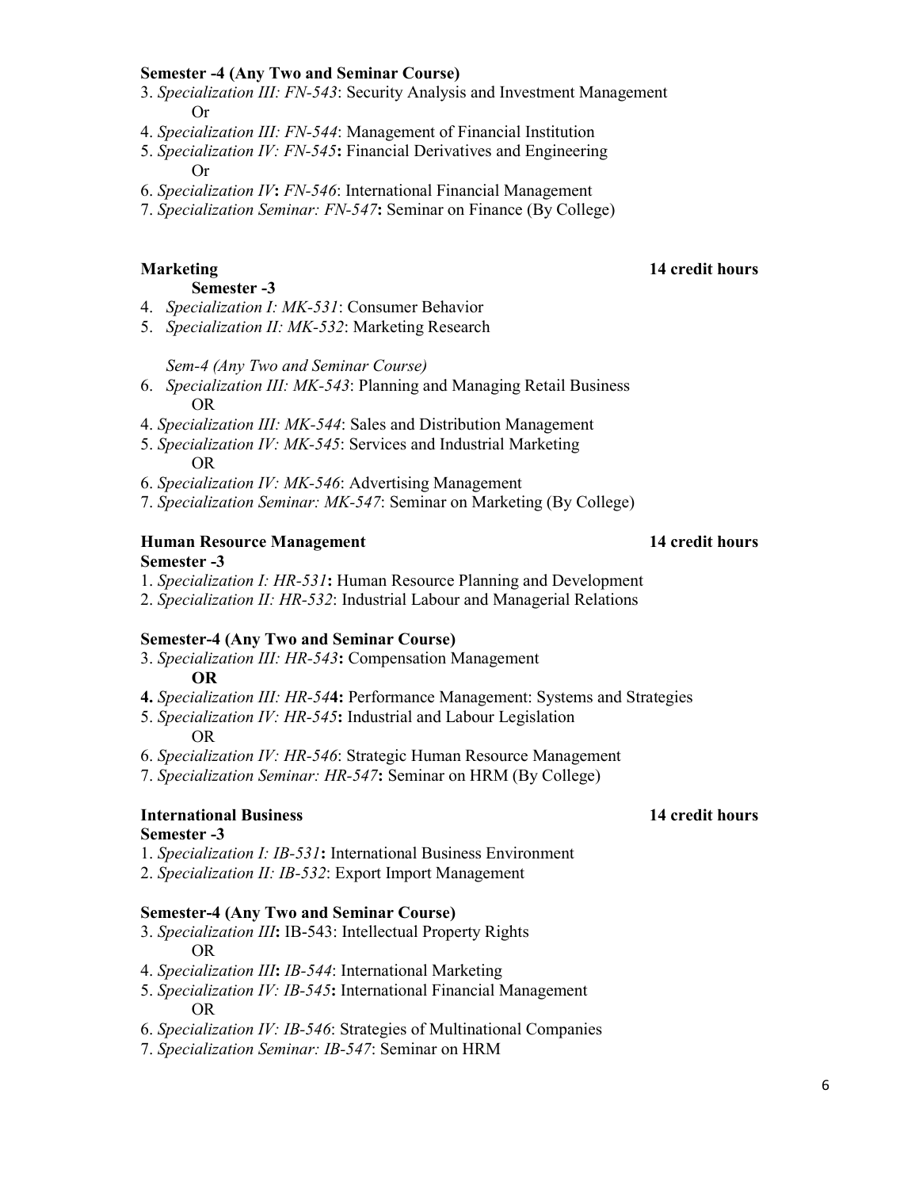**Semester -4 (Any Two and Seminar Course)**

3. *Specialization III: FN-543*: Security Analysis and Investment Management
   Or
4. *Specialization III: FN-544*: Management of Financial Institution
5. *Specialization IV: FN-545***:** Financial Derivatives and Engineering
   Or
6. *Specialization IV***:** *FN-546*: International Financial Management
7. *Specialization Seminar: FN-547***:** Seminar on Finance (By College)

**Marketing** **14 credit hours**

**Semester -3**

4. *Specialization I: MK-531*: Consumer Behavior
5. *Specialization II: MK-532*: Marketing Research

*Sem-4 (Any Two and Seminar Course)*

6. *Specialization III: MK-543*: Planning and Managing Retail Business
   OR
4. *Specialization III: MK-544*: Sales and Distribution Management
5. *Specialization IV: MK-545*: Services and Industrial Marketing
   OR
6. *Specialization IV: MK-546*: Advertising Management
7. *Specialization Seminar: MK-547*: Seminar on Marketing (By College)

**Human Resource Management** **14 credit hours**

**Semester -3**

1. *Specialization I: HR-531***:** Human Resource Planning and Development
2. *Specialization II: HR-532*: Industrial Labour and Managerial Relations

**Semester-4 (Any Two and Seminar Course)**

3. *Specialization III: HR-543***:** Compensation Management
   **OR**
4. *Specialization III: HR-54***4:** Performance Management: Systems and Strategies
5. *Specialization IV: HR-545***:** Industrial and Labour Legislation
   OR
6. *Specialization IV: HR-546*: Strategic Human Resource Management
7. *Specialization Seminar: HR-547***:** Seminar on HRM (By College)

**International Business** **14 credit hours**

**Semester -3**

1. *Specialization I: IB-531***:** International Business Environment
2. *Specialization II: IB-532*: Export Import Management

**Semester-4 (Any Two and Seminar Course)**

3. *Specialization III***:** IB-543: Intellectual Property Rights
   OR
4. *Specialization III***:** *IB-544*: International Marketing
5. *Specialization IV: IB-545***:** International Financial Management
   OR
6. *Specialization IV: IB-546*: Strategies of Multinational Companies
7. *Specialization Seminar: IB-547*: Seminar on HRM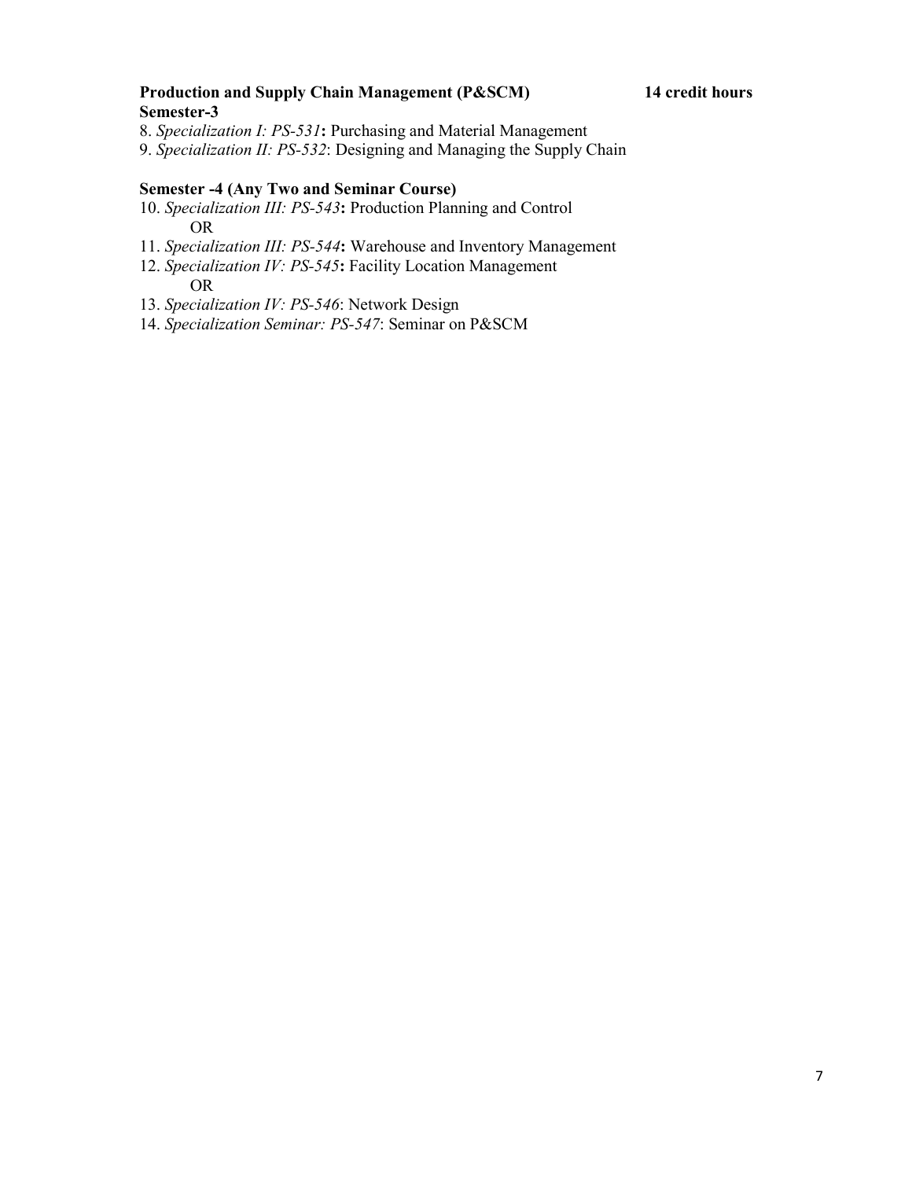**Production and Supply Chain Management (P&SCM)** **14 credit hours**

**Semester-3**

8. *Specialization I: PS-531***:** Purchasing and Material Management
9. *Specialization II: PS-532*: Designing and Managing the Supply Chain

**Semester -4 (Any Two and Seminar Course)**

10. *Specialization III: PS-543***:** Production Planning and Control
    OR
11. *Specialization III: PS-544***:** Warehouse and Inventory Management
12. *Specialization IV: PS-545***:** Facility Location Management
    OR
13. *Specialization IV: PS-546*: Network Design
14. *Specialization Seminar: PS-547*: Seminar on P&SCM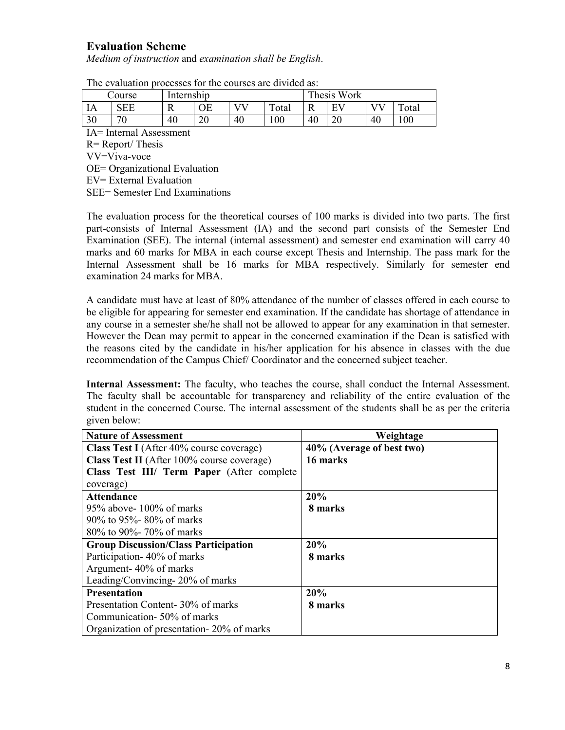## Evaluation Scheme

*Medium of instruction* and *examination shall be English*.

The evaluation processes for the courses are divided as:

| Course | | Internship | | | | Thesis Work | | | |
|---|---|---|---|---|---|---|---|---|---|
| IA | SEE | R | OE | VV | Total | R | EV | VV | Total |
| 30 | 70 | 40 | 20 | 40 | 100 | 40 | 20 | 40 | 100 |

IA= Internal Assessment
R= Report/ Thesis
VV=Viva-voce
OE= Organizational Evaluation
EV= External Evaluation
SEE= Semester End Examinations

The evaluation process for the theoretical courses of 100 marks is divided into two parts. The first part-consists of Internal Assessment (IA) and the second part consists of the Semester End Examination (SEE). The internal (internal assessment) and semester end examination will carry 40 marks and 60 marks for MBA in each course except Thesis and Internship. The pass mark for the Internal Assessment shall be 16 marks for MBA respectively. Similarly for semester end examination 24 marks for MBA.

A candidate must have at least of 80% attendance of the number of classes offered in each course to be eligible for appearing for semester end examination. If the candidate has shortage of attendance in any course in a semester she/he shall not be allowed to appear for any examination in that semester. However the Dean may permit to appear in the concerned examination if the Dean is satisfied with the reasons cited by the candidate in his/her application for his absence in classes with the due recommendation of the Campus Chief/ Coordinator and the concerned subject teacher.

**Internal Assessment:** The faculty, who teaches the course, shall conduct the Internal Assessment. The faculty shall be accountable for transparency and reliability of the entire evaluation of the student in the concerned Course. The internal assessment of the students shall be as per the criteria given below:

| Nature of Assessment | Weightage |
|---|---|
| **Class Test I** (After 40% course coverage)<br>**Class Test II** (After 100% course coverage)<br>**Class Test III/ Term Paper** (After complete coverage) | **40% (Average of best two)**<br>**16 marks** |
| **Attendance**<br>95% above- 100% of marks<br>90% to 95%- 80% of marks<br>80% to 90%- 70% of marks | **20%**<br>**8 marks** |
| **Group Discussion/Class Participation**<br>Participation- 40% of marks<br>Argument- 40% of marks<br>Leading/Convincing- 20% of marks | **20%**<br>**8 marks** |
| **Presentation**<br>Presentation Content- 30% of marks<br>Communication- 50% of marks<br>Organization of presentation- 20% of marks | **20%**<br>**8 marks** |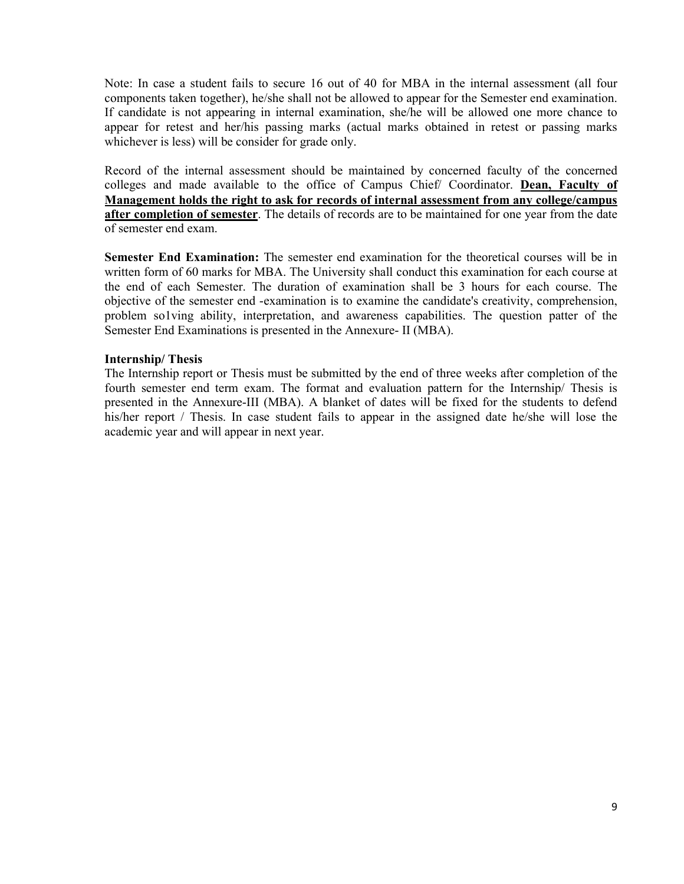Note: In case a student fails to secure 16 out of 40 for MBA in the internal assessment (all four components taken together), he/she shall not be allowed to appear for the Semester end examination. If candidate is not appearing in internal examination, she/he will be allowed one more chance to appear for retest and her/his passing marks (actual marks obtained in retest or passing marks whichever is less) will be consider for grade only.

Record of the internal assessment should be maintained by concerned faculty of the concerned colleges and made available to the office of Campus Chief/ Coordinator. **Dean, Faculty of Management holds the right to ask for records of internal assessment from any college/campus after completion of semester**. The details of records are to be maintained for one year from the date of semester end exam.

**Semester End Examination:** The semester end examination for the theoretical courses will be in written form of 60 marks for MBA. The University shall conduct this examination for each course at the end of each Semester. The duration of examination shall be 3 hours for each course. The objective of the semester end -examination is to examine the candidate's creativity, comprehension, problem so1ving ability, interpretation, and awareness capabilities. The question patter of the Semester End Examinations is presented in the Annexure- II (MBA).

**Internship/ Thesis**

The Internship report or Thesis must be submitted by the end of three weeks after completion of the fourth semester end term exam. The format and evaluation pattern for the Internship/ Thesis is presented in the Annexure-III (MBA). A blanket of dates will be fixed for the students to defend his/her report / Thesis. In case student fails to appear in the assigned date he/she will lose the academic year and will appear in next year.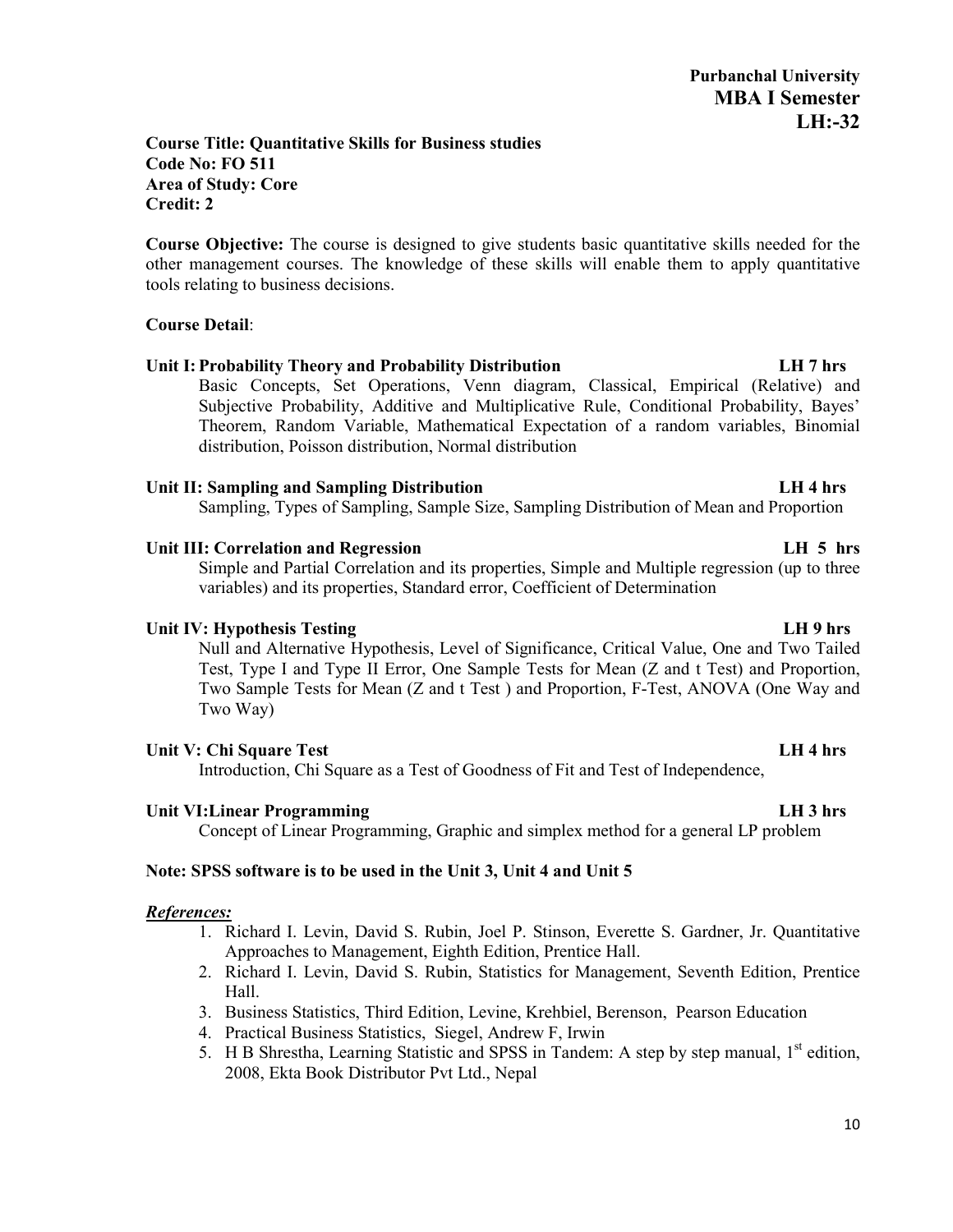**Purbanchal University**

**MBA I Semester**

**LH:-32**

**Course Title: Quantitative Skills for Business studies**
**Code No: FO 511**
**Area of Study: Core**
**Credit: 2**

**Course Objective:** The course is designed to give students basic quantitative skills needed for the other management courses. The knowledge of these skills will enable them to apply quantitative tools relating to business decisions.

**Course Detail**:

**Unit I: Probability Theory and Probability Distribution** **LH 7 hrs**

Basic Concepts, Set Operations, Venn diagram, Classical, Empirical (Relative) and Subjective Probability, Additive and Multiplicative Rule, Conditional Probability, Bayes' Theorem, Random Variable, Mathematical Expectation of a random variables, Binomial distribution, Poisson distribution, Normal distribution

**Unit II: Sampling and Sampling Distribution** **LH 4 hrs**

Sampling, Types of Sampling, Sample Size, Sampling Distribution of Mean and Proportion

**Unit III: Correlation and Regression** **LH 5 hrs**

Simple and Partial Correlation and its properties, Simple and Multiple regression (up to three variables) and its properties, Standard error, Coefficient of Determination

**Unit IV: Hypothesis Testing** **LH 9 hrs**

Null and Alternative Hypothesis, Level of Significance, Critical Value, One and Two Tailed Test, Type I and Type II Error, One Sample Tests for Mean (Z and t Test) and Proportion, Two Sample Tests for Mean (Z and t Test ) and Proportion, F-Test, ANOVA (One Way and Two Way)

**Unit V: Chi Square Test** **LH 4 hrs**

Introduction, Chi Square as a Test of Goodness of Fit and Test of Independence,

**Unit VI:Linear Programming** **LH 3 hrs**

Concept of Linear Programming, Graphic and simplex method for a general LP problem

**Note: SPSS software is to be used in the Unit 3, Unit 4 and Unit 5**

***References:***

1. Richard I. Levin, David S. Rubin, Joel P. Stinson, Everette S. Gardner, Jr. Quantitative Approaches to Management, Eighth Edition, Prentice Hall.
2. Richard I. Levin, David S. Rubin, Statistics for Management, Seventh Edition, Prentice Hall.
3. Business Statistics, Third Edition, Levine, Krehbiel, Berenson, Pearson Education
4. Practical Business Statistics, Siegel, Andrew F, Irwin
5. H B Shrestha, Learning Statistic and SPSS in Tandem: A step by step manual, 1st edition, 2008, Ekta Book Distributor Pvt Ltd., Nepal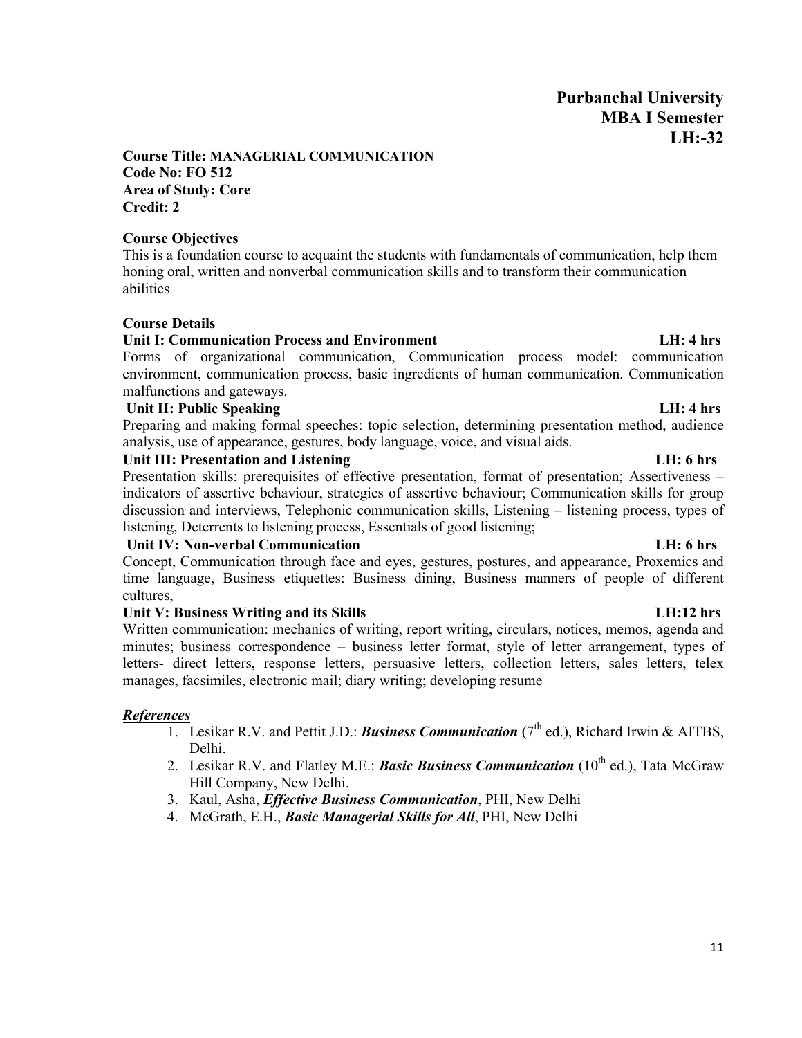**Purbanchal University**
**MBA I Semester**
**LH:-32**

**Course Title: MANAGERIAL COMMUNICATION**
**Code No: FO 512**
**Area of Study: Core**
**Credit: 2**

**Course Objectives**

This is a foundation course to acquaint the students with fundamentals of communication, help them honing oral, written and nonverbal communication skills and to transform their communication abilities

**Course Details**

**Unit I: Communication Process and Environment** **LH: 4 hrs**

Forms of organizational communication, Communication process model: communication environment, communication process, basic ingredients of human communication. Communication malfunctions and gateways.

**Unit II: Public Speaking** **LH: 4 hrs**

Preparing and making formal speeches: topic selection, determining presentation method, audience analysis, use of appearance, gestures, body language, voice, and visual aids.

**Unit III: Presentation and Listening** **LH: 6 hrs**

Presentation skills: prerequisites of effective presentation, format of presentation; Assertiveness – indicators of assertive behaviour, strategies of assertive behaviour; Communication skills for group discussion and interviews, Telephonic communication skills, Listening – listening process, types of listening, Deterrents to listening process, Essentials of good listening;

**Unit IV: Non-verbal Communication** **LH: 6 hrs**

Concept, Communication through face and eyes, gestures, postures, and appearance, Proxemics and time language, Business etiquettes: Business dining, Business manners of people of different cultures,

**Unit V: Business Writing and its Skills** **LH:12 hrs**

Written communication: mechanics of writing, report writing, circulars, notices, memos, agenda and minutes; business correspondence – business letter format, style of letter arrangement, types of letters- direct letters, response letters, persuasive letters, collection letters, sales letters, telex manages, facsimiles, electronic mail; diary writing; developing resume

***References***

1. Lesikar R.V. and Pettit J.D.: ***Business Communication*** (7th ed.), Richard Irwin & AITBS, Delhi.
2. Lesikar R.V. and Flatley M.E.: ***Basic Business Communication*** (10th ed.), Tata McGraw Hill Company, New Delhi.
3. Kaul, Asha, ***Effective Business Communication***, PHI, New Delhi
4. McGrath, E.H., ***Basic Managerial Skills for All***, PHI, New Delhi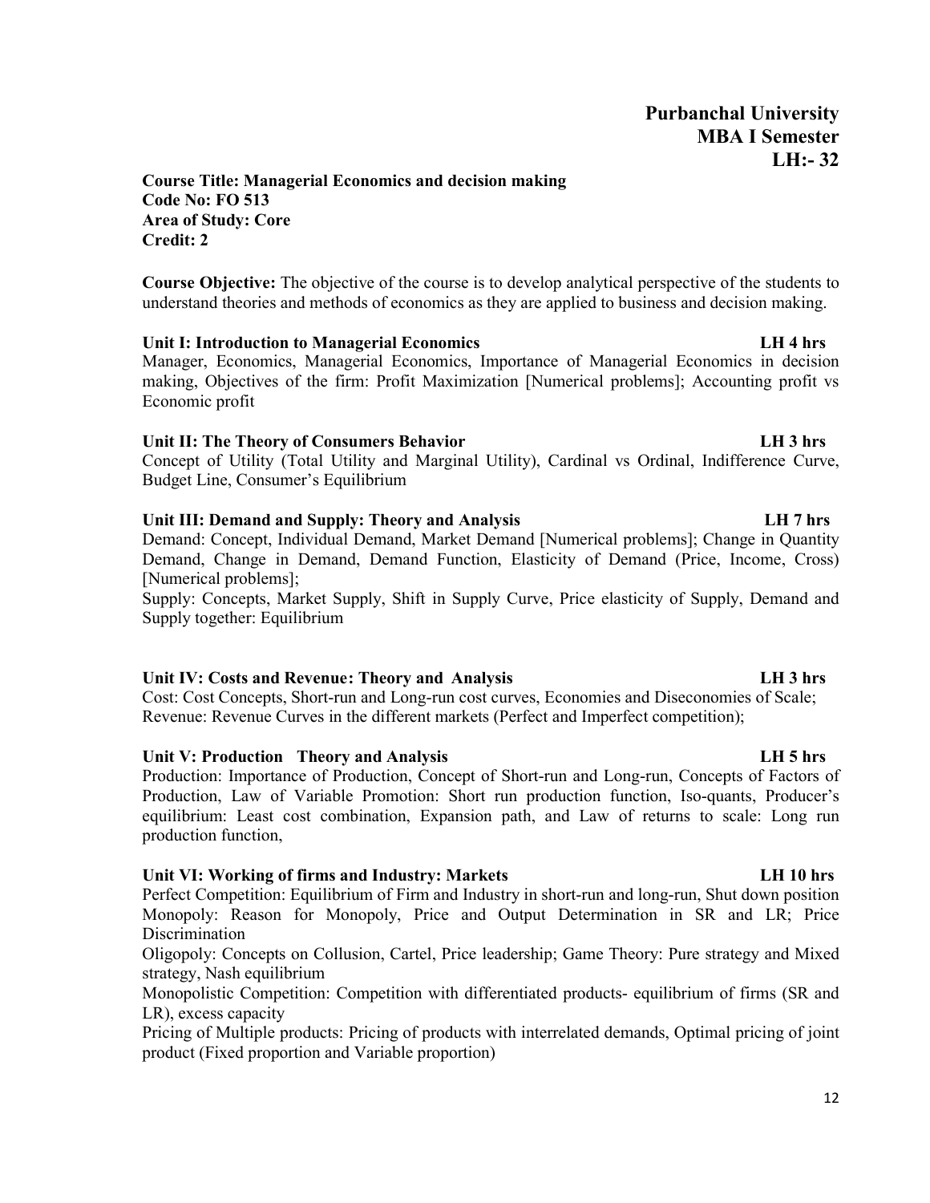**Purbanchal University**
**MBA I Semester**
**LH:- 32**

**Course Title: Managerial Economics and decision making**
**Code No: FO 513**
**Area of Study: Core**
**Credit: 2**

**Course Objective:** The objective of the course is to develop analytical perspective of the students to understand theories and methods of economics as they are applied to business and decision making.

**Unit I: Introduction to Managerial Economics LH 4 hrs**

Manager, Economics, Managerial Economics, Importance of Managerial Economics in decision making, Objectives of the firm: Profit Maximization [Numerical problems]; Accounting profit vs Economic profit

**Unit II: The Theory of Consumers Behavior LH 3 hrs**

Concept of Utility (Total Utility and Marginal Utility), Cardinal vs Ordinal, Indifference Curve, Budget Line, Consumer's Equilibrium

**Unit III: Demand and Supply: Theory and Analysis LH 7 hrs**

Demand: Concept, Individual Demand, Market Demand [Numerical problems]; Change in Quantity Demand, Change in Demand, Demand Function, Elasticity of Demand (Price, Income, Cross) [Numerical problems];

Supply: Concepts, Market Supply, Shift in Supply Curve, Price elasticity of Supply, Demand and Supply together: Equilibrium

**Unit IV: Costs and Revenue: Theory and Analysis LH 3 hrs**

Cost: Cost Concepts, Short-run and Long-run cost curves, Economies and Diseconomies of Scale;
Revenue: Revenue Curves in the different markets (Perfect and Imperfect competition);

**Unit V: Production Theory and Analysis LH 5 hrs**

Production: Importance of Production, Concept of Short-run and Long-run, Concepts of Factors of Production, Law of Variable Promotion: Short run production function, Iso-quants, Producer's equilibrium: Least cost combination, Expansion path, and Law of returns to scale: Long run production function,

**Unit VI: Working of firms and Industry: Markets LH 10 hrs**

Perfect Competition: Equilibrium of Firm and Industry in short-run and long-run, Shut down position

Monopoly: Reason for Monopoly, Price and Output Determination in SR and LR; Price Discrimination

Oligopoly: Concepts on Collusion, Cartel, Price leadership; Game Theory: Pure strategy and Mixed strategy, Nash equilibrium

Monopolistic Competition: Competition with differentiated products- equilibrium of firms (SR and LR), excess capacity

Pricing of Multiple products: Pricing of products with interrelated demands, Optimal pricing of joint product (Fixed proportion and Variable proportion)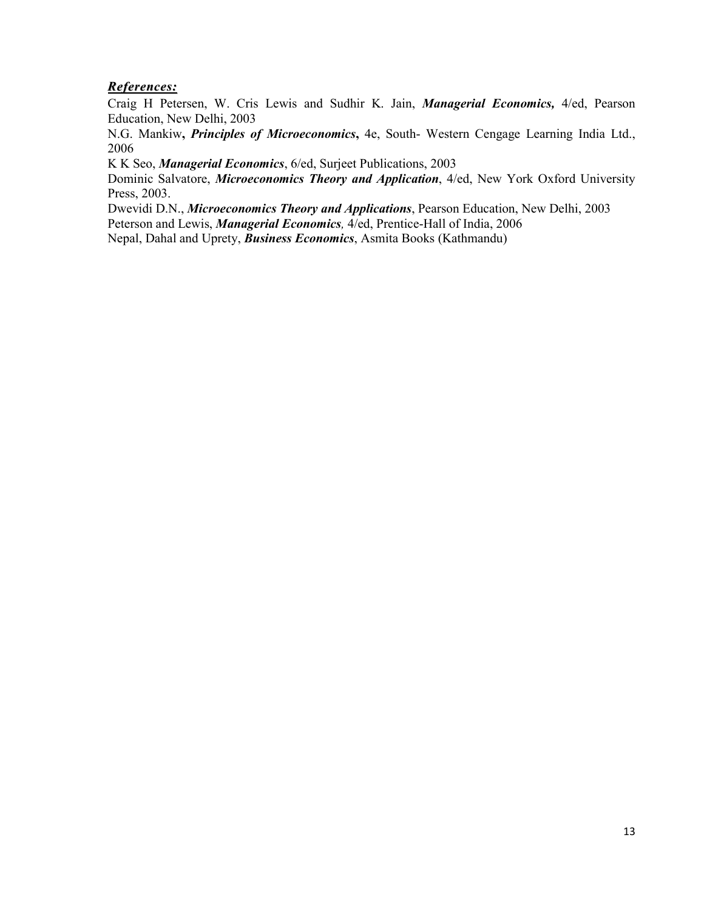***References:***

Craig H Petersen, W. Cris Lewis and Sudhir K. Jain, ***Managerial Economics,*** 4/ed, Pearson Education, New Delhi, 2003

N.G. Mankiw**,** ***Principles of Microeconomics*****,** 4e, South- Western Cengage Learning India Ltd., 2006

K K Seo, ***Managerial Economics***, 6/ed, Surjeet Publications, 2003

Dominic Salvatore, ***Microeconomics Theory and Application***, 4/ed, New York Oxford University Press, 2003.

Dwevidi D.N., ***Microeconomics Theory and Applications***, Pearson Education, New Delhi, 2003

Peterson and Lewis, ***Managerial Economics,*** 4/ed, Prentice-Hall of India, 2006

Nepal, Dahal and Uprety, ***Business Economics***, Asmita Books (Kathmandu)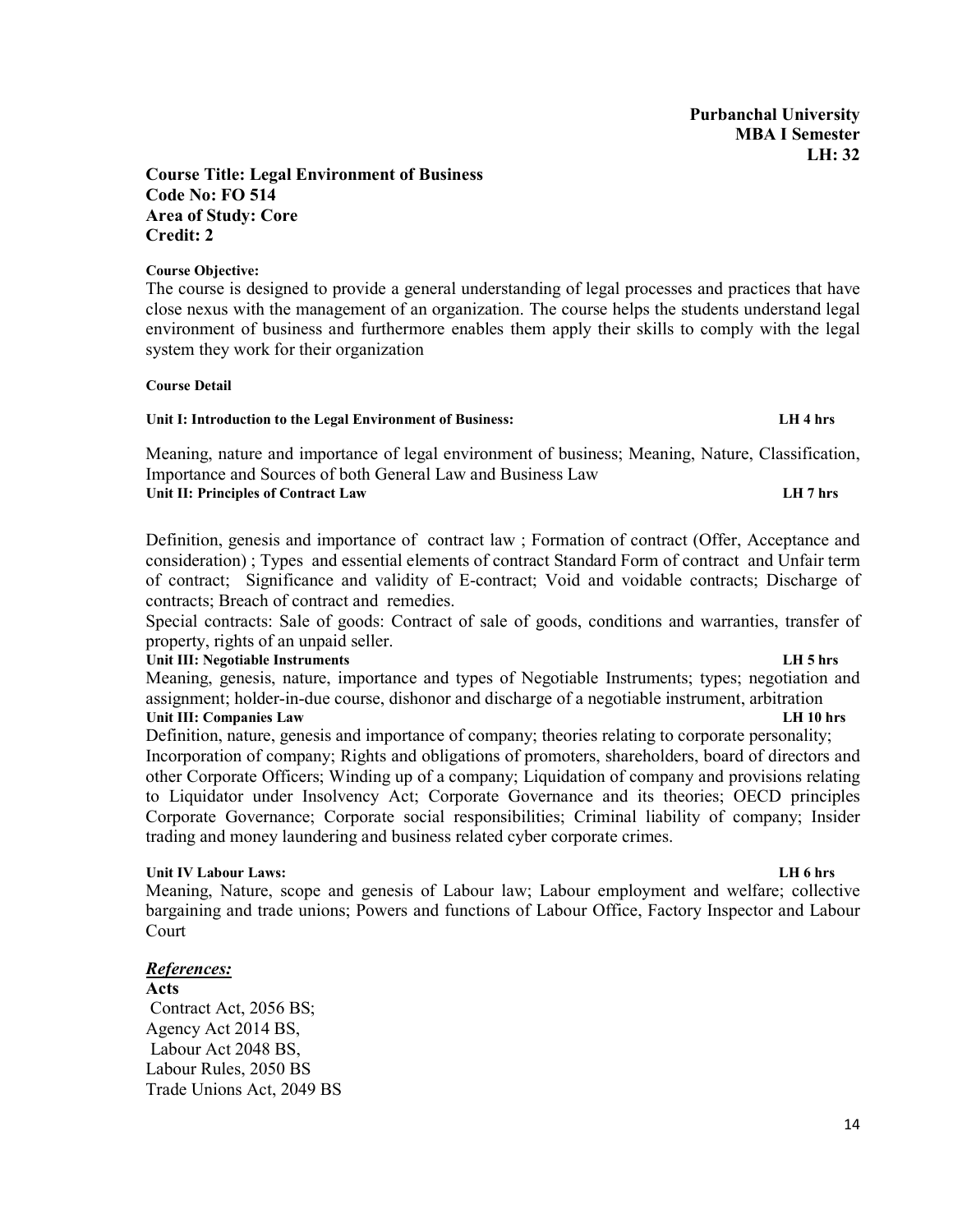**Purbanchal University**
**MBA I Semester**
**LH: 32**

**Course Title: Legal Environment of Business**
**Code No: FO 514**
**Area of Study: Core**
**Credit: 2**

**Course Objective:**

The course is designed to provide a general understanding of legal processes and practices that have close nexus with the management of an organization. The course helps the students understand legal environment of business and furthermore enables them apply their skills to comply with the legal system they work for their organization

**Course Detail**

**Unit I: Introduction to the Legal Environment of Business: LH 4 hrs**

Meaning, nature and importance of legal environment of business; Meaning, Nature, Classification, Importance and Sources of both General Law and Business Law

**Unit II: Principles of Contract Law LH 7 hrs**

Definition, genesis and importance of contract law ; Formation of contract (Offer, Acceptance and consideration) ; Types and essential elements of contract Standard Form of contract and Unfair term of contract; Significance and validity of E-contract; Void and voidable contracts; Discharge of contracts; Breach of contract and remedies.

Special contracts: Sale of goods: Contract of sale of goods, conditions and warranties, transfer of property, rights of an unpaid seller.

**Unit III: Negotiable Instruments LH 5 hrs**

Meaning, genesis, nature, importance and types of Negotiable Instruments; types; negotiation and assignment; holder-in-due course, dishonor and discharge of a negotiable instrument, arbitration

**Unit III: Companies Law LH 10 hrs**

Definition, nature, genesis and importance of company; theories relating to corporate personality; Incorporation of company; Rights and obligations of promoters, shareholders, board of directors and other Corporate Officers; Winding up of a company; Liquidation of company and provisions relating to Liquidator under Insolvency Act; Corporate Governance and its theories; OECD principles Corporate Governance; Corporate social responsibilities; Criminal liability of company; Insider trading and money laundering and business related cyber corporate crimes.

**Unit IV Labour Laws: LH 6 hrs**

Meaning, Nature, scope and genesis of Labour law; Labour employment and welfare; collective bargaining and trade unions; Powers and functions of Labour Office, Factory Inspector and Labour Court

***References:***

**Acts**

Contract Act, 2056 BS;
Agency Act 2014 BS,
Labour Act 2048 BS,
Labour Rules, 2050 BS
Trade Unions Act, 2049 BS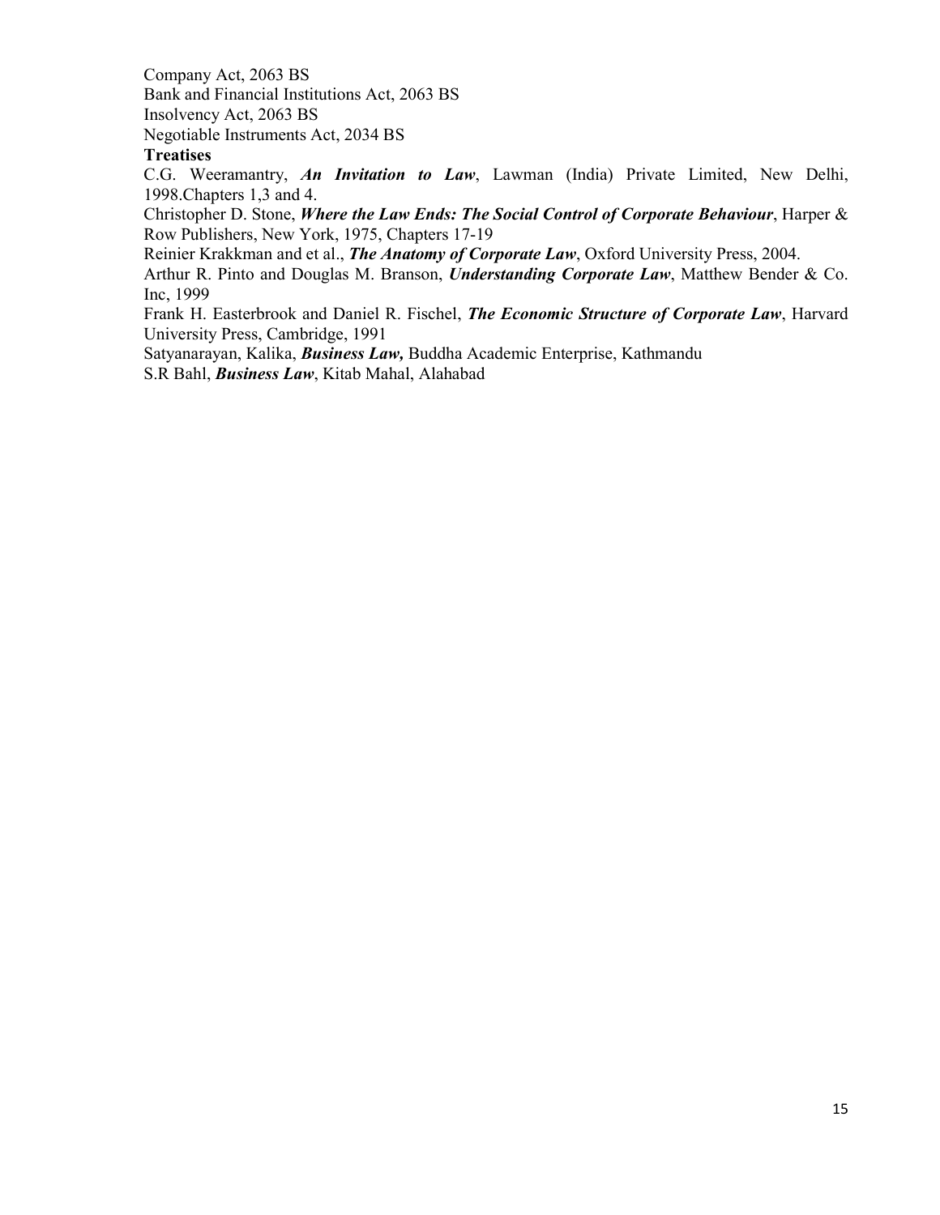Company Act, 2063 BS
Bank and Financial Institutions Act, 2063 BS
Insolvency Act, 2063 BS
Negotiable Instruments Act, 2034 BS

**Treatises**

C.G. Weeramantry, ***An Invitation to Law***, Lawman (India) Private Limited, New Delhi, 1998.Chapters 1,3 and 4.

Christopher D. Stone, ***Where the Law Ends: The Social Control of Corporate Behaviour***, Harper & Row Publishers, New York, 1975, Chapters 17-19

Reinier Krakkman and et al., ***The Anatomy of Corporate Law***, Oxford University Press, 2004.

Arthur R. Pinto and Douglas M. Branson, ***Understanding Corporate Law***, Matthew Bender & Co. Inc, 1999

Frank H. Easterbrook and Daniel R. Fischel, ***The Economic Structure of Corporate Law***, Harvard University Press, Cambridge, 1991

Satyanarayan, Kalika, ***Business Law,*** Buddha Academic Enterprise, Kathmandu

S.R Bahl, ***Business Law***, Kitab Mahal, Alahabad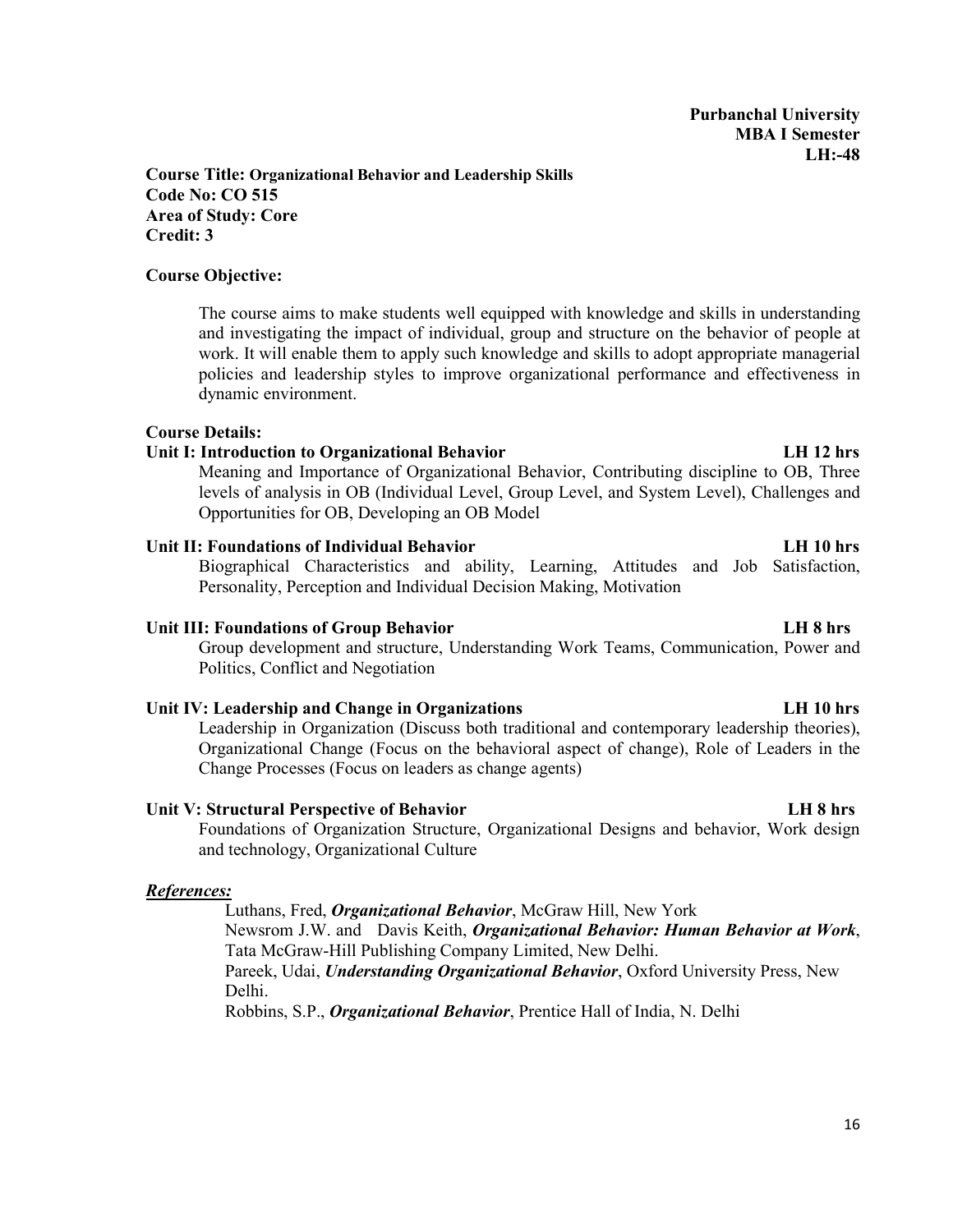**Purbanchal University**
**MBA I Semester**
**LH:-48**

**Course Title: Organizational Behavior and Leadership Skills**
**Code No: CO 515**
**Area of Study: Core**
**Credit: 3**

**Course Objective:**

The course aims to make students well equipped with knowledge and skills in understanding and investigating the impact of individual, group and structure on the behavior of people at work. It will enable them to apply such knowledge and skills to adopt appropriate managerial policies and leadership styles to improve organizational performance and effectiveness in dynamic environment.

**Course Details:**

**Unit I: Introduction to Organizational Behavior** **LH 12 hrs**

Meaning and Importance of Organizational Behavior, Contributing discipline to OB, Three levels of analysis in OB (Individual Level, Group Level, and System Level), Challenges and Opportunities for OB, Developing an OB Model

**Unit II: Foundations of Individual Behavior** **LH 10 hrs**

Biographical Characteristics and ability, Learning, Attitudes and Job Satisfaction, Personality, Perception and Individual Decision Making, Motivation

**Unit III: Foundations of Group Behavior** **LH 8 hrs**

Group development and structure, Understanding Work Teams, Communication, Power and Politics, Conflict and Negotiation

**Unit IV: Leadership and Change in Organizations** **LH 10 hrs**

Leadership in Organization (Discuss both traditional and contemporary leadership theories), Organizational Change (Focus on the behavioral aspect of change), Role of Leaders in the Change Processes (Focus on leaders as change agents)

**Unit V: Structural Perspective of Behavior** **LH 8 hrs**

Foundations of Organization Structure, Organizational Designs and behavior, Work design and technology, Organizational Culture

***References:***

Luthans, Fred, ***Organizational Behavior***, McGraw Hill, New York

Newsrom J.W. and Davis Keith, ***Organizational Behavior: Human Behavior at Work***, Tata McGraw-Hill Publishing Company Limited, New Delhi.

Pareek, Udai, ***Understanding Organizational Behavior***, Oxford University Press, New Delhi.

Robbins, S.P., ***Organizational Behavior***, Prentice Hall of India, N. Delhi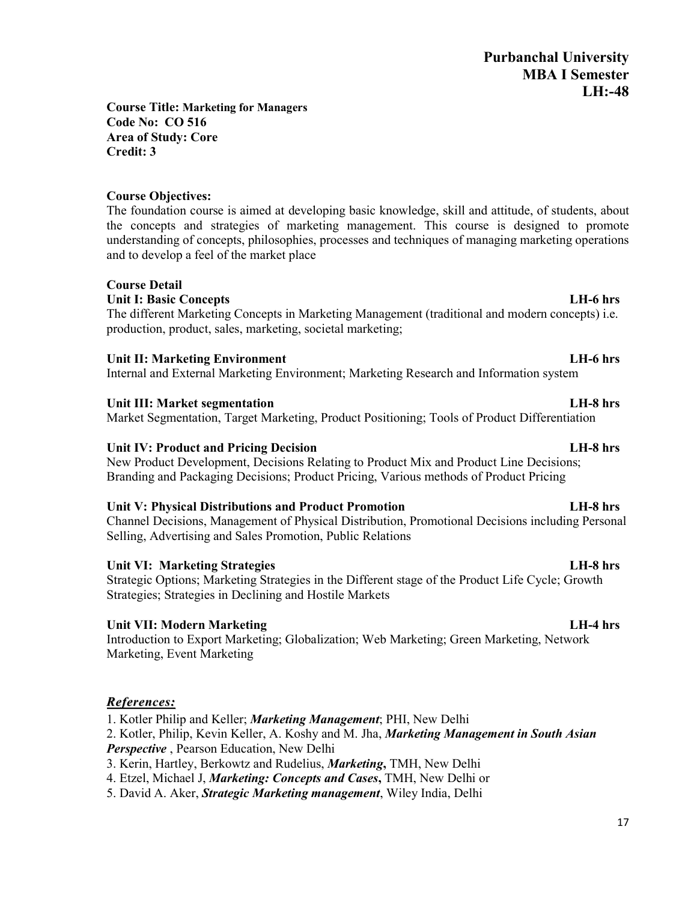**Purbanchal University**
**MBA I Semester**
**LH:-48**

**Course Title:** **Marketing for Managers**
**Code No: CO 516**
**Area of Study: Core**
**Credit: 3**

**Course Objectives:**
The foundation course is aimed at developing basic knowledge, skill and attitude, of students, about the concepts and strategies of marketing management. This course is designed to promote understanding of concepts, philosophies, processes and techniques of managing marketing operations and to develop a feel of the market place

**Course Detail**

**Unit I: Basic Concepts** **LH-6 hrs**
The different Marketing Concepts in Marketing Management (traditional and modern concepts) i.e. production, product, sales, marketing, societal marketing;

**Unit II: Marketing Environment** **LH-6 hrs**
Internal and External Marketing Environment; Marketing Research and Information system

**Unit III: Market segmentation** **LH-8 hrs**
Market Segmentation, Target Marketing, Product Positioning; Tools of Product Differentiation

**Unit IV: Product and Pricing Decision** **LH-8 hrs**
New Product Development, Decisions Relating to Product Mix and Product Line Decisions; Branding and Packaging Decisions; Product Pricing, Various methods of Product Pricing

**Unit V: Physical Distributions and Product Promotion** **LH-8 hrs**
Channel Decisions, Management of Physical Distribution, Promotional Decisions including Personal Selling, Advertising and Sales Promotion, Public Relations

**Unit VI: Marketing Strategies** **LH-8 hrs**
Strategic Options; Marketing Strategies in the Different stage of the Product Life Cycle; Growth Strategies; Strategies in Declining and Hostile Markets

**Unit VII: Modern Marketing** **LH-4 hrs**
Introduction to Export Marketing; Globalization; Web Marketing; Green Marketing, Network Marketing, Event Marketing

***References:***

1. Kotler Philip and Keller; ***Marketing Management***; PHI, New Delhi
2. Kotler, Philip, Kevin Keller, A. Koshy and M. Jha, ***Marketing Management in South Asian Perspective*** , Pearson Education, New Delhi
3. Kerin, Hartley, Berkowtz and Rudelius, ***Marketing*****,** TMH, New Delhi
4. Etzel, Michael J, ***Marketing: Concepts and Cases*****,** TMH, New Delhi or
5. David A. Aker, ***Strategic Marketing management***, Wiley India, Delhi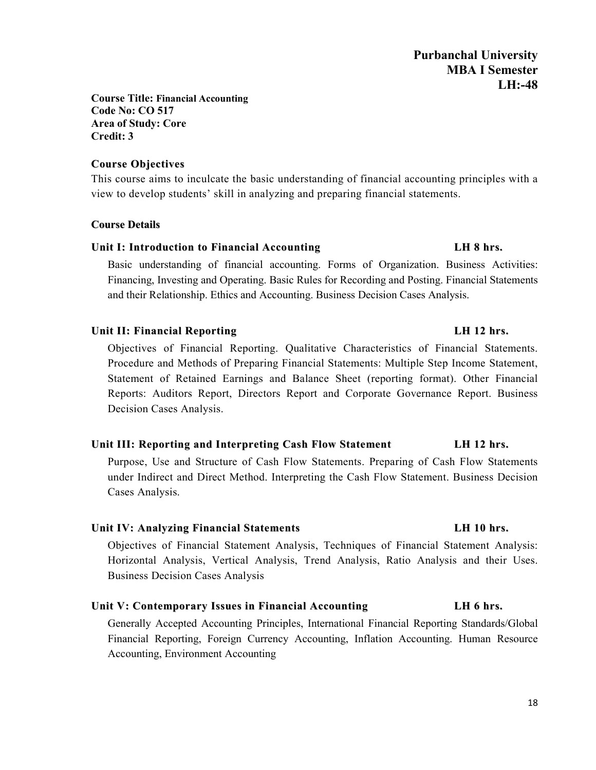**Purbanchal University**
**MBA I Semester**
**LH:-48**

**Course Title:** **Financial Accounting**
**Code No: CO 517**
**Area of Study: Core**
**Credit: 3**

## Course Objectives

This course aims to inculcate the basic understanding of financial accounting principles with a view to develop students' skill in analyzing and preparing financial statements.

## Course Details

### Unit I: Introduction to Financial Accounting — LH 8 hrs.

Basic understanding of financial accounting. Forms of Organization. Business Activities: Financing, Investing and Operating. Basic Rules for Recording and Posting. Financial Statements and their Relationship. Ethics and Accounting. Business Decision Cases Analysis.

### Unit II: Financial Reporting — LH 12 hrs.

Objectives of Financial Reporting. Qualitative Characteristics of Financial Statements. Procedure and Methods of Preparing Financial Statements: Multiple Step Income Statement, Statement of Retained Earnings and Balance Sheet (reporting format). Other Financial Reports: Auditors Report, Directors Report and Corporate Governance Report. Business Decision Cases Analysis.

### Unit III: Reporting and Interpreting Cash Flow Statement — LH 12 hrs.

Purpose, Use and Structure of Cash Flow Statements. Preparing of Cash Flow Statements under Indirect and Direct Method. Interpreting the Cash Flow Statement. Business Decision Cases Analysis.

### Unit IV: Analyzing Financial Statements — LH 10 hrs.

Objectives of Financial Statement Analysis, Techniques of Financial Statement Analysis: Horizontal Analysis, Vertical Analysis, Trend Analysis, Ratio Analysis and their Uses. Business Decision Cases Analysis

### Unit V: Contemporary Issues in Financial Accounting — LH 6 hrs.

Generally Accepted Accounting Principles, International Financial Reporting Standards/Global Financial Reporting, Foreign Currency Accounting, Inflation Accounting. Human Resource Accounting, Environment Accounting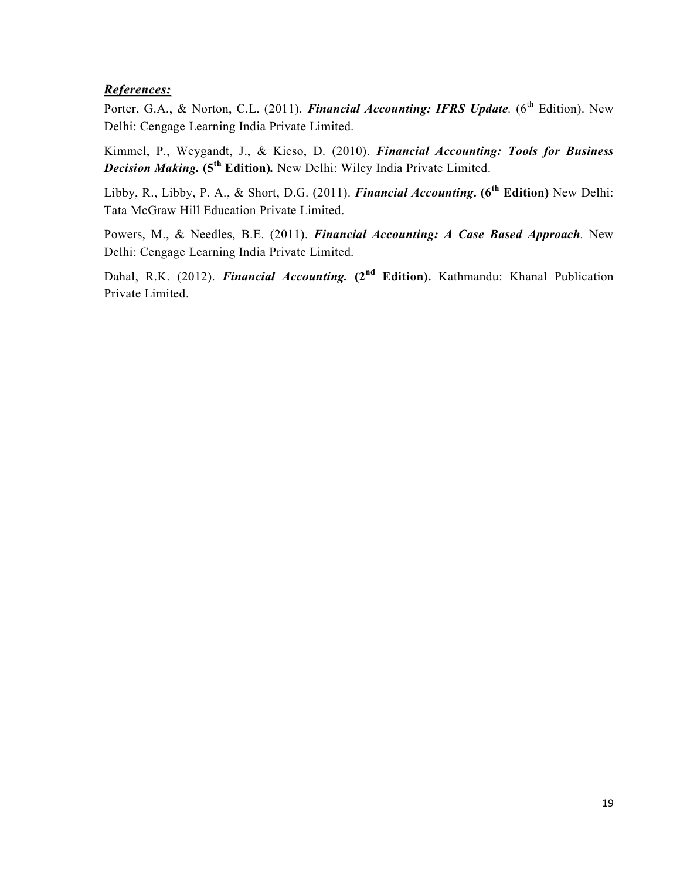***References:***

Porter, G.A., & Norton, C.L. (2011). ***Financial Accounting: IFRS Update***. (6th Edition). New Delhi: Cengage Learning India Private Limited.

Kimmel, P., Weygandt, J., & Kieso, D. (2010). ***Financial Accounting: Tools for Business Decision Making.*** **(5th Edition).** New Delhi: Wiley India Private Limited.

Libby, R., Libby, P. A., & Short, D.G. (2011). ***Financial Accounting*. (6th Edition)** New Delhi: Tata McGraw Hill Education Private Limited.

Powers, M., & Needles, B.E. (2011). ***Financial Accounting: A Case Based Approach***. New Delhi: Cengage Learning India Private Limited.

Dahal, R.K. (2012). ***Financial Accounting.*** **(2nd Edition).** Kathmandu: Khanal Publication Private Limited.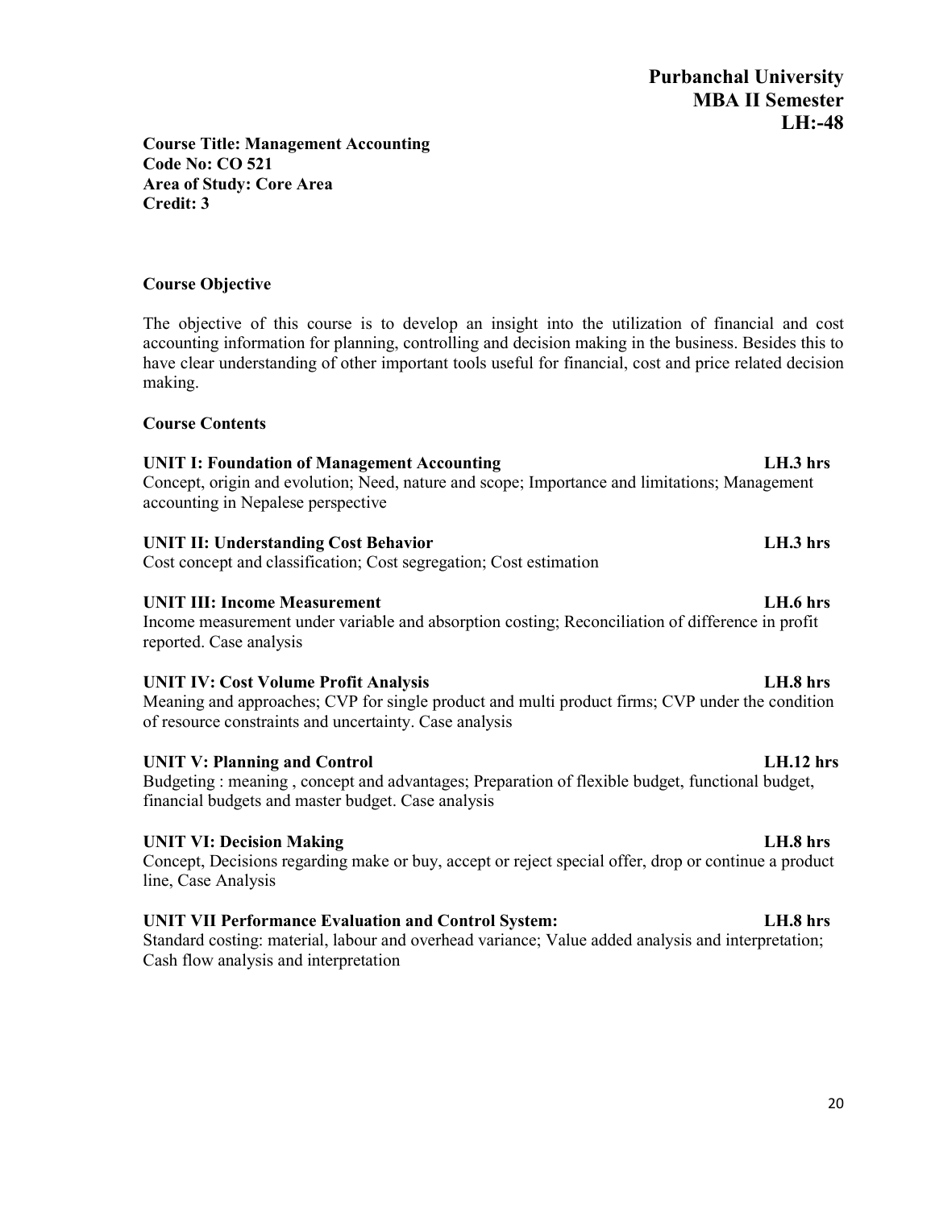**Purbanchal University**
**MBA II Semester**
**LH:-48**

**Course Title: Management Accounting**
**Code No: CO 521**
**Area of Study: Core Area**
**Credit: 3**

**Course Objective**

The objective of this course is to develop an insight into the utilization of financial and cost accounting information for planning, controlling and decision making in the business. Besides this to have clear understanding of other important tools useful for financial, cost and price related decision making.

**Course Contents**

**UNIT I: Foundation of Management Accounting** **LH.3 hrs**
Concept, origin and evolution; Need, nature and scope; Importance and limitations; Management accounting in Nepalese perspective

**UNIT II: Understanding Cost Behavior** **LH.3 hrs**
Cost concept and classification; Cost segregation; Cost estimation

**UNIT III: Income Measurement** **LH.6 hrs**
Income measurement under variable and absorption costing; Reconciliation of difference in profit reported. Case analysis

**UNIT IV: Cost Volume Profit Analysis** **LH.8 hrs**
Meaning and approaches; CVP for single product and multi product firms; CVP under the condition of resource constraints and uncertainty. Case analysis

**UNIT V: Planning and Control** **LH.12 hrs**
Budgeting : meaning , concept and advantages; Preparation of flexible budget, functional budget, financial budgets and master budget. Case analysis

**UNIT VI: Decision Making** **LH.8 hrs**
Concept, Decisions regarding make or buy, accept or reject special offer, drop or continue a product line, Case Analysis

**UNIT VII Performance Evaluation and Control System:** **LH.8 hrs**
Standard costing: material, labour and overhead variance; Value added analysis and interpretation; Cash flow analysis and interpretation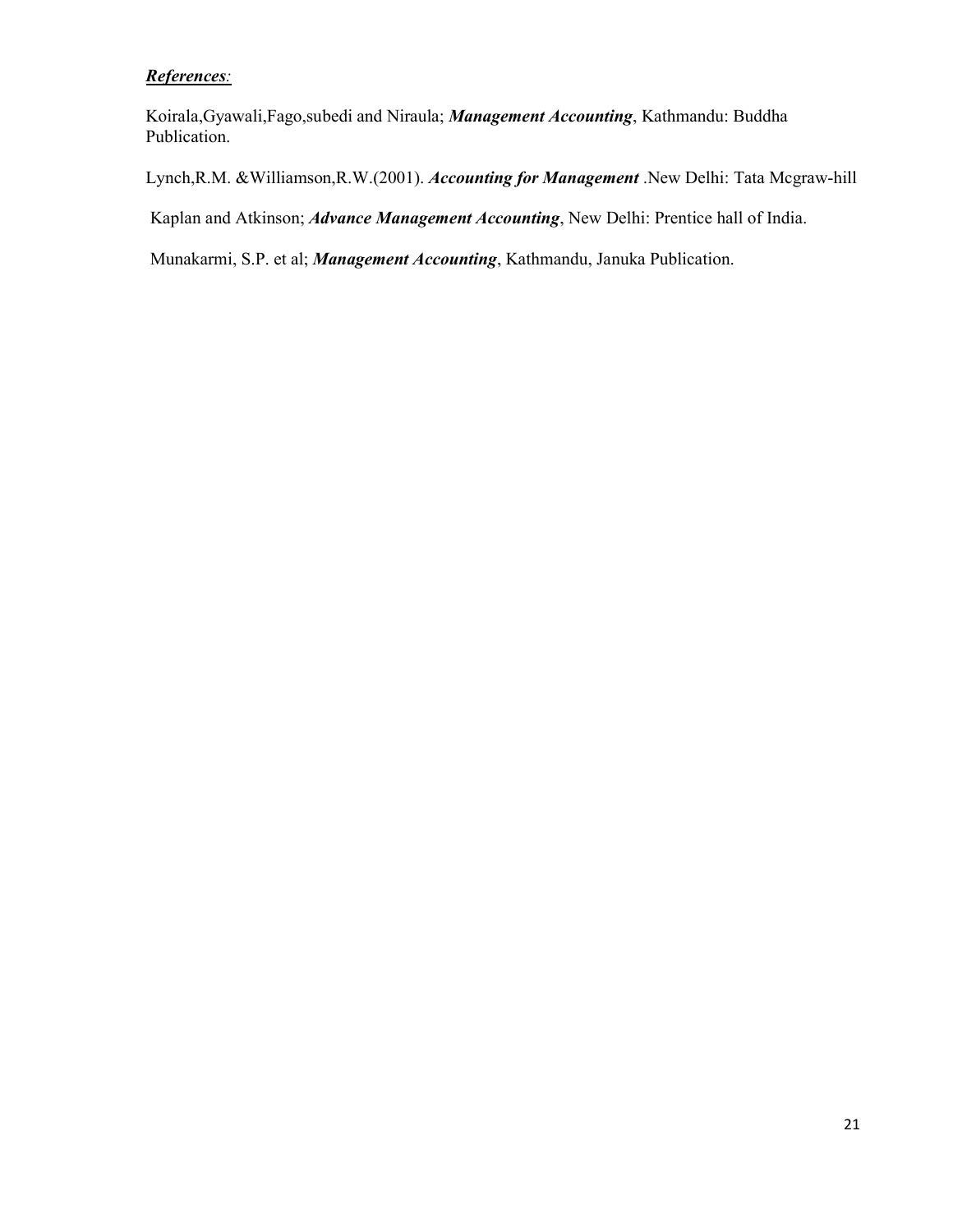***References:***

Koirala,Gyawali,Fago,subedi and Niraula; ***Management Accounting***, Kathmandu: Buddha Publication.

Lynch,R.M. &Williamson,R.W.(2001). ***Accounting for Management*** .New Delhi: Tata Mcgraw-hill

Kaplan and Atkinson; ***Advance Management Accounting***, New Delhi: Prentice hall of India.

Munakarmi, S.P. et al; ***Management Accounting***, Kathmandu, Januka Publication.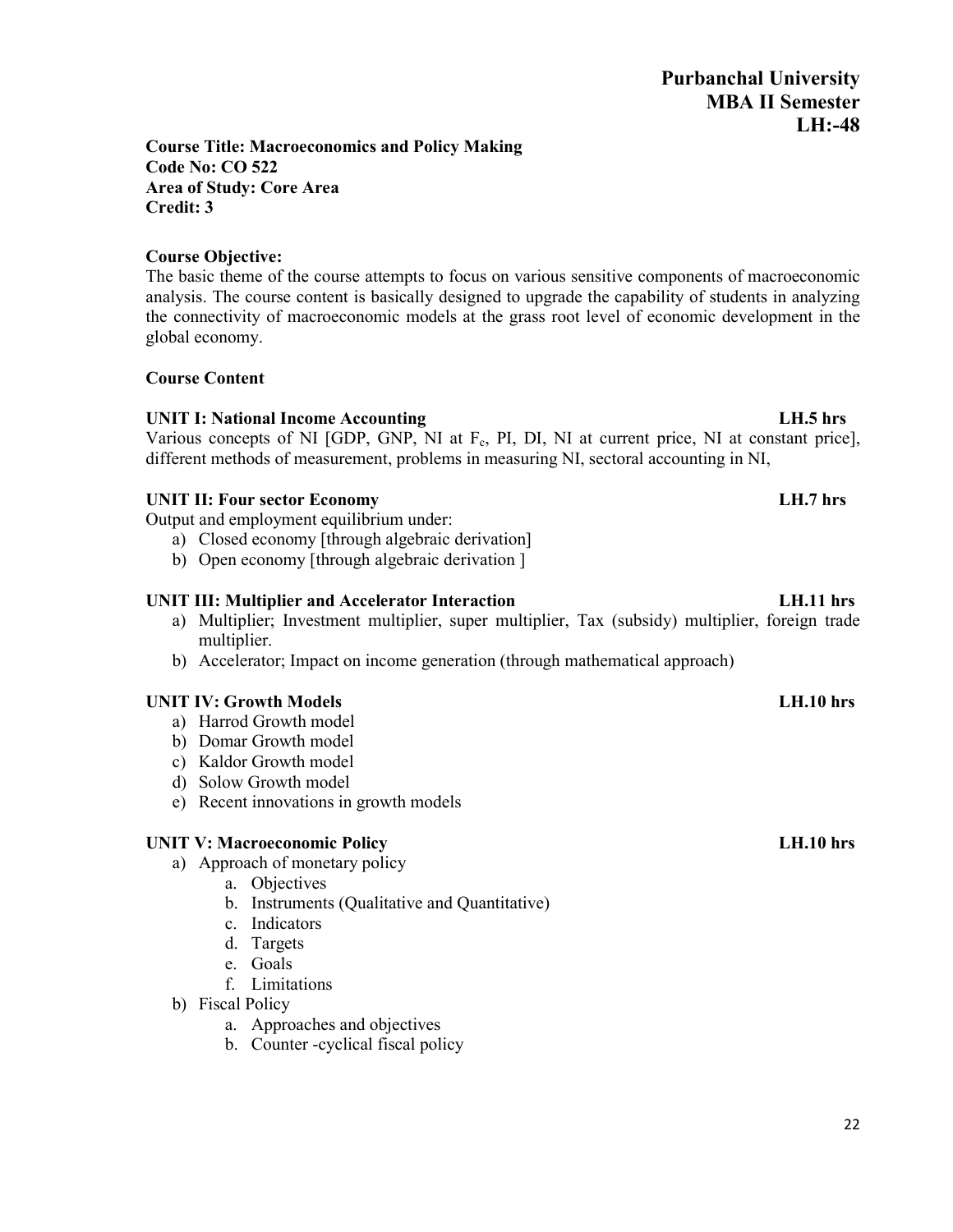**Purbanchal University**
**MBA II Semester**
**LH:-48**

**Course Title: Macroeconomics and Policy Making**
**Code No: CO 522**
**Area of Study: Core Area**
**Credit: 3**

**Course Objective:**
The basic theme of the course attempts to focus on various sensitive components of macroeconomic analysis. The course content is basically designed to upgrade the capability of students in analyzing the connectivity of macroeconomic models at the grass root level of economic development in the global economy.

**Course Content**

**UNIT I: National Income Accounting** **LH.5 hrs**
Various concepts of NI [GDP, GNP, NI at $F_c$, PI, DI, NI at current price, NI at constant price], different methods of measurement, problems in measuring NI, sectoral accounting in NI,

**UNIT II: Four sector Economy** **LH.7 hrs**
Output and employment equilibrium under:

a) Closed economy [through algebraic derivation]
b) Open economy [through algebraic derivation ]

**UNIT III: Multiplier and Accelerator Interaction** **LH.11 hrs**

a) Multiplier; Investment multiplier, super multiplier, Tax (subsidy) multiplier, foreign trade multiplier.
b) Accelerator; Impact on income generation (through mathematical approach)

**UNIT IV: Growth Models** **LH.10 hrs**

a) Harrod Growth model
b) Domar Growth model
c) Kaldor Growth model
d) Solow Growth model
e) Recent innovations in growth models

**UNIT V: Macroeconomic Policy** **LH.10 hrs**

a) Approach of monetary policy
    a. Objectives
    b. Instruments (Qualitative and Quantitative)
    c. Indicators
    d. Targets
    e. Goals
    f. Limitations
b) Fiscal Policy
    a. Approaches and objectives
    b. Counter -cyclical fiscal policy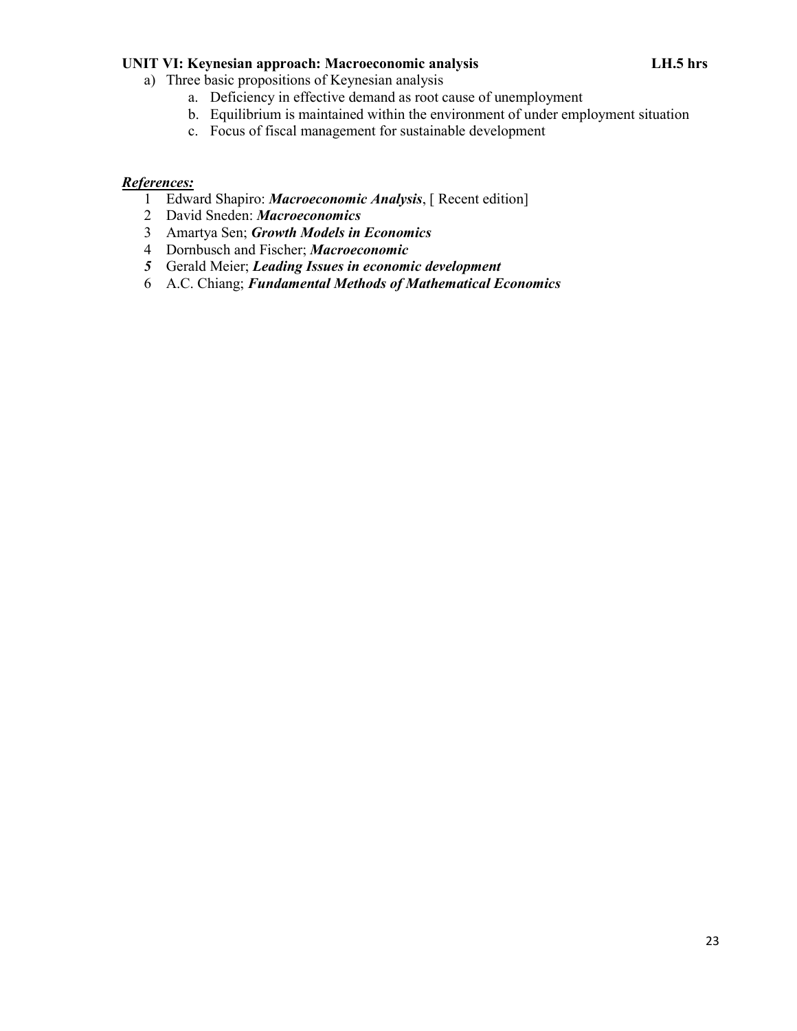**UNIT VI: Keynesian approach: Macroeconomic analysis** **LH.5 hrs**

a) Three basic propositions of Keynesian analysis
   a. Deficiency in effective demand as root cause of unemployment
   b. Equilibrium is maintained within the environment of under employment situation
   c. Focus of fiscal management for sustainable development

***References:***

1. Edward Shapiro: ***Macroeconomic Analysis***, [ Recent edition]
2. David Sneden: ***Macroeconomics***
3. Amartya Sen; ***Growth Models in Economics***
4. Dornbusch and Fischer; ***Macroeconomic***
5. Gerald Meier; ***Leading Issues in economic development***
6. A.C. Chiang; ***Fundamental Methods of Mathematical Economics***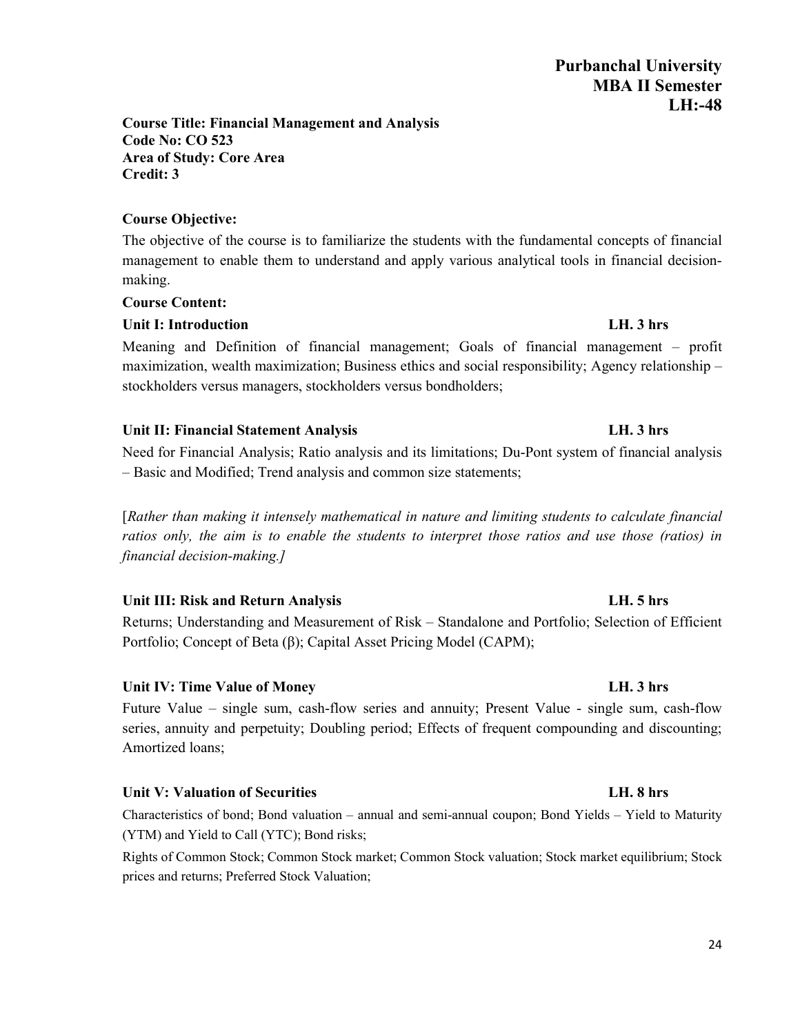**Purbanchal University**
**MBA II Semester**
**LH:-48**

**Course Title: Financial Management and Analysis**
**Code No: CO 523**
**Area of Study: Core Area**
**Credit: 3**

**Course Objective:**

The objective of the course is to familiarize the students with the fundamental concepts of financial management to enable them to understand and apply various analytical tools in financial decision-making.

**Course Content:**

**Unit I: Introduction** **LH. 3 hrs**

Meaning and Definition of financial management; Goals of financial management – profit maximization, wealth maximization; Business ethics and social responsibility; Agency relationship – stockholders versus managers, stockholders versus bondholders;

**Unit II: Financial Statement Analysis** **LH. 3 hrs**

Need for Financial Analysis; Ratio analysis and its limitations; Du-Pont system of financial analysis – Basic and Modified; Trend analysis and common size statements;

[*Rather than making it intensely mathematical in nature and limiting students to calculate financial ratios only, the aim is to enable the students to interpret those ratios and use those (ratios) in financial decision-making.]*

**Unit III: Risk and Return Analysis** **LH. 5 hrs**

Returns; Understanding and Measurement of Risk – Standalone and Portfolio; Selection of Efficient Portfolio; Concept of Beta ($\beta$); Capital Asset Pricing Model (CAPM);

**Unit IV: Time Value of Money** **LH. 3 hrs**

Future Value – single sum, cash-flow series and annuity; Present Value - single sum, cash-flow series, annuity and perpetuity; Doubling period; Effects of frequent compounding and discounting; Amortized loans;

**Unit V: Valuation of Securities** **LH. 8 hrs**

Characteristics of bond; Bond valuation – annual and semi-annual coupon; Bond Yields – Yield to Maturity (YTM) and Yield to Call (YTC); Bond risks;

Rights of Common Stock; Common Stock market; Common Stock valuation; Stock market equilibrium; Stock prices and returns; Preferred Stock Valuation;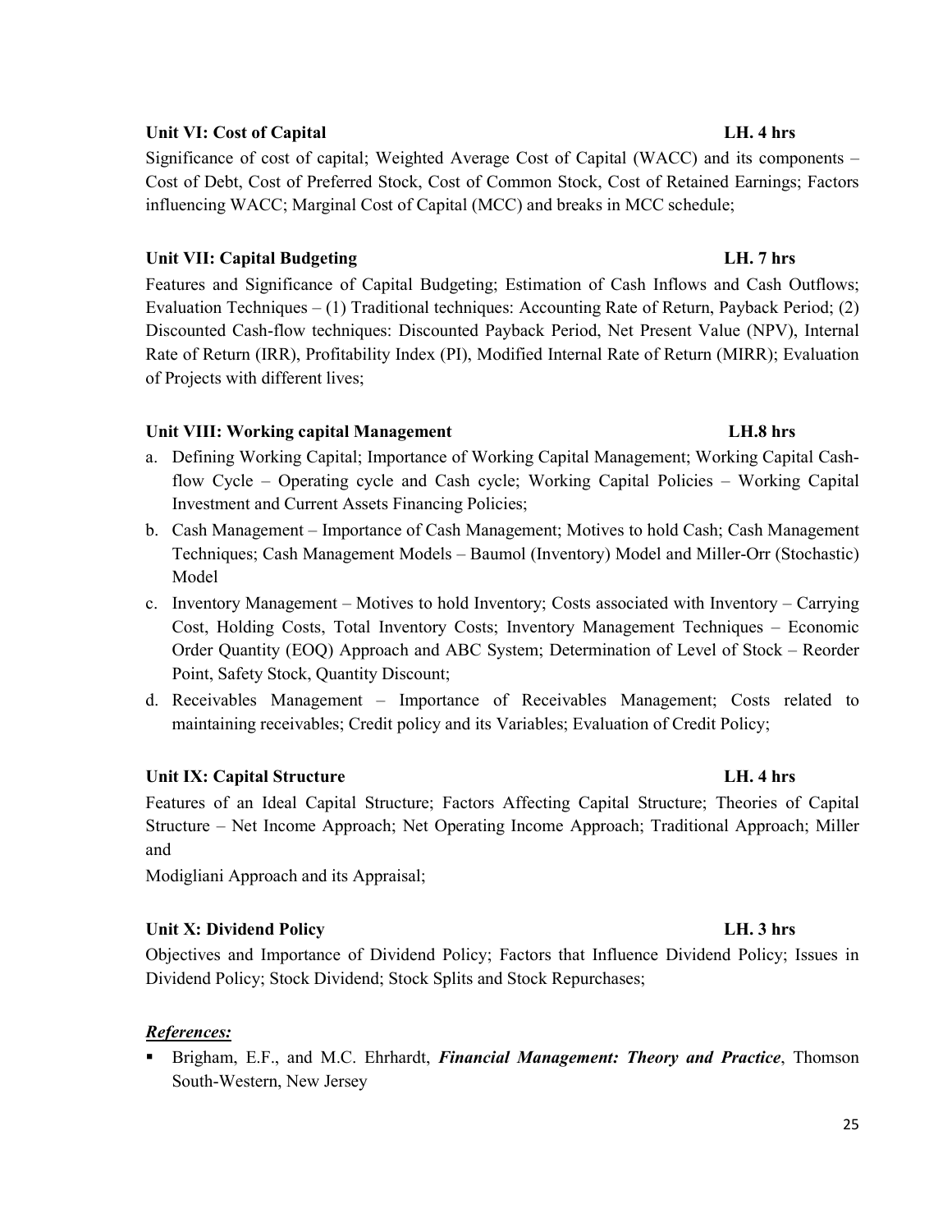**Unit VI: Cost of Capital** **LH. 4 hrs**

Significance of cost of capital; Weighted Average Cost of Capital (WACC) and its components – Cost of Debt, Cost of Preferred Stock, Cost of Common Stock, Cost of Retained Earnings; Factors influencing WACC; Marginal Cost of Capital (MCC) and breaks in MCC schedule;

**Unit VII: Capital Budgeting** **LH. 7 hrs**

Features and Significance of Capital Budgeting; Estimation of Cash Inflows and Cash Outflows; Evaluation Techniques – (1) Traditional techniques: Accounting Rate of Return, Payback Period; (2) Discounted Cash-flow techniques: Discounted Payback Period, Net Present Value (NPV), Internal Rate of Return (IRR), Profitability Index (PI), Modified Internal Rate of Return (MIRR); Evaluation of Projects with different lives;

**Unit VIII: Working capital Management** **LH.8 hrs**

a. Defining Working Capital; Importance of Working Capital Management; Working Capital Cash-flow Cycle – Operating cycle and Cash cycle; Working Capital Policies – Working Capital Investment and Current Assets Financing Policies;
b. Cash Management – Importance of Cash Management; Motives to hold Cash; Cash Management Techniques; Cash Management Models – Baumol (Inventory) Model and Miller-Orr (Stochastic) Model
c. Inventory Management – Motives to hold Inventory; Costs associated with Inventory – Carrying Cost, Holding Costs, Total Inventory Costs; Inventory Management Techniques – Economic Order Quantity (EOQ) Approach and ABC System; Determination of Level of Stock – Reorder Point, Safety Stock, Quantity Discount;
d. Receivables Management – Importance of Receivables Management; Costs related to maintaining receivables; Credit policy and its Variables; Evaluation of Credit Policy;

**Unit IX: Capital Structure** **LH. 4 hrs**

Features of an Ideal Capital Structure; Factors Affecting Capital Structure; Theories of Capital Structure – Net Income Approach; Net Operating Income Approach; Traditional Approach; Miller and

Modigliani Approach and its Appraisal;

**Unit X: Dividend Policy** **LH. 3 hrs**

Objectives and Importance of Dividend Policy; Factors that Influence Dividend Policy; Issues in Dividend Policy; Stock Dividend; Stock Splits and Stock Repurchases;

***References:***

- Brigham, E.F., and M.C. Ehrhardt, ***Financial Management: Theory and Practice***, Thomson South-Western, New Jersey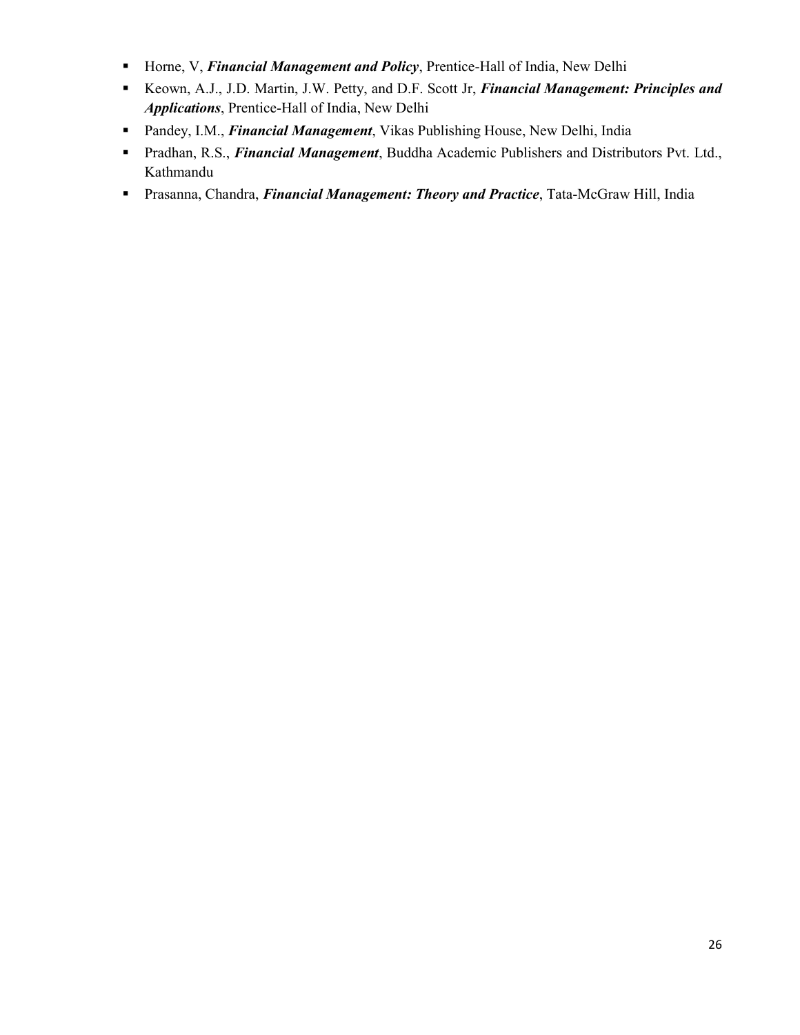- Horne, V, ***Financial Management and Policy***, Prentice-Hall of India, New Delhi
- Keown, A.J., J.D. Martin, J.W. Petty, and D.F. Scott Jr, ***Financial Management: Principles and Applications***, Prentice-Hall of India, New Delhi
- Pandey, I.M., ***Financial Management***, Vikas Publishing House, New Delhi, India
- Pradhan, R.S., ***Financial Management***, Buddha Academic Publishers and Distributors Pvt. Ltd., Kathmandu
- Prasanna, Chandra, ***Financial Management: Theory and Practice***, Tata-McGraw Hill, India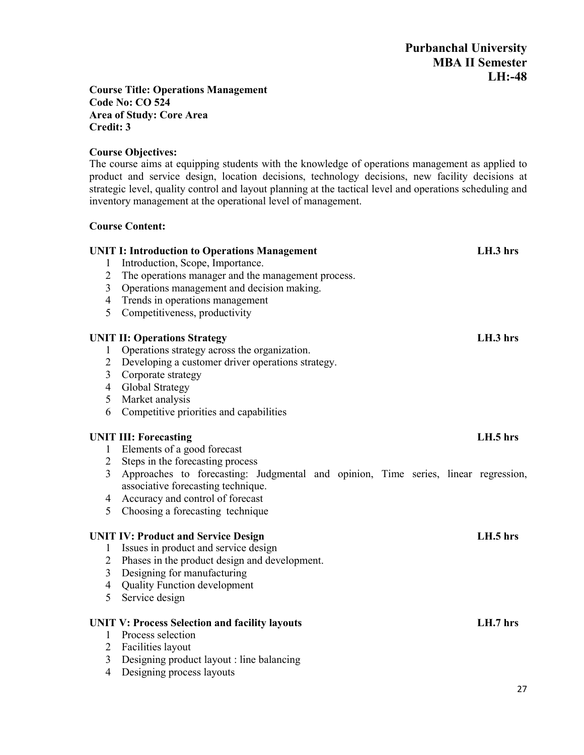**Purbanchal University**
**MBA II Semester**
**LH:-48**

**Course Title: Operations Management**
**Code No: CO 524**
**Area of Study: Core Area**
**Credit: 3**

**Course Objectives:**

The course aims at equipping students with the knowledge of operations management as applied to product and service design, location decisions, technology decisions, new facility decisions at strategic level, quality control and layout planning at the tactical level and operations scheduling and inventory management at the operational level of management.

**Course Content:**

**UNIT I: Introduction to Operations Management** **LH.3 hrs**

1. Introduction, Scope, Importance.
2. The operations manager and the management process.
3. Operations management and decision making.
4. Trends in operations management
5. Competitiveness, productivity

**UNIT II: Operations Strategy** **LH.3 hrs**

1. Operations strategy across the organization.
2. Developing a customer driver operations strategy.
3. Corporate strategy
4. Global Strategy
5. Market analysis
6. Competitive priorities and capabilities

**UNIT III: Forecasting** **LH.5 hrs**

1. Elements of a good forecast
2. Steps in the forecasting process
3. Approaches to forecasting: Judgmental and opinion, Time series, linear regression, associative forecasting technique.
4. Accuracy and control of forecast
5. Choosing a forecasting technique

**UNIT IV: Product and Service Design** **LH.5 hrs**

1. Issues in product and service design
2. Phases in the product design and development.
3. Designing for manufacturing
4. Quality Function development
5. Service design

**UNIT V: Process Selection and facility layouts** **LH.7 hrs**

1. Process selection
2. Facilities layout
3. Designing product layout : line balancing
4. Designing process layouts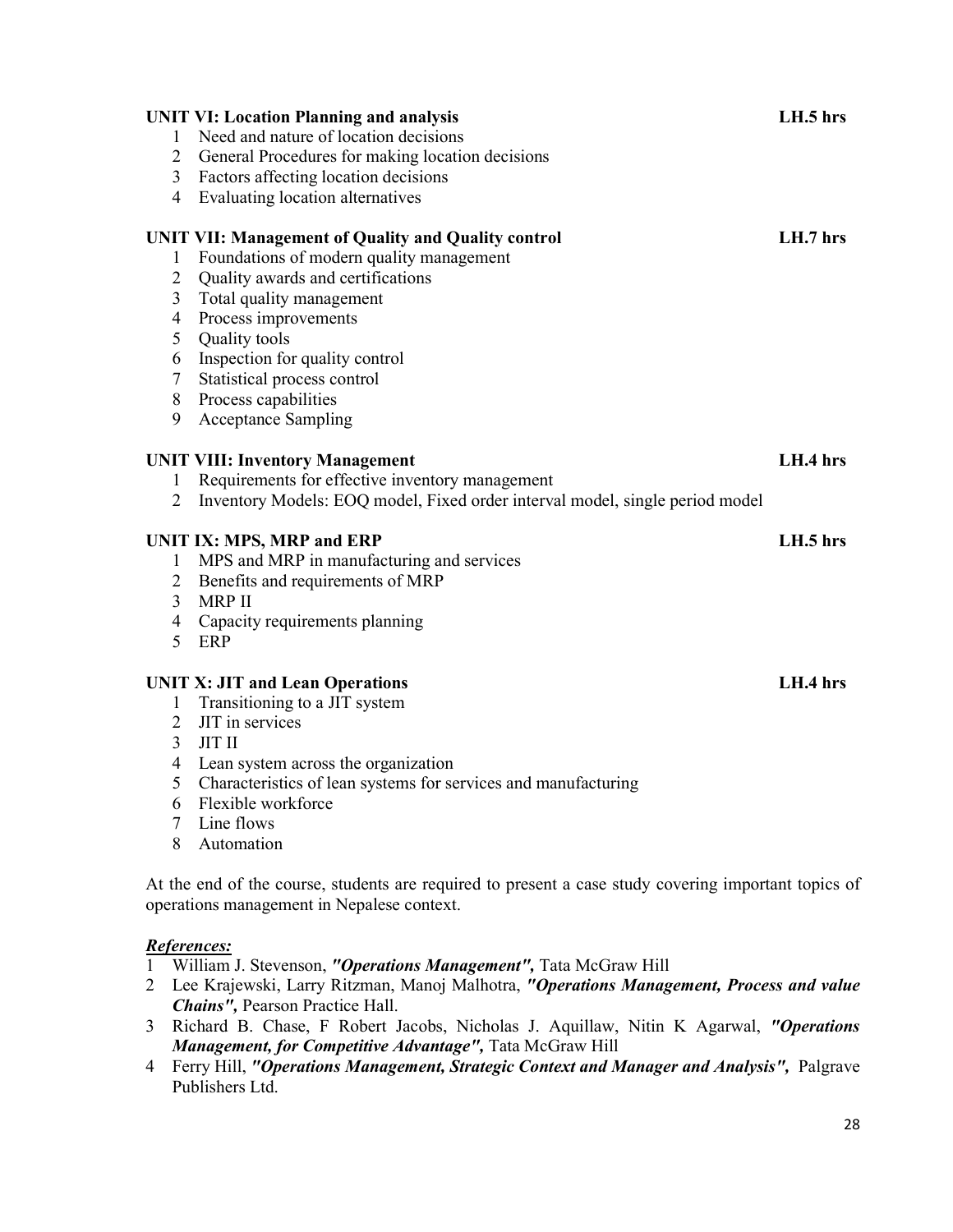**UNIT VI: Location Planning and analysis** **LH.5 hrs**

1. Need and nature of location decisions
2. General Procedures for making location decisions
3. Factors affecting location decisions
4. Evaluating location alternatives

**UNIT VII: Management of Quality and Quality control** **LH.7 hrs**

1. Foundations of modern quality management
2. Quality awards and certifications
3. Total quality management
4. Process improvements
5. Quality tools
6. Inspection for quality control
7. Statistical process control
8. Process capabilities
9. Acceptance Sampling

**UNIT VIII: Inventory Management** **LH.4 hrs**

1. Requirements for effective inventory management
2. Inventory Models: EOQ model, Fixed order interval model, single period model

**UNIT IX: MPS, MRP and ERP** **LH.5 hrs**

1. MPS and MRP in manufacturing and services
2. Benefits and requirements of MRP
3. MRP II
4. Capacity requirements planning
5. ERP

**UNIT X: JIT and Lean Operations** **LH.4 hrs**

1. Transitioning to a JIT system
2. JIT in services
3. JIT II
4. Lean system across the organization
5. Characteristics of lean systems for services and manufacturing
6. Flexible workforce
7. Line flows
8. Automation

At the end of the course, students are required to present a case study covering important topics of operations management in Nepalese context.

***References:***

1. William J. Stevenson, ***"Operations Management",*** Tata McGraw Hill
2. Lee Krajewski, Larry Ritzman, Manoj Malhotra, ***"Operations Management, Process and value Chains",*** Pearson Practice Hall.
3. Richard B. Chase, F Robert Jacobs, Nicholas J. Aquillaw, Nitin K Agarwal, ***"Operations Management, for Competitive Advantage",*** Tata McGraw Hill
4. Ferry Hill, ***"Operations Management, Strategic Context and Manager and Analysis",*** Palgrave Publishers Ltd.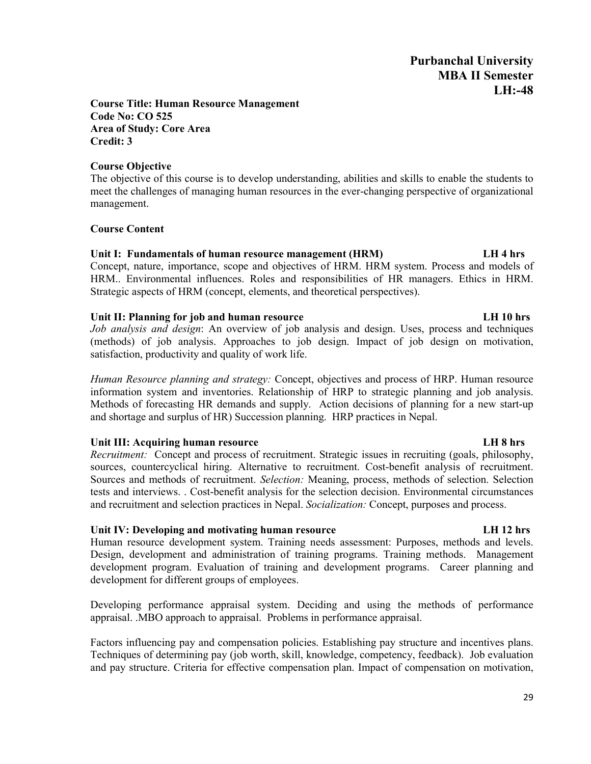**Purbanchal University**
**MBA II Semester**
**LH:-48**

**Course Title: Human Resource Management**
**Code No: CO 525**
**Area of Study: Core Area**
**Credit: 3**

**Course Objective**

The objective of this course is to develop understanding, abilities and skills to enable the students to meet the challenges of managing human resources in the ever-changing perspective of organizational management.

**Course Content**

**Unit I: Fundamentals of human resource management (HRM) LH 4 hrs**

Concept, nature, importance, scope and objectives of HRM. HRM system. Process and models of HRM.. Environmental influences. Roles and responsibilities of HR managers. Ethics in HRM. Strategic aspects of HRM (concept, elements, and theoretical perspectives).

**Unit II: Planning for job and human resource LH 10 hrs**

*Job analysis and design*: An overview of job analysis and design. Uses, process and techniques (methods) of job analysis. Approaches to job design. Impact of job design on motivation, satisfaction, productivity and quality of work life.

*Human Resource planning and strategy:* Concept, objectives and process of HRP. Human resource information system and inventories. Relationship of HRP to strategic planning and job analysis. Methods of forecasting HR demands and supply. Action decisions of planning for a new start-up and shortage and surplus of HR) Succession planning. HRP practices in Nepal.

**Unit III: Acquiring human resource LH 8 hrs**

*Recruitment:* Concept and process of recruitment. Strategic issues in recruiting (goals, philosophy, sources, countercyclical hiring. Alternative to recruitment. Cost-benefit analysis of recruitment. Sources and methods of recruitment. *Selection:* Meaning, process, methods of selection. Selection tests and interviews. . Cost-benefit analysis for the selection decision. Environmental circumstances and recruitment and selection practices in Nepal. *Socialization:* Concept, purposes and process.

**Unit IV: Developing and motivating human resource LH 12 hrs**

Human resource development system. Training needs assessment: Purposes, methods and levels. Design, development and administration of training programs. Training methods. Management development program. Evaluation of training and development programs. Career planning and development for different groups of employees.

Developing performance appraisal system. Deciding and using the methods of performance appraisal. .MBO approach to appraisal. Problems in performance appraisal.

Factors influencing pay and compensation policies. Establishing pay structure and incentives plans. Techniques of determining pay (job worth, skill, knowledge, competency, feedback). Job evaluation and pay structure. Criteria for effective compensation plan. Impact of compensation on motivation,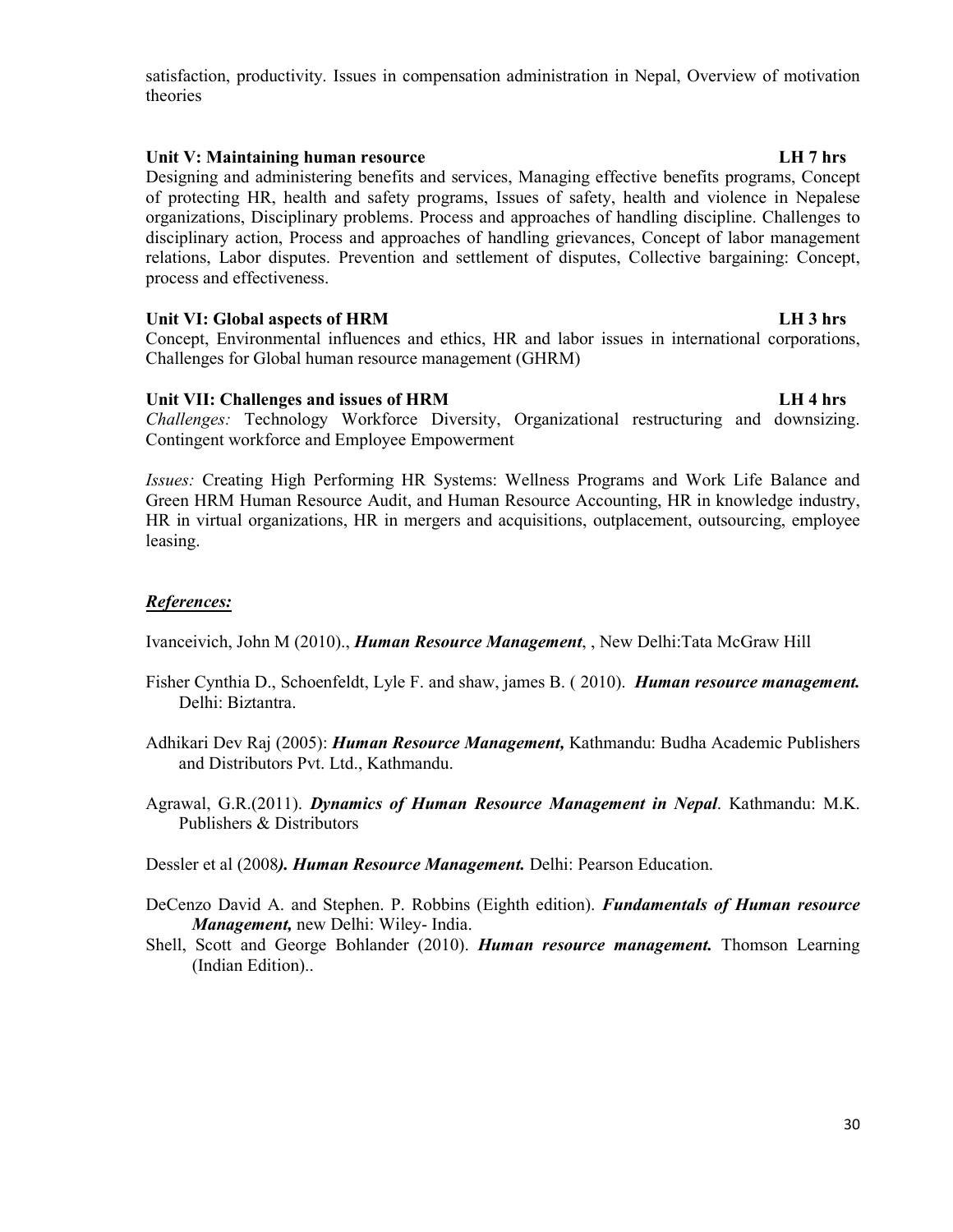satisfaction, productivity. Issues in compensation administration in Nepal, Overview of motivation theories

**Unit V: Maintaining human resource LH 7 hrs**

Designing and administering benefits and services, Managing effective benefits programs, Concept of protecting HR, health and safety programs, Issues of safety, health and violence in Nepalese organizations, Disciplinary problems. Process and approaches of handling discipline. Challenges to disciplinary action, Process and approaches of handling grievances, Concept of labor management relations, Labor disputes. Prevention and settlement of disputes, Collective bargaining: Concept, process and effectiveness.

**Unit VI: Global aspects of HRM LH 3 hrs**

Concept, Environmental influences and ethics, HR and labor issues in international corporations, Challenges for Global human resource management (GHRM)

**Unit VII: Challenges and issues of HRM LH 4 hrs**

*Challenges:* Technology Workforce Diversity, Organizational restructuring and downsizing. Contingent workforce and Employee Empowerment

*Issues:* Creating High Performing HR Systems: Wellness Programs and Work Life Balance and Green HRM Human Resource Audit, and Human Resource Accounting, HR in knowledge industry, HR in virtual organizations, HR in mergers and acquisitions, outplacement, outsourcing, employee leasing.

***References:***

Ivanceivich, John M (2010)., ***Human Resource Management***, , New Delhi:Tata McGraw Hill

Fisher Cynthia D., Schoenfeldt, Lyle F. and shaw, james B. ( 2010). ***Human resource management.*** Delhi: Biztantra.

Adhikari Dev Raj (2005): ***Human Resource Management,*** Kathmandu: Budha Academic Publishers and Distributors Pvt. Ltd., Kathmandu.

Agrawal, G.R.(2011). ***Dynamics of Human Resource Management in Nepal***. Kathmandu: M.K. Publishers & Distributors

Dessler et al (2008***). Human Resource Management.*** Delhi: Pearson Education.

DeCenzo David A. and Stephen. P. Robbins (Eighth edition). ***Fundamentals of Human resource Management,*** new Delhi: Wiley- India.

Shell, Scott and George Bohlander (2010). ***Human resource management.*** Thomson Learning (Indian Edition)..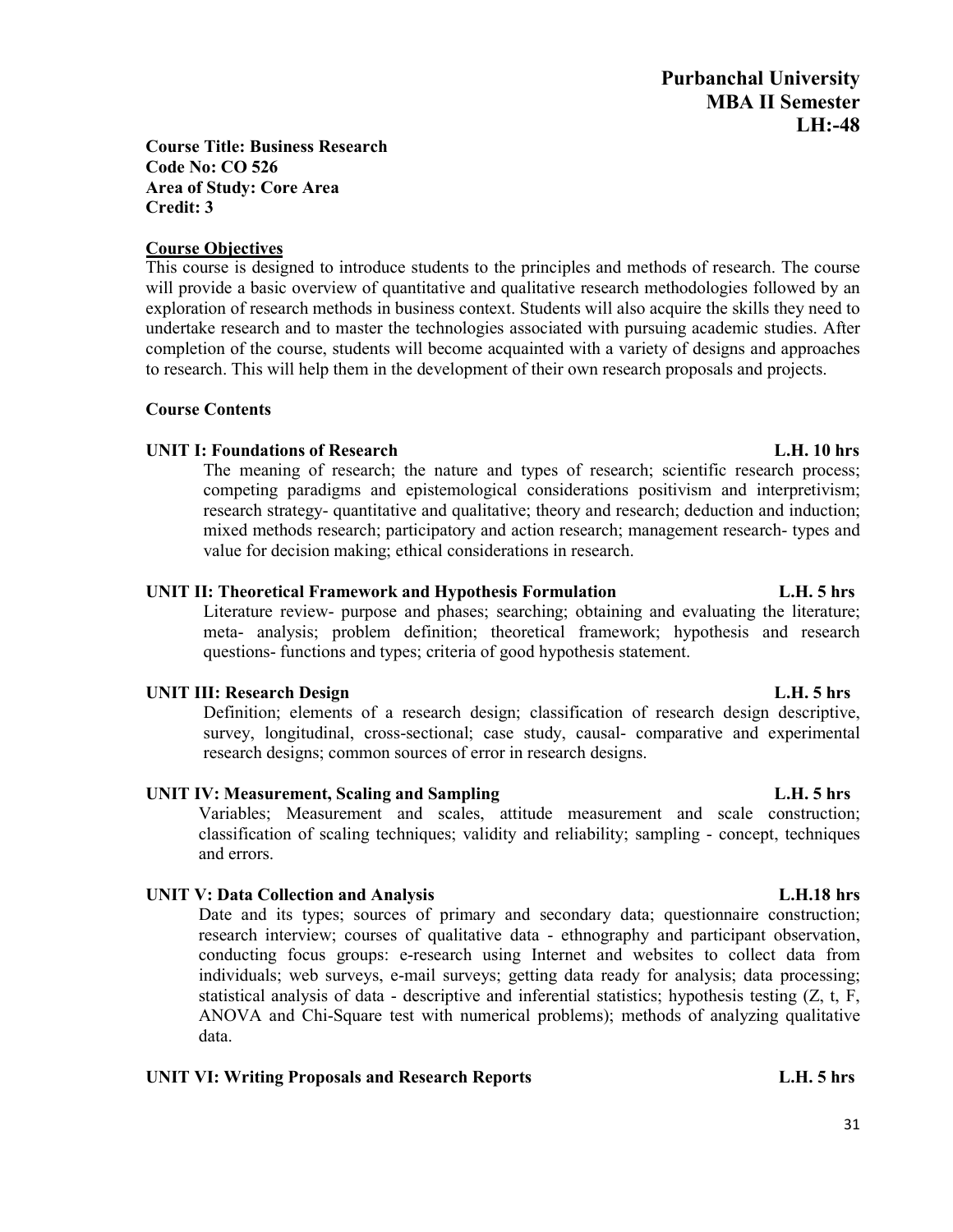**Purbanchal University**
**MBA II Semester**
**LH:-48**

**Course Title: Business Research**
**Code No: CO 526**
**Area of Study: Core Area**
**Credit: 3**

## Course Objectives

This course is designed to introduce students to the principles and methods of research. The course will provide a basic overview of quantitative and qualitative research methodologies followed by an exploration of research methods in business context. Students will also acquire the skills they need to undertake research and to master the technologies associated with pursuing academic studies. After completion of the course, students will become acquainted with a variety of designs and approaches to research. This will help them in the development of their own research proposals and projects.

## Course Contents

### UNIT I: Foundations of Research — L.H. 10 hrs

The meaning of research; the nature and types of research; scientific research process; competing paradigms and epistemological considerations positivism and interpretivism; research strategy- quantitative and qualitative; theory and research; deduction and induction; mixed methods research; participatory and action research; management research- types and value for decision making; ethical considerations in research.

### UNIT II: Theoretical Framework and Hypothesis Formulation — L.H. 5 hrs

Literature review- purpose and phases; searching; obtaining and evaluating the literature; meta- analysis; problem definition; theoretical framework; hypothesis and research questions- functions and types; criteria of good hypothesis statement.

### UNIT III: Research Design — L.H. 5 hrs

Definition; elements of a research design; classification of research design descriptive, survey, longitudinal, cross-sectional; case study, causal- comparative and experimental research designs; common sources of error in research designs.

### UNIT IV: Measurement, Scaling and Sampling — L.H. 5 hrs

Variables; Measurement and scales, attitude measurement and scale construction; classification of scaling techniques; validity and reliability; sampling - concept, techniques and errors.

### UNIT V: Data Collection and Analysis — L.H.18 hrs

Date and its types; sources of primary and secondary data; questionnaire construction; research interview; courses of qualitative data - ethnography and participant observation, conducting focus groups: e-research using Internet and websites to collect data from individuals; web surveys, e-mail surveys; getting data ready for analysis; data processing; statistical analysis of data - descriptive and inferential statistics; hypothesis testing (Z, t, F, ANOVA and Chi-Square test with numerical problems); methods of analyzing qualitative data.

### UNIT VI: Writing Proposals and Research Reports — L.H. 5 hrs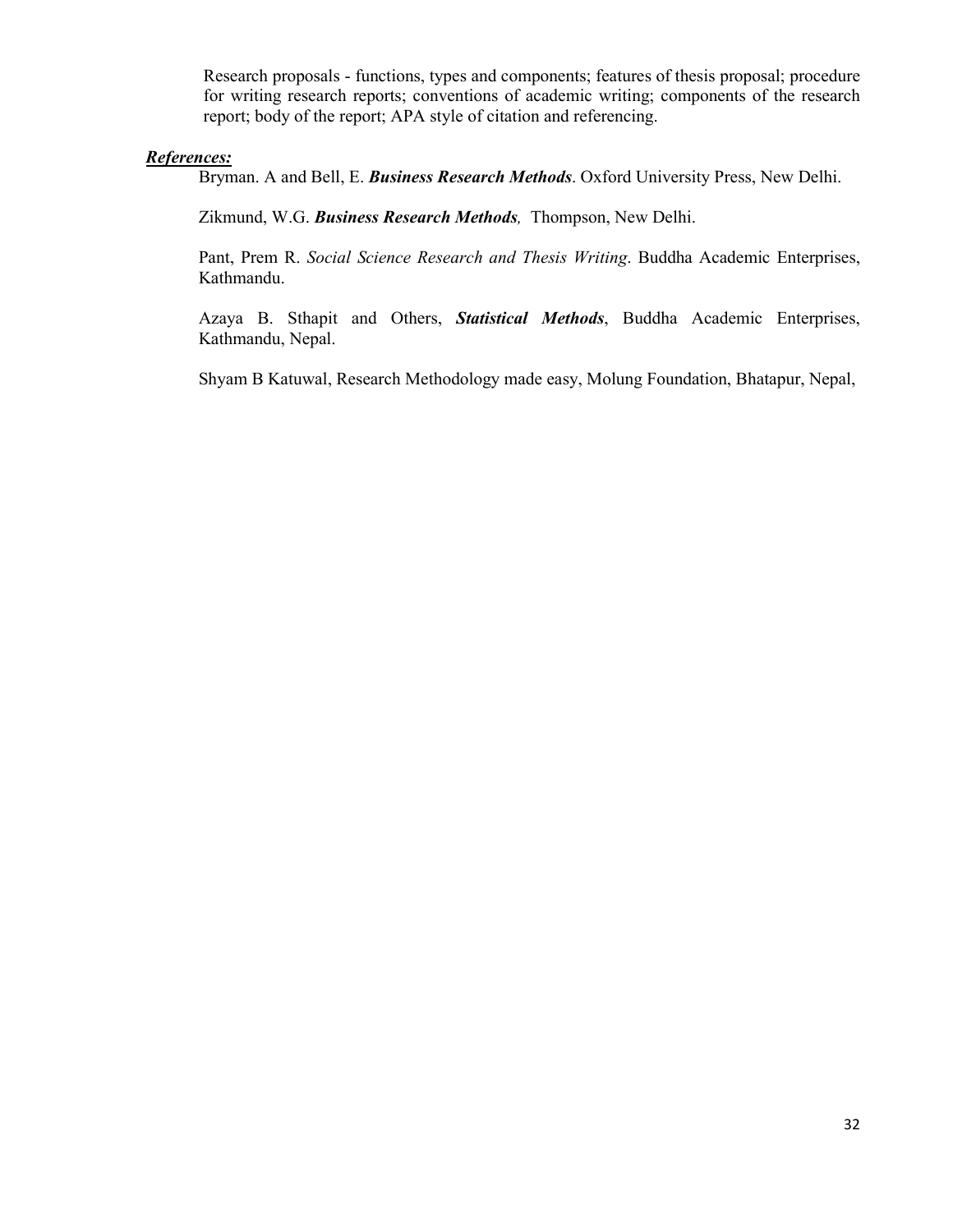Research proposals - functions, types and components; features of thesis proposal; procedure for writing research reports; conventions of academic writing; components of the research report; body of the report; APA style of citation and referencing.

***References:***

Bryman. A and Bell, E. ***Business Research Methods***. Oxford University Press, New Delhi.

Zikmund, W.G. ***Business Research Methods,*** Thompson, New Delhi.

Pant, Prem R. *Social Science Research and Thesis Writing*. Buddha Academic Enterprises, Kathmandu.

Azaya B. Sthapit and Others, ***Statistical Methods***, Buddha Academic Enterprises, Kathmandu, Nepal.

Shyam B Katuwal, Research Methodology made easy, Molung Foundation, Bhatapur, Nepal,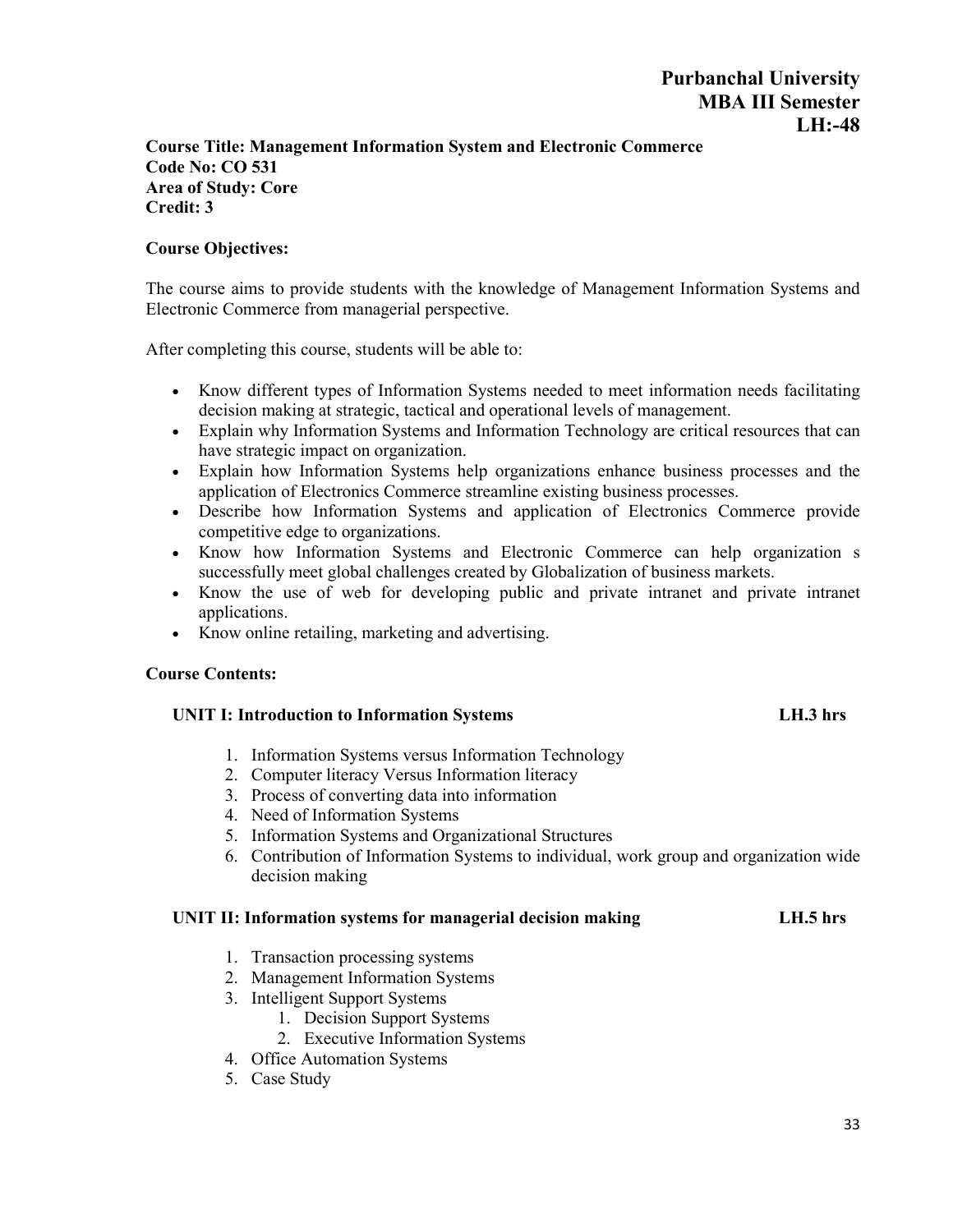# Purbanchal University
## MBA III Semester
## LH:-48

**Course Title: Management Information System and Electronic Commerce**
**Code No: CO 531**
**Area of Study: Core**
**Credit: 3**

**Course Objectives:**

The course aims to provide students with the knowledge of Management Information Systems and Electronic Commerce from managerial perspective.

After completing this course, students will be able to:

- Know different types of Information Systems needed to meet information needs facilitating decision making at strategic, tactical and operational levels of management.
- Explain why Information Systems and Information Technology are critical resources that can have strategic impact on organization.
- Explain how Information Systems help organizations enhance business processes and the application of Electronics Commerce streamline existing business processes.
- Describe how Information Systems and application of Electronics Commerce provide competitive edge to organizations.
- Know how Information Systems and Electronic Commerce can help organization s successfully meet global challenges created by Globalization of business markets.
- Know the use of web for developing public and private intranet and private intranet applications.
- Know online retailing, marketing and advertising.

**Course Contents:**

**UNIT I: Introduction to Information Systems** **LH.3 hrs**

1. Information Systems versus Information Technology
2. Computer literacy Versus Information literacy
3. Process of converting data into information
4. Need of Information Systems
5. Information Systems and Organizational Structures
6. Contribution of Information Systems to individual, work group and organization wide decision making

**UNIT II: Information systems for managerial decision making** **LH.5 hrs**

1. Transaction processing systems
2. Management Information Systems
3. Intelligent Support Systems
    1. Decision Support Systems
    2. Executive Information Systems
4. Office Automation Systems
5. Case Study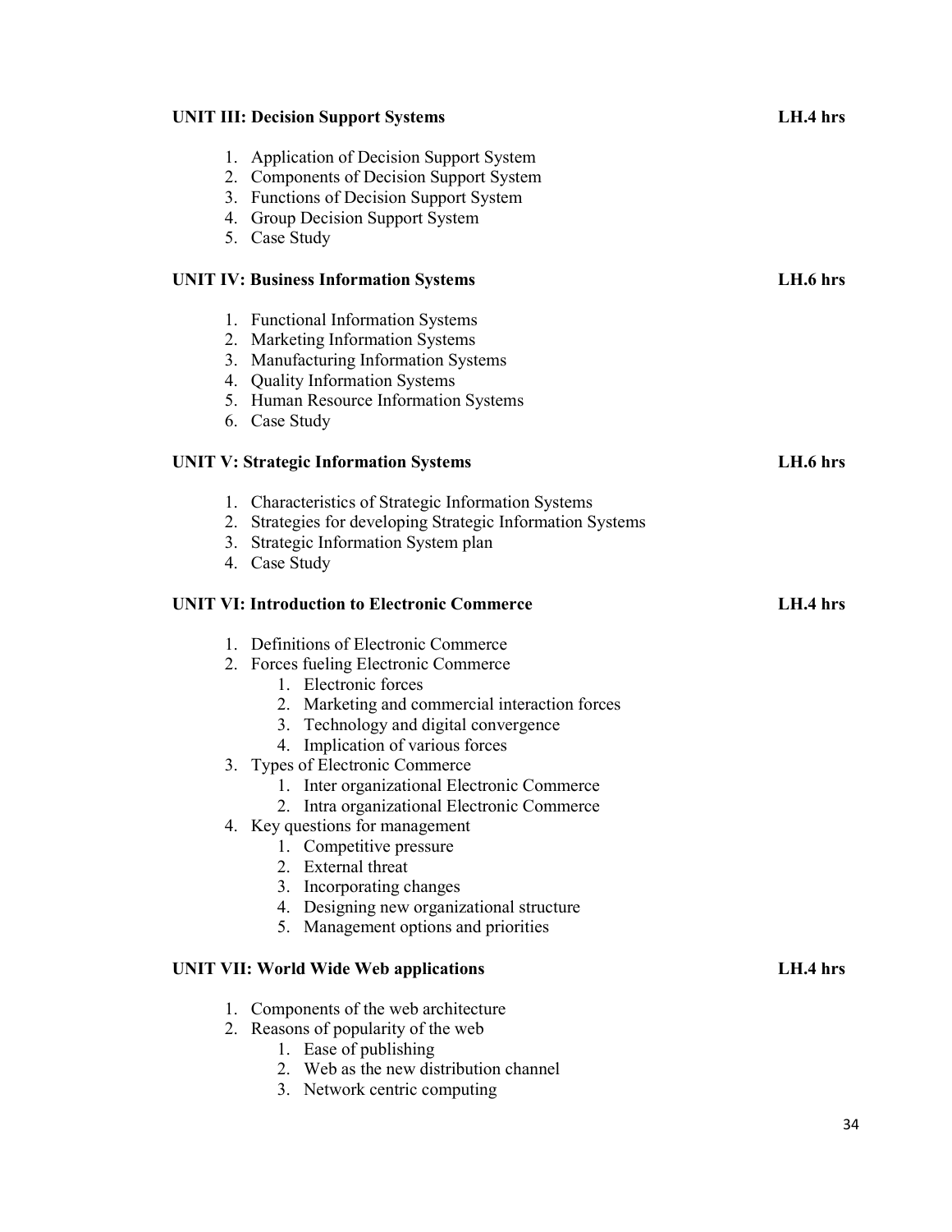**UNIT III: Decision Support Systems** **LH.4 hrs**

1. Application of Decision Support System
2. Components of Decision Support System
3. Functions of Decision Support System
4. Group Decision Support System
5. Case Study

**UNIT IV: Business Information Systems** **LH.6 hrs**

1. Functional Information Systems
2. Marketing Information Systems
3. Manufacturing Information Systems
4. Quality Information Systems
5. Human Resource Information Systems
6. Case Study

**UNIT V: Strategic Information Systems** **LH.6 hrs**

1. Characteristics of Strategic Information Systems
2. Strategies for developing Strategic Information Systems
3. Strategic Information System plan
4. Case Study

**UNIT VI: Introduction to Electronic Commerce** **LH.4 hrs**

1. Definitions of Electronic Commerce
2. Forces fueling Electronic Commerce
    1. Electronic forces
    2. Marketing and commercial interaction forces
    3. Technology and digital convergence
    4. Implication of various forces
3. Types of Electronic Commerce
    1. Inter organizational Electronic Commerce
    2. Intra organizational Electronic Commerce
4. Key questions for management
    1. Competitive pressure
    2. External threat
    3. Incorporating changes
    4. Designing new organizational structure
    5. Management options and priorities

**UNIT VII: World Wide Web applications** **LH.4 hrs**

1. Components of the web architecture
2. Reasons of popularity of the web
    1. Ease of publishing
    2. Web as the new distribution channel
    3. Network centric computing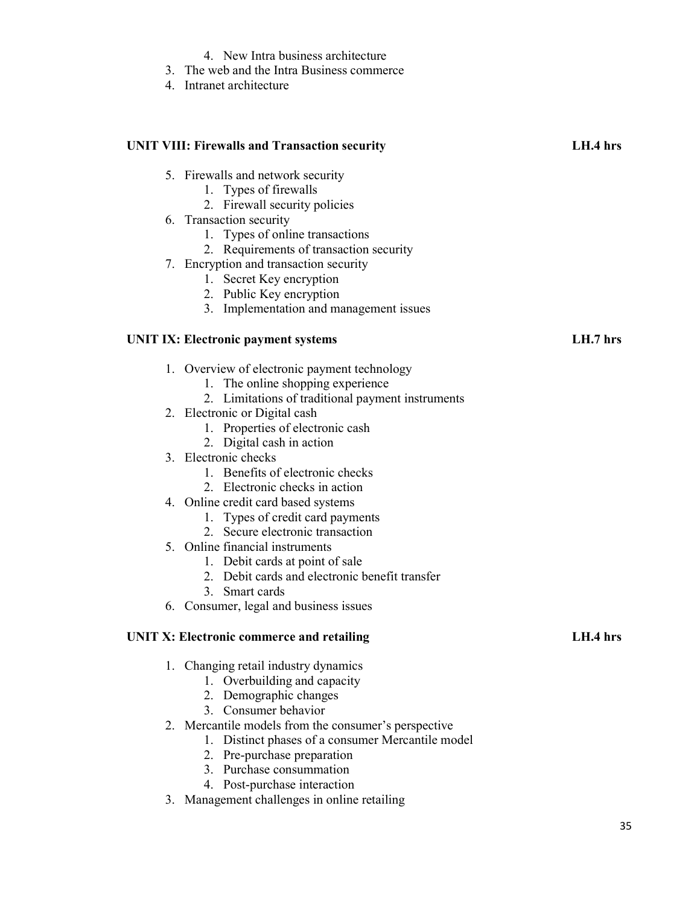4. New Intra business architecture
3. The web and the Intra Business commerce
4. Intranet architecture

**UNIT VIII: Firewalls and Transaction security** **LH.4 hrs**

5. Firewalls and network security
    1. Types of firewalls
    2. Firewall security policies
6. Transaction security
    1. Types of online transactions
    2. Requirements of transaction security
7. Encryption and transaction security
    1. Secret Key encryption
    2. Public Key encryption
    3. Implementation and management issues

**UNIT IX: Electronic payment systems** **LH.7 hrs**

1. Overview of electronic payment technology
    1. The online shopping experience
    2. Limitations of traditional payment instruments
2. Electronic or Digital cash
    1. Properties of electronic cash
    2. Digital cash in action
3. Electronic checks
    1. Benefits of electronic checks
    2. Electronic checks in action
4. Online credit card based systems
    1. Types of credit card payments
    2. Secure electronic transaction
5. Online financial instruments
    1. Debit cards at point of sale
    2. Debit cards and electronic benefit transfer
    3. Smart cards
6. Consumer, legal and business issues

**UNIT X: Electronic commerce and retailing** **LH.4 hrs**

1. Changing retail industry dynamics
    1. Overbuilding and capacity
    2. Demographic changes
    3. Consumer behavior
2. Mercantile models from the consumer's perspective
    1. Distinct phases of a consumer Mercantile model
    2. Pre-purchase preparation
    3. Purchase consummation
    4. Post-purchase interaction
3. Management challenges in online retailing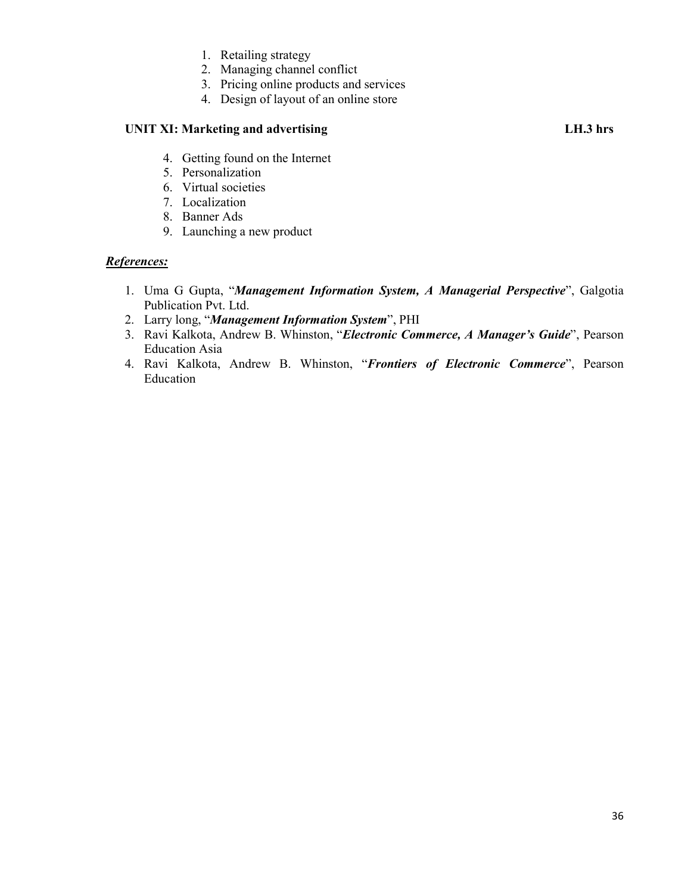1. Retailing strategy
2. Managing channel conflict
3. Pricing online products and services
4. Design of layout of an online store

**UNIT XI: Marketing and advertising** **LH.3 hrs**

4. Getting found on the Internet
5. Personalization
6. Virtual societies
7. Localization
8. Banner Ads
9. Launching a new product

***References:***

1. Uma G Gupta, "***Management Information System, A Managerial Perspective***", Galgotia Publication Pvt. Ltd.
2. Larry long, "***Management Information System***", PHI
3. Ravi Kalkota, Andrew B. Whinston, "***Electronic Commerce, A Manager's Guide***", Pearson Education Asia
4. Ravi Kalkota, Andrew B. Whinston, "***Frontiers of Electronic Commerce***", Pearson Education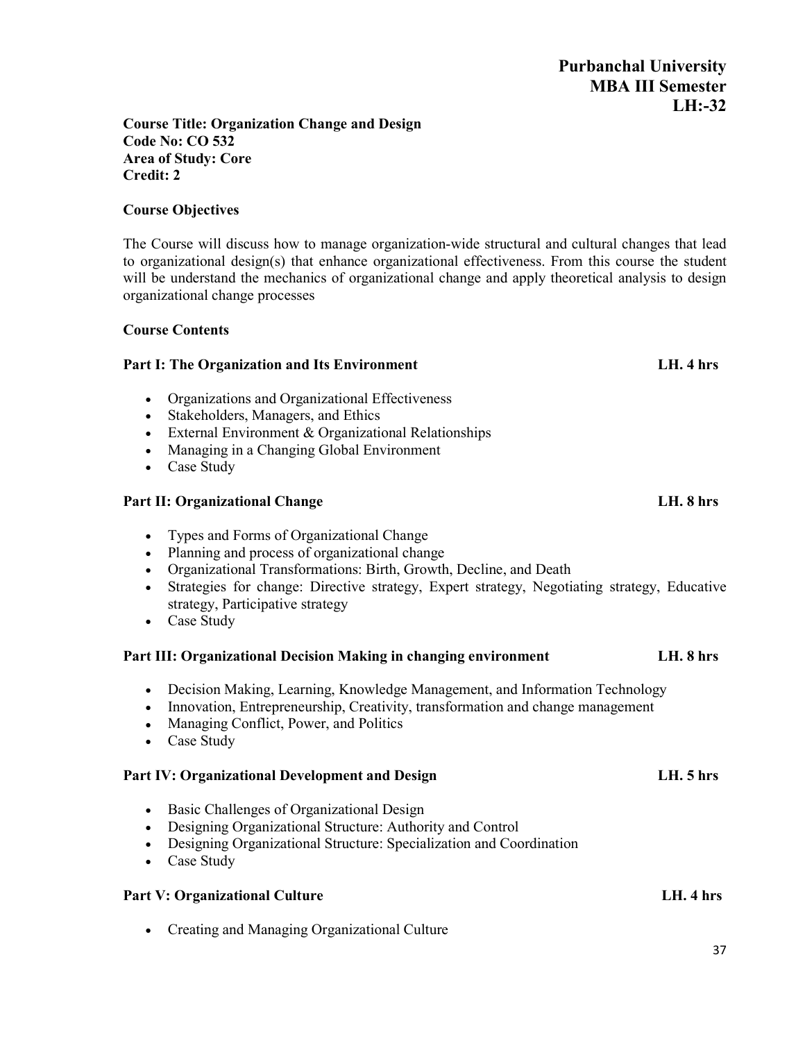**Purbanchal University**
**MBA III Semester**
**LH:-32**

**Course Title: Organization Change and Design**
**Code No: CO 532**
**Area of Study: Core**
**Credit: 2**

**Course Objectives**

The Course will discuss how to manage organization-wide structural and cultural changes that lead to organizational design(s) that enhance organizational effectiveness. From this course the student will be understand the mechanics of organizational change and apply theoretical analysis to design organizational change processes

**Course Contents**

**Part I: The Organization and Its Environment** **LH. 4 hrs**

- Organizations and Organizational Effectiveness
- Stakeholders, Managers, and Ethics
- External Environment & Organizational Relationships
- Managing in a Changing Global Environment
- Case Study

**Part II: Organizational Change** **LH. 8 hrs**

- Types and Forms of Organizational Change
- Planning and process of organizational change
- Organizational Transformations: Birth, Growth, Decline, and Death
- Strategies for change: Directive strategy, Expert strategy, Negotiating strategy, Educative strategy, Participative strategy
- Case Study

**Part III: Organizational Decision Making in changing environment** **LH. 8 hrs**

- Decision Making, Learning, Knowledge Management, and Information Technology
- Innovation, Entrepreneurship, Creativity, transformation and change management
- Managing Conflict, Power, and Politics
- Case Study

**Part IV: Organizational Development and Design** **LH. 5 hrs**

- Basic Challenges of Organizational Design
- Designing Organizational Structure: Authority and Control
- Designing Organizational Structure: Specialization and Coordination
- Case Study

**Part V: Organizational Culture** **LH. 4 hrs**

- Creating and Managing Organizational Culture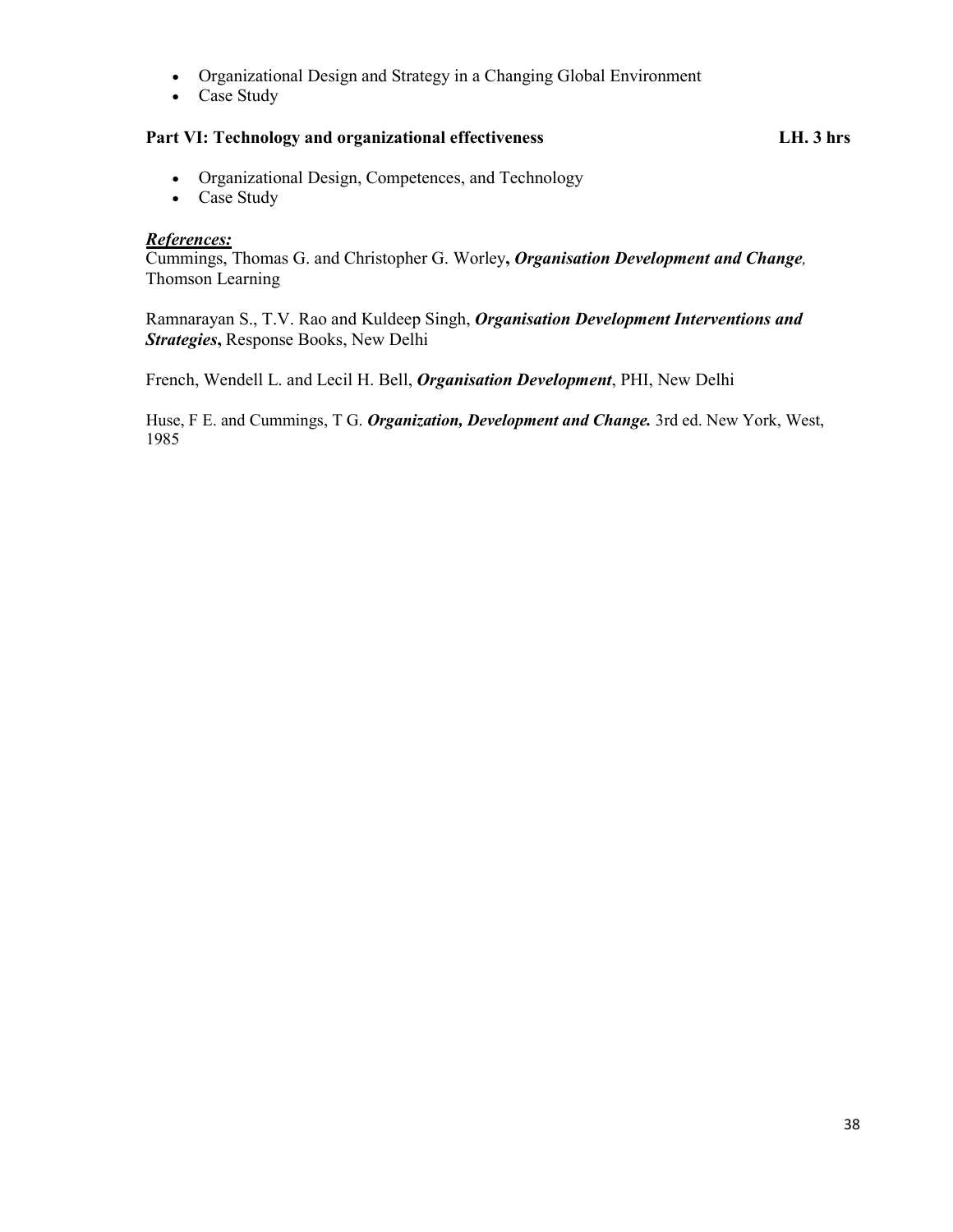- Organizational Design and Strategy in a Changing Global Environment
- Case Study

**Part VI: Technology and organizational effectiveness** **LH. 3 hrs**

- Organizational Design, Competences, and Technology
- Case Study

***References:***

Cummings, Thomas G. and Christopher G. Worley**, *Organisation Development and Change*,** Thomson Learning

Ramnarayan S., T.V. Rao and Kuldeep Singh, ***Organisation Development Interventions and Strategies*,** Response Books, New Delhi

French, Wendell L. and Lecil H. Bell, ***Organisation Development***, PHI, New Delhi

Huse, F E. and Cummings, T G. ***Organization, Development and Change.*** 3rd ed. New York, West, 1985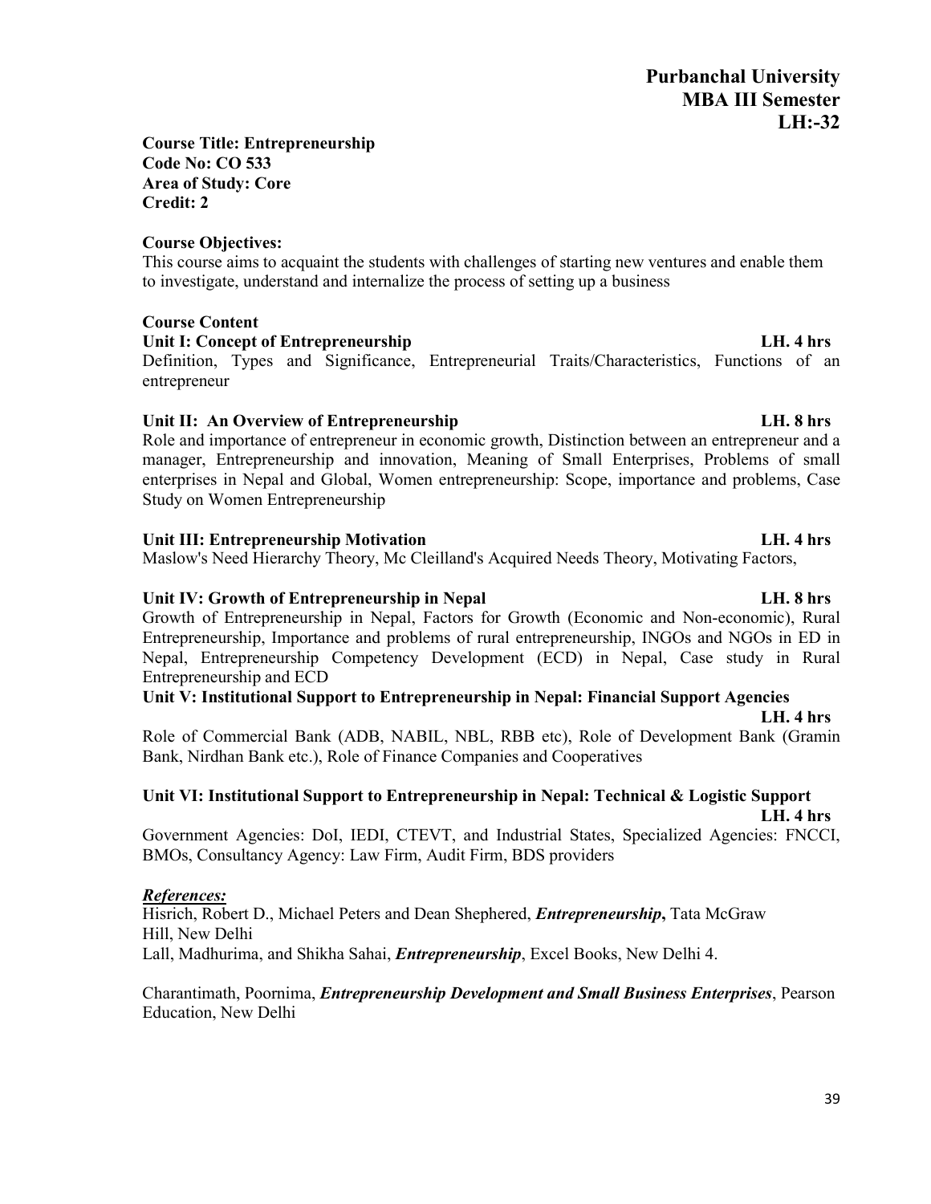**Purbanchal University**
**MBA III Semester**
**LH:-32**

**Course Title: Entrepreneurship**
**Code No: CO 533**
**Area of Study: Core**
**Credit: 2**

**Course Objectives:**

This course aims to acquaint the students with challenges of starting new ventures and enable them to investigate, understand and internalize the process of setting up a business

**Course Content**

**Unit I: Concept of Entrepreneurship LH. 4 hrs**

Definition, Types and Significance, Entrepreneurial Traits/Characteristics, Functions of an entrepreneur

**Unit II: An Overview of Entrepreneurship LH. 8 hrs**

Role and importance of entrepreneur in economic growth, Distinction between an entrepreneur and a manager, Entrepreneurship and innovation, Meaning of Small Enterprises, Problems of small enterprises in Nepal and Global, Women entrepreneurship: Scope, importance and problems, Case Study on Women Entrepreneurship

**Unit III: Entrepreneurship Motivation LH. 4 hrs**

Maslow's Need Hierarchy Theory, Mc Cleilland's Acquired Needs Theory, Motivating Factors,

**Unit IV: Growth of Entrepreneurship in Nepal LH. 8 hrs**

Growth of Entrepreneurship in Nepal, Factors for Growth (Economic and Non-economic), Rural Entrepreneurship, Importance and problems of rural entrepreneurship, INGOs and NGOs in ED in Nepal, Entrepreneurship Competency Development (ECD) in Nepal, Case study in Rural Entrepreneurship and ECD

**Unit V: Institutional Support to Entrepreneurship in Nepal: Financial Support Agencies LH. 4 hrs**

Role of Commercial Bank (ADB, NABIL, NBL, RBB etc), Role of Development Bank (Gramin Bank, Nirdhan Bank etc.), Role of Finance Companies and Cooperatives

**Unit VI: Institutional Support to Entrepreneurship in Nepal: Technical & Logistic Support LH. 4 hrs**

Government Agencies: DoI, IEDI, CTEVT, and Industrial States, Specialized Agencies: FNCCI, BMOs, Consultancy Agency: Law Firm, Audit Firm, BDS providers

***References:***

Hisrich, Robert D., Michael Peters and Dean Shephered, ***Entrepreneurship*****,** Tata McGraw Hill, New Delhi

Lall, Madhurima, and Shikha Sahai, ***Entrepreneurship***, Excel Books, New Delhi 4.

Charantimath, Poornima, ***Entrepreneurship Development and Small Business Enterprises***, Pearson Education, New Delhi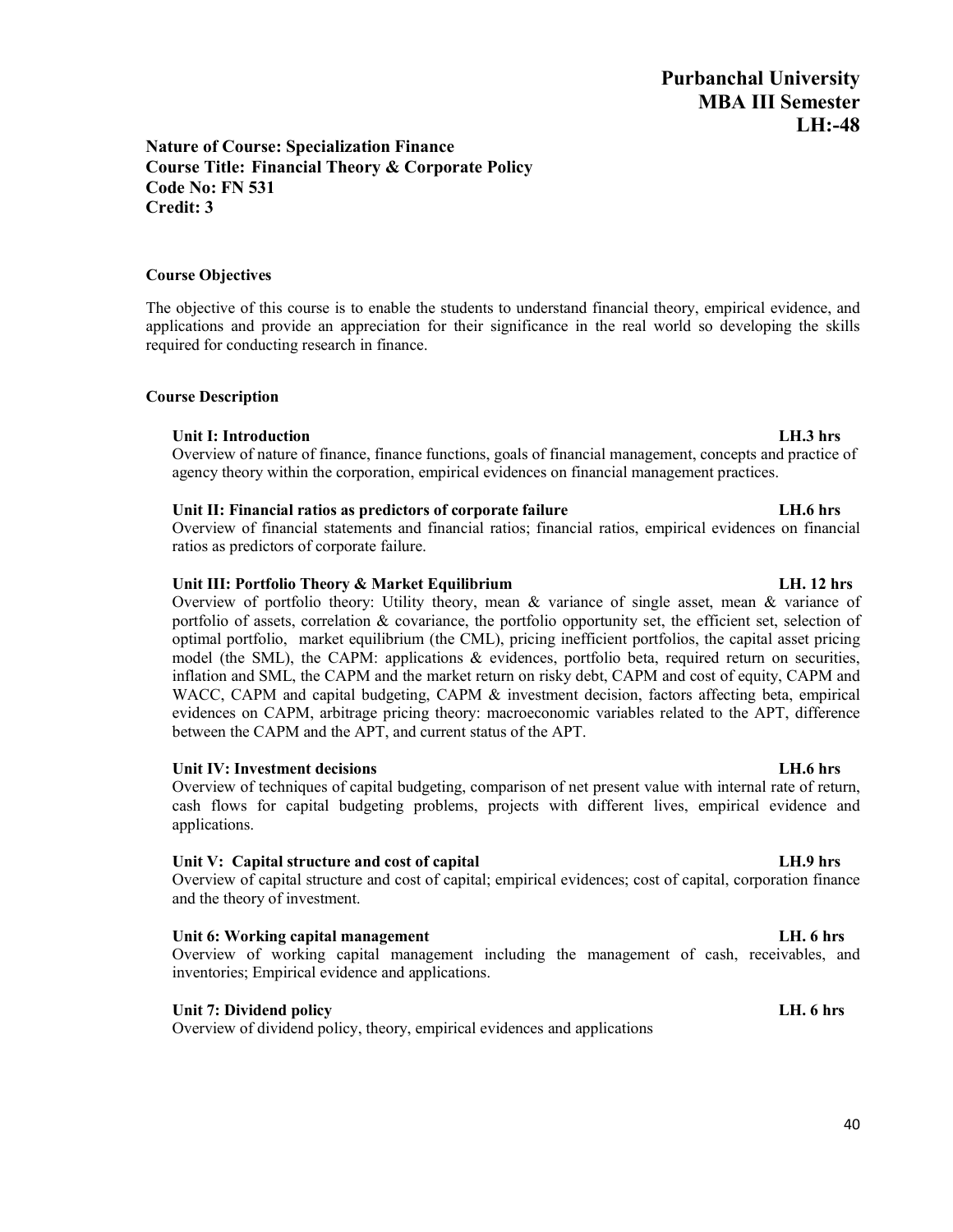**Purbanchal University**
**MBA III Semester**
**LH:-48**

**Nature of Course: Specialization Finance**
**Course Title: Financial Theory & Corporate Policy**
**Code No: FN 531**
**Credit: 3**

**Course Objectives**

The objective of this course is to enable the students to understand financial theory, empirical evidence, and applications and provide an appreciation for their significance in the real world so developing the skills required for conducting research in finance.

**Course Description**

**Unit I: Introduction** **LH.3 hrs**
Overview of nature of finance, finance functions, goals of financial management, concepts and practice of agency theory within the corporation, empirical evidences on financial management practices.

**Unit II: Financial ratios as predictors of corporate failure** **LH.6 hrs**
Overview of financial statements and financial ratios; financial ratios, empirical evidences on financial ratios as predictors of corporate failure.

**Unit III: Portfolio Theory & Market Equilibrium** **LH. 12 hrs**
Overview of portfolio theory: Utility theory, mean & variance of single asset, mean & variance of portfolio of assets, correlation & covariance, the portfolio opportunity set, the efficient set, selection of optimal portfolio, market equilibrium (the CML), pricing inefficient portfolios, the capital asset pricing model (the SML), the CAPM: applications & evidences, portfolio beta, required return on securities, inflation and SML, the CAPM and the market return on risky debt, CAPM and cost of equity, CAPM and WACC, CAPM and capital budgeting, CAPM & investment decision, factors affecting beta, empirical evidences on CAPM, arbitrage pricing theory: macroeconomic variables related to the APT, difference between the CAPM and the APT, and current status of the APT.

**Unit IV: Investment decisions** **LH.6 hrs**
Overview of techniques of capital budgeting, comparison of net present value with internal rate of return, cash flows for capital budgeting problems, projects with different lives, empirical evidence and applications.

**Unit V: Capital structure and cost of capital** **LH.9 hrs**
Overview of capital structure and cost of capital; empirical evidences; cost of capital, corporation finance and the theory of investment.

**Unit 6: Working capital management** **LH. 6 hrs**
Overview of working capital management including the management of cash, receivables, and inventories; Empirical evidence and applications.

**Unit 7: Dividend policy** **LH. 6 hrs**
Overview of dividend policy, theory, empirical evidences and applications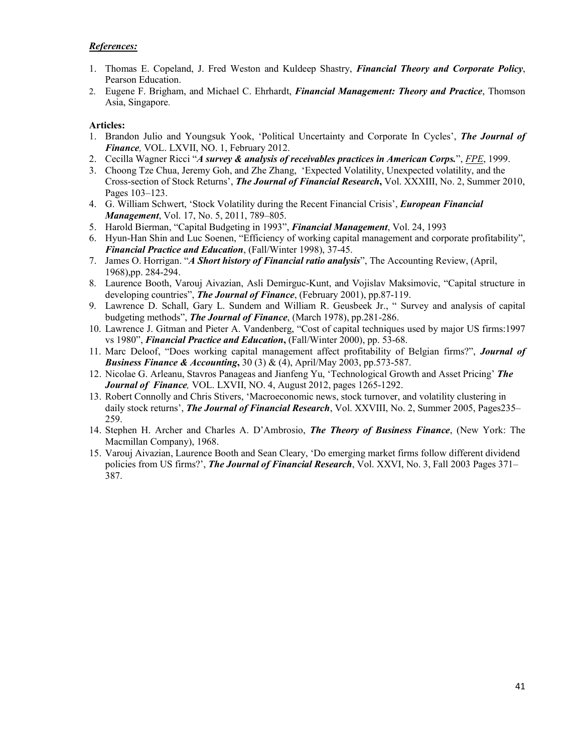***References:***

1. Thomas E. Copeland, J. Fred Weston and Kuldeep Shastry, ***Financial Theory and Corporate Policy***, Pearson Education.
2. Eugene F. Brigham, and Michael C. Ehrhardt, ***Financial Management: Theory and Practice***, Thomson Asia, Singapore.

**Articles:**

1. Brandon Julio and Youngsuk Yook, 'Political Uncertainty and Corporate In Cycles', ***The Journal of Finance,*** VOL. LXVII, NO. 1, February 2012.
2. Cecilla Wagner Ricci "***A survey & analysis of receivables practices in American Corps.***", *FPE*, 1999.
3. Choong Tze Chua, Jeremy Goh, and Zhe Zhang, 'Expected Volatility, Unexpected volatility, and the Cross-section of Stock Returns', ***The Journal of Financial Research*****,** Vol. XXXIII, No. 2, Summer 2010, Pages 103–123.
4. G. William Schwert, 'Stock Volatility during the Recent Financial Crisis', ***European Financial Management***, Vol. 17, No. 5, 2011, 789–805.
5. Harold Bierman, "Capital Budgeting in 1993", ***Financial Management***, Vol. 24, 1993
6. Hyun-Han Shin and Luc Soenen, "Efficiency of working capital management and corporate profitability", ***Financial Practice and Education***, (Fall/Winter 1998), 37-45.
7. James O. Horrigan. "***A Short history of Financial ratio analysis***", The Accounting Review, (April, 1968),pp. 284-294.
8. Laurence Booth, Varouj Aivazian, Asli Demirguc-Kunt, and Vojislav Maksimovic, "Capital structure in developing countries", ***The Journal of Finance***, (February 2001), pp.87-119.
9. Lawrence D. Schall, Gary L. Sundem and William R. Geusbeek Jr., " Survey and analysis of capital budgeting methods", ***The Journal of Finance***, (March 1978), pp.281-286.
10. Lawrence J. Gitman and Pieter A. Vandenberg, "Cost of capital techniques used by major US firms:1997 vs 1980", ***Financial Practice and Education*****,** (Fall/Winter 2000), pp. 53-68.
11. Marc Deloof, "Does working capital management affect profitability of Belgian firms?", ***Journal of Business Finance & Accounting*****,** 30 (3) & (4), April/May 2003, pp.573-587.
12. Nicolae G. Arleanu, Stavros Panageas and Jianfeng Yu, 'Technological Growth and Asset Pricing' ***The Journal of Finance,*** VOL. LXVII, NO. 4, August 2012, pages 1265-1292.
13. Robert Connolly and Chris Stivers, 'Macroeconomic news, stock turnover, and volatility clustering in daily stock returns', ***The Journal of Financial Research***, Vol. XXVIII, No. 2, Summer 2005, Pages235–259.
14. Stephen H. Archer and Charles A. D'Ambrosio, ***The Theory of Business Finance***, (New York: The Macmillan Company), 1968.
15. Varouj Aivazian, Laurence Booth and Sean Cleary, 'Do emerging market firms follow different dividend policies from US firms?', ***The Journal of Financial Research***, Vol. XXVI, No. 3, Fall 2003 Pages 371–387.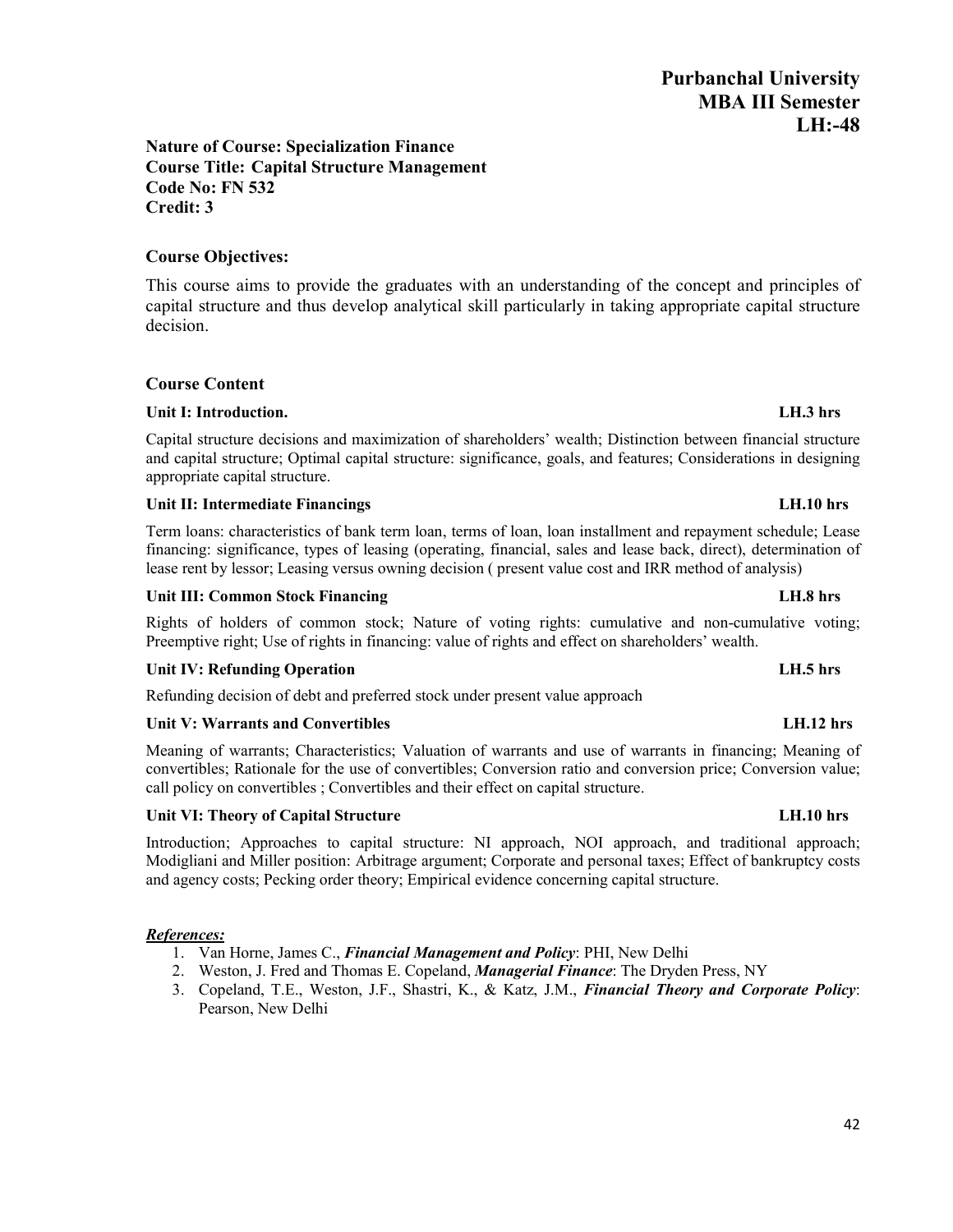# Purbanchal University
## MBA III Semester
## LH:-48

**Nature of Course: Specialization Finance**
**Course Title: Capital Structure Management**
**Code No: FN 532**
**Credit: 3**

### Course Objectives:

This course aims to provide the graduates with an understanding of the concept and principles of capital structure and thus develop analytical skill particularly in taking appropriate capital structure decision.

### Course Content

**Unit I: Introduction.** **LH.3 hrs**

Capital structure decisions and maximization of shareholders' wealth; Distinction between financial structure and capital structure; Optimal capital structure: significance, goals, and features; Considerations in designing appropriate capital structure.

**Unit II: Intermediate Financings** **LH.10 hrs**

Term loans: characteristics of bank term loan, terms of loan, loan installment and repayment schedule; Lease financing: significance, types of leasing (operating, financial, sales and lease back, direct), determination of lease rent by lessor; Leasing versus owning decision ( present value cost and IRR method of analysis)

**Unit III: Common Stock Financing** **LH.8 hrs**

Rights of holders of common stock; Nature of voting rights: cumulative and non-cumulative voting; Preemptive right; Use of rights in financing: value of rights and effect on shareholders' wealth.

**Unit IV: Refunding Operation** **LH.5 hrs**

Refunding decision of debt and preferred stock under present value approach

**Unit V: Warrants and Convertibles** **LH.12 hrs**

Meaning of warrants; Characteristics; Valuation of warrants and use of warrants in financing; Meaning of convertibles; Rationale for the use of convertibles; Conversion ratio and conversion price; Conversion value; call policy on convertibles ; Convertibles and their effect on capital structure.

**Unit VI: Theory of Capital Structure** **LH.10 hrs**

Introduction; Approaches to capital structure: NI approach, NOI approach, and traditional approach; Modigliani and Miller position: Arbitrage argument; Corporate and personal taxes; Effect of bankruptcy costs and agency costs; Pecking order theory; Empirical evidence concerning capital structure.

***References:***

1. Van Horne, James C., ***Financial Management and Policy***: PHI, New Delhi
2. Weston, J. Fred and Thomas E. Copeland, ***Managerial Finance***: The Dryden Press, NY
3. Copeland, T.E., Weston, J.F., Shastri, K., & Katz, J.M., ***Financial Theory and Corporate Policy***: Pearson, New Delhi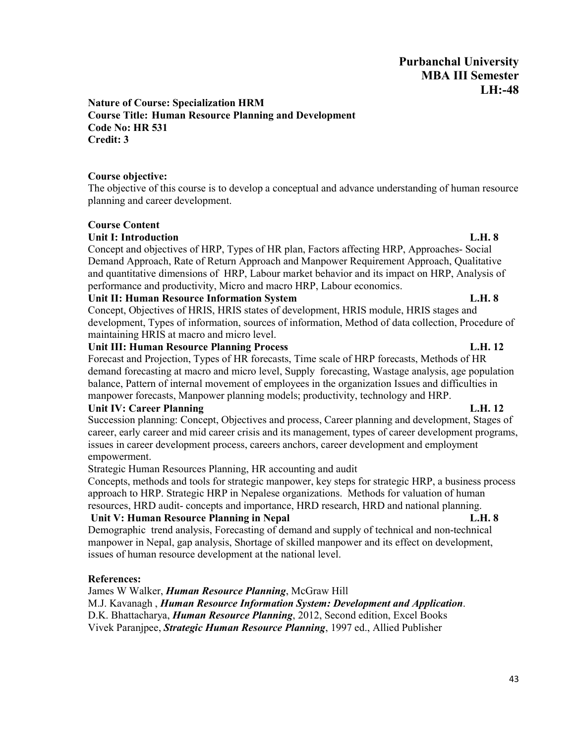**Purbanchal University**
**MBA III Semester**
**LH:-48**

**Nature of Course: Specialization HRM**
**Course Title: Human Resource Planning and Development**
**Code No: HR 531**
**Credit: 3**

**Course objective:**

The objective of this course is to develop a conceptual and advance understanding of human resource planning and career development.

**Course Content**

**Unit I: Introduction L.H. 8**

Concept and objectives of HRP, Types of HR plan, Factors affecting HRP, Approaches- Social Demand Approach, Rate of Return Approach and Manpower Requirement Approach, Qualitative and quantitative dimensions of HRP, Labour market behavior and its impact on HRP, Analysis of performance and productivity, Micro and macro HRP, Labour economics.

**Unit II: Human Resource Information System L.H. 8**

Concept, Objectives of HRIS, HRIS states of development, HRIS module, HRIS stages and development, Types of information, sources of information, Method of data collection, Procedure of maintaining HRIS at macro and micro level.

**Unit III: Human Resource Planning Process L.H. 12**

Forecast and Projection, Types of HR forecasts, Time scale of HRP forecasts, Methods of HR demand forecasting at macro and micro level, Supply forecasting, Wastage analysis, age population balance, Pattern of internal movement of employees in the organization Issues and difficulties in manpower forecasts, Manpower planning models; productivity, technology and HRP.

**Unit IV: Career Planning L.H. 12**

Succession planning: Concept, Objectives and process, Career planning and development, Stages of career, early career and mid career crisis and its management, types of career development programs, issues in career development process, careers anchors, career development and employment empowerment.

Strategic Human Resources Planning, HR accounting and audit

Concepts, methods and tools for strategic manpower, key steps for strategic HRP, a business process approach to HRP. Strategic HRP in Nepalese organizations. Methods for valuation of human resources, HRD audit- concepts and importance, HRD research, HRD and national planning.

**Unit V: Human Resource Planning in Nepal L.H. 8**

Demographic trend analysis, Forecasting of demand and supply of technical and non-technical manpower in Nepal, gap analysis, Shortage of skilled manpower and its effect on development, issues of human resource development at the national level.

**References:**

James W Walker, ***Human Resource Planning***, McGraw Hill

M.J. Kavanagh , ***Human Resource Information System: Development and Application***.

D.K. Bhattacharya, ***Human Resource Planning***, 2012, Second edition, Excel Books

Vivek Paranjpee, ***Strategic Human Resource Planning***, 1997 ed., Allied Publisher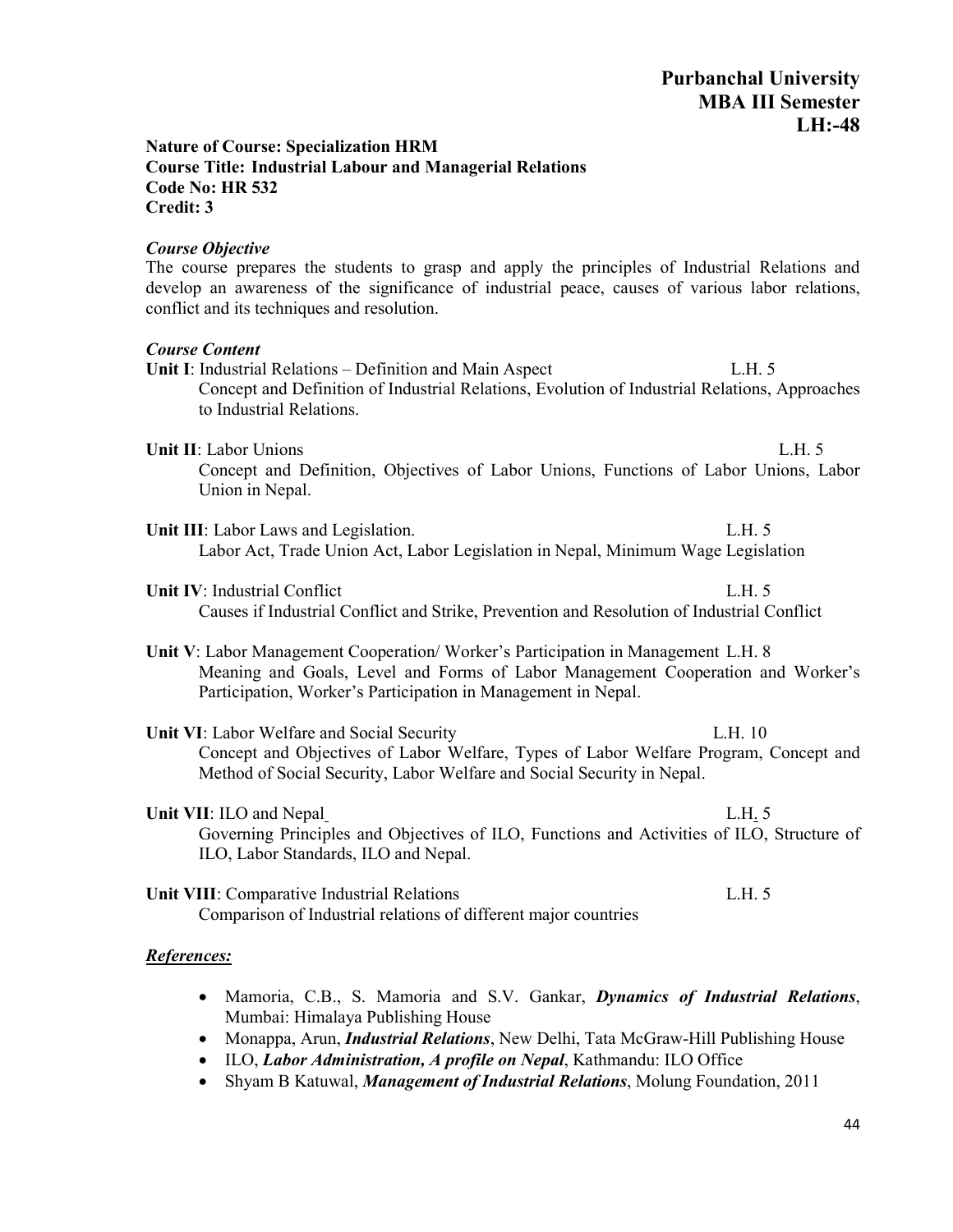# Purbanchal University
## MBA III Semester
## LH:-48

**Nature of Course: Specialization HRM**
**Course Title: Industrial Labour and Managerial Relations**
**Code No: HR 532**
**Credit: 3**

***Course Objective***

The course prepares the students to grasp and apply the principles of Industrial Relations and develop an awareness of the significance of industrial peace, causes of various labor relations, conflict and its techniques and resolution.

***Course Content***

**Unit I**: Industrial Relations – Definition and Main Aspect L.H. 5

Concept and Definition of Industrial Relations, Evolution of Industrial Relations, Approaches to Industrial Relations.

**Unit II**: Labor Unions L.H. 5

Concept and Definition, Objectives of Labor Unions, Functions of Labor Unions, Labor Union in Nepal.

**Unit III**: Labor Laws and Legislation. L.H. 5

Labor Act, Trade Union Act, Labor Legislation in Nepal, Minimum Wage Legislation

**Unit IV**: Industrial Conflict L.H. 5

Causes if Industrial Conflict and Strike, Prevention and Resolution of Industrial Conflict

**Unit V**: Labor Management Cooperation/ Worker's Participation in Management L.H. 8

Meaning and Goals, Level and Forms of Labor Management Cooperation and Worker's Participation, Worker's Participation in Management in Nepal.

**Unit VI**: Labor Welfare and Social Security L.H. 10

Concept and Objectives of Labor Welfare, Types of Labor Welfare Program, Concept and Method of Social Security, Labor Welfare and Social Security in Nepal.

**Unit VII**: ILO and Nepal L.H. 5

Governing Principles and Objectives of ILO, Functions and Activities of ILO, Structure of ILO, Labor Standards, ILO and Nepal.

**Unit VIII**: Comparative Industrial Relations L.H. 5

Comparison of Industrial relations of different major countries

***References:***

- Mamoria, C.B., S. Mamoria and S.V. Gankar, ***Dynamics of Industrial Relations***, Mumbai: Himalaya Publishing House
- Monappa, Arun, ***Industrial Relations***, New Delhi, Tata McGraw-Hill Publishing House
- ILO, ***Labor Administration, A profile on Nepal***, Kathmandu: ILO Office
- Shyam B Katuwal, ***Management of Industrial Relations***, Molung Foundation, 2011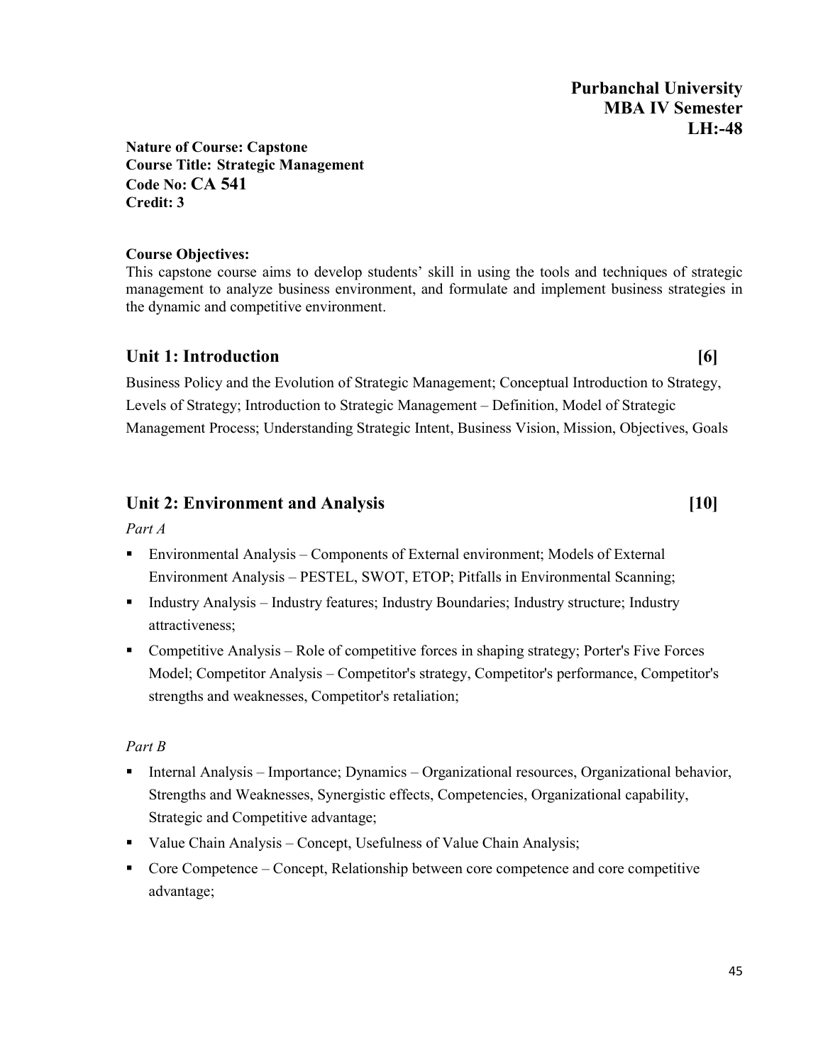**Purbanchal University**
**MBA IV Semester**
**LH:-48**

**Nature of Course: Capstone**
**Course Title: Strategic Management**
**Code No: CA 541**
**Credit: 3**

**Course Objectives:**
This capstone course aims to develop students' skill in using the tools and techniques of strategic management to analyze business environment, and formulate and implement business strategies in the dynamic and competitive environment.

## Unit 1: Introduction [6]

Business Policy and the Evolution of Strategic Management; Conceptual Introduction to Strategy, Levels of Strategy; Introduction to Strategic Management – Definition, Model of Strategic Management Process; Understanding Strategic Intent, Business Vision, Mission, Objectives, Goals

## Unit 2: Environment and Analysis [10]

*Part A*

- Environmental Analysis – Components of External environment; Models of External Environment Analysis – PESTEL, SWOT, ETOP; Pitfalls in Environmental Scanning;
- Industry Analysis – Industry features; Industry Boundaries; Industry structure; Industry attractiveness;
- Competitive Analysis – Role of competitive forces in shaping strategy; Porter's Five Forces Model; Competitor Analysis – Competitor's strategy, Competitor's performance, Competitor's strengths and weaknesses, Competitor's retaliation;

*Part B*

- Internal Analysis – Importance; Dynamics – Organizational resources, Organizational behavior, Strengths and Weaknesses, Synergistic effects, Competencies, Organizational capability, Strategic and Competitive advantage;
- Value Chain Analysis – Concept, Usefulness of Value Chain Analysis;
- Core Competence – Concept, Relationship between core competence and core competitive advantage;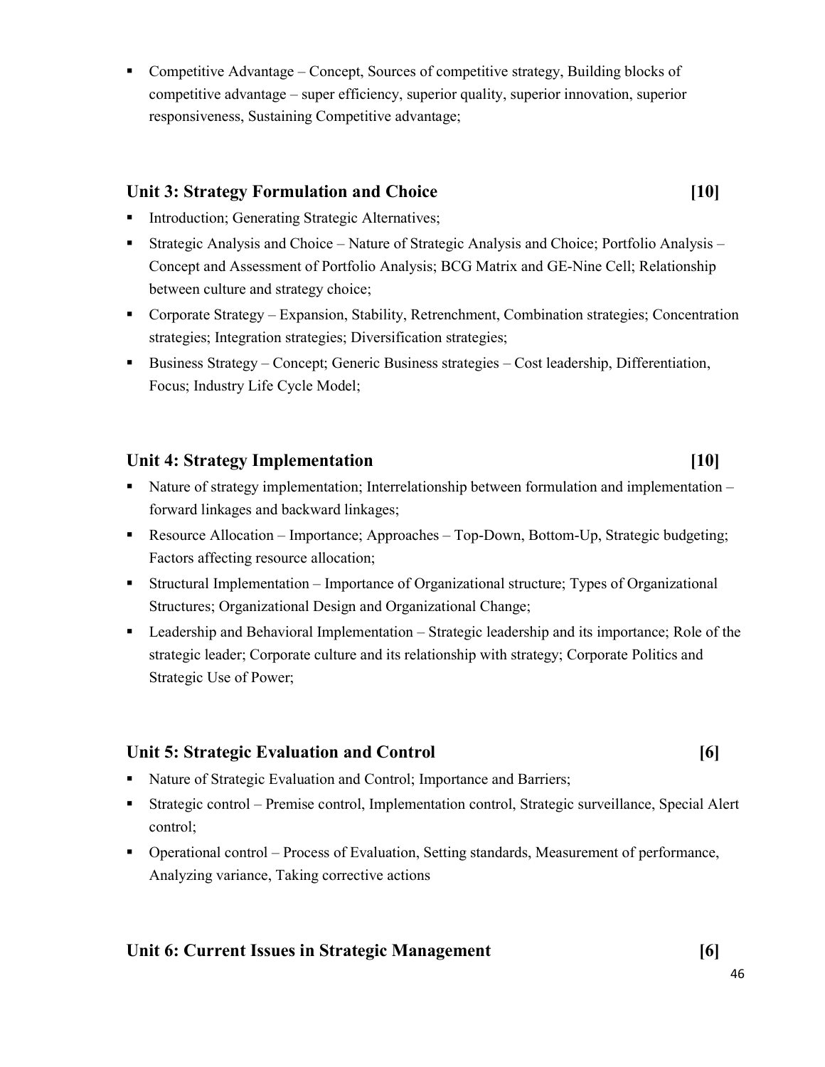- Competitive Advantage – Concept, Sources of competitive strategy, Building blocks of competitive advantage – super efficiency, superior quality, superior innovation, superior responsiveness, Sustaining Competitive advantage;

## Unit 3: Strategy Formulation and Choice [10]

- Introduction; Generating Strategic Alternatives;
- Strategic Analysis and Choice – Nature of Strategic Analysis and Choice; Portfolio Analysis – Concept and Assessment of Portfolio Analysis; BCG Matrix and GE-Nine Cell; Relationship between culture and strategy choice;
- Corporate Strategy – Expansion, Stability, Retrenchment, Combination strategies; Concentration strategies; Integration strategies; Diversification strategies;
- Business Strategy – Concept; Generic Business strategies – Cost leadership, Differentiation, Focus; Industry Life Cycle Model;

## Unit 4: Strategy Implementation [10]

- Nature of strategy implementation; Interrelationship between formulation and implementation – forward linkages and backward linkages;
- Resource Allocation – Importance; Approaches – Top-Down, Bottom-Up, Strategic budgeting; Factors affecting resource allocation;
- Structural Implementation – Importance of Organizational structure; Types of Organizational Structures; Organizational Design and Organizational Change;
- Leadership and Behavioral Implementation – Strategic leadership and its importance; Role of the strategic leader; Corporate culture and its relationship with strategy; Corporate Politics and Strategic Use of Power;

## Unit 5: Strategic Evaluation and Control [6]

- Nature of Strategic Evaluation and Control; Importance and Barriers;
- Strategic control – Premise control, Implementation control, Strategic surveillance, Special Alert control;
- Operational control – Process of Evaluation, Setting standards, Measurement of performance, Analyzing variance, Taking corrective actions

## Unit 6: Current Issues in Strategic Management [6]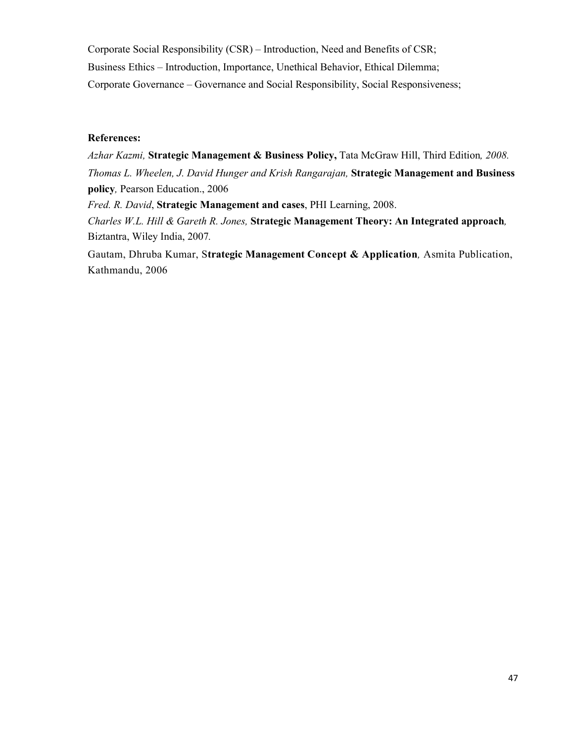Corporate Social Responsibility (CSR) – Introduction, Need and Benefits of CSR;
Business Ethics – Introduction, Importance, Unethical Behavior, Ethical Dilemma;
Corporate Governance – Governance and Social Responsibility, Social Responsiveness;

**References:**

*Azhar Kazmi,* **Strategic Management & Business Policy,** Tata McGraw Hill, Third Edition*, 2008.*

*Thomas L. Wheelen, J. David Hunger and Krish Rangarajan,* **Strategic Management and Business policy***,* Pearson Education., 2006

*Fred. R. David*, **Strategic Management and cases**, PHI Learning, 2008.

*Charles W.L. Hill & Gareth R. Jones,* **Strategic Management Theory: An Integrated approach***,* Biztantra, Wiley India, 2007*.*

Gautam, Dhruba Kumar, S**trategic Management Concept & Application***,* Asmita Publication, Kathmandu, 2006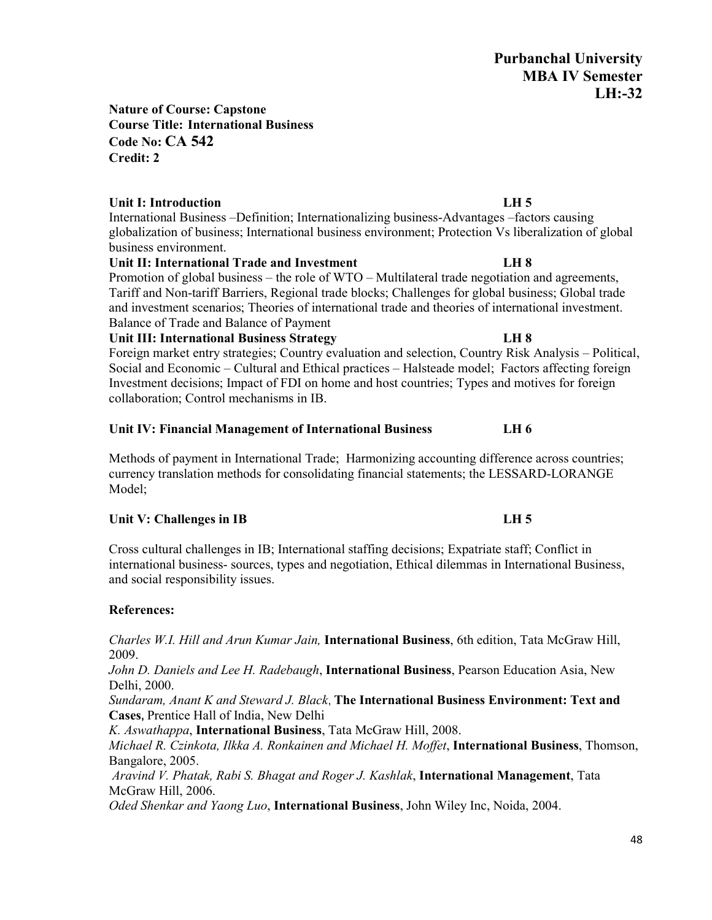**Purbanchal University**
**MBA IV Semester**
**LH:-32**

**Nature of Course: Capstone**
**Course Title: International Business**
**Code No: CA 542**
**Credit: 2**

**Unit I: Introduction** **LH 5**

International Business –Definition; Internationalizing business-Advantages –factors causing globalization of business; International business environment; Protection Vs liberalization of global business environment.

**Unit II: International Trade and Investment** **LH 8**

Promotion of global business – the role of WTO – Multilateral trade negotiation and agreements, Tariff and Non-tariff Barriers, Regional trade blocks; Challenges for global business; Global trade and investment scenarios; Theories of international trade and theories of international investment. Balance of Trade and Balance of Payment

**Unit III: International Business Strategy** **LH 8**

Foreign market entry strategies; Country evaluation and selection, Country Risk Analysis – Political, Social and Economic – Cultural and Ethical practices – Halsteade model; Factors affecting foreign Investment decisions; Impact of FDI on home and host countries; Types and motives for foreign collaboration; Control mechanisms in IB.

**Unit IV: Financial Management of International Business** **LH 6**

Methods of payment in International Trade; Harmonizing accounting difference across countries; currency translation methods for consolidating financial statements; the LESSARD-LORANGE Model;

**Unit V: Challenges in IB** **LH 5**

Cross cultural challenges in IB; International staffing decisions; Expatriate staff; Conflict in international business- sources, types and negotiation, Ethical dilemmas in International Business, and social responsibility issues.

**References:**

*Charles W.I. Hill and Arun Kumar Jain,* **International Business**, 6th edition, Tata McGraw Hill, 2009.

*John D. Daniels and Lee H. Radebaugh*, **International Business**, Pearson Education Asia, New Delhi, 2000.

*Sundaram, Anant K and Steward J. Black*, **The International Business Environment: Text and Cases**, Prentice Hall of India, New Delhi

*K. Aswathappa*, **International Business**, Tata McGraw Hill, 2008.

*Michael R. Czinkota, Ilkka A. Ronkainen and Michael H. Moffet*, **International Business**, Thomson, Bangalore, 2005.

*Aravind V. Phatak, Rabi S. Bhagat and Roger J. Kashlak*, **International Management**, Tata McGraw Hill, 2006.

*Oded Shenkar and Yaong Luo*, **International Business**, John Wiley Inc, Noida, 2004.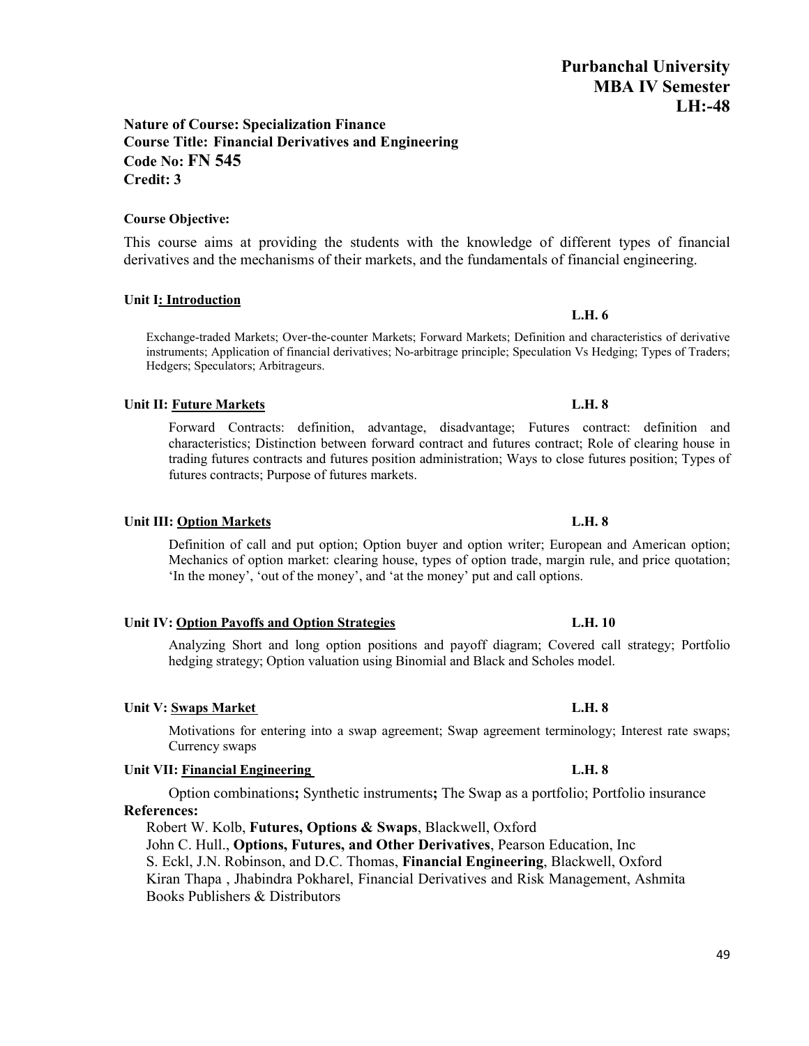**Purbanchal University**
**MBA IV Semester**
**LH:-48**

**Nature of Course: Specialization Finance**
**Course Title: Financial Derivatives and Engineering**
**Code No: FN 545**
**Credit: 3**

**Course Objective:**

This course aims at providing the students with the knowledge of different types of financial derivatives and the mechanisms of their markets, and the fundamentals of financial engineering.

**Unit I: Introduction** **L.H. 6**

Exchange-traded Markets; Over-the-counter Markets; Forward Markets; Definition and characteristics of derivative instruments; Application of financial derivatives; No-arbitrage principle; Speculation Vs Hedging; Types of Traders; Hedgers; Speculators; Arbitrageurs.

**Unit II: Future Markets** **L.H. 8**

Forward Contracts: definition, advantage, disadvantage; Futures contract: definition and characteristics; Distinction between forward contract and futures contract; Role of clearing house in trading futures contracts and futures position administration; Ways to close futures position; Types of futures contracts; Purpose of futures markets.

**Unit III: Option Markets** **L.H. 8**

Definition of call and put option; Option buyer and option writer; European and American option; Mechanics of option market: clearing house, types of option trade, margin rule, and price quotation; 'In the money', 'out of the money', and 'at the money' put and call options.

**Unit IV: Option Payoffs and Option Strategies** **L.H. 10**

Analyzing Short and long option positions and payoff diagram; Covered call strategy; Portfolio hedging strategy; Option valuation using Binomial and Black and Scholes model.

**Unit V: Swaps Market** **L.H. 8**

Motivations for entering into a swap agreement; Swap agreement terminology; Interest rate swaps; Currency swaps

**Unit VII: Financial Engineering** **L.H. 8**

Option combinations**;** Synthetic instruments**;** The Swap as a portfolio; Portfolio insurance

**References:**

Robert W. Kolb, **Futures, Options & Swaps**, Blackwell, Oxford
John C. Hull., **Options, Futures, and Other Derivatives**, Pearson Education, Inc
S. Eckl, J.N. Robinson, and D.C. Thomas, **Financial Engineering**, Blackwell, Oxford
Kiran Thapa , Jhabindra Pokharel, Financial Derivatives and Risk Management, Ashmita Books Publishers & Distributors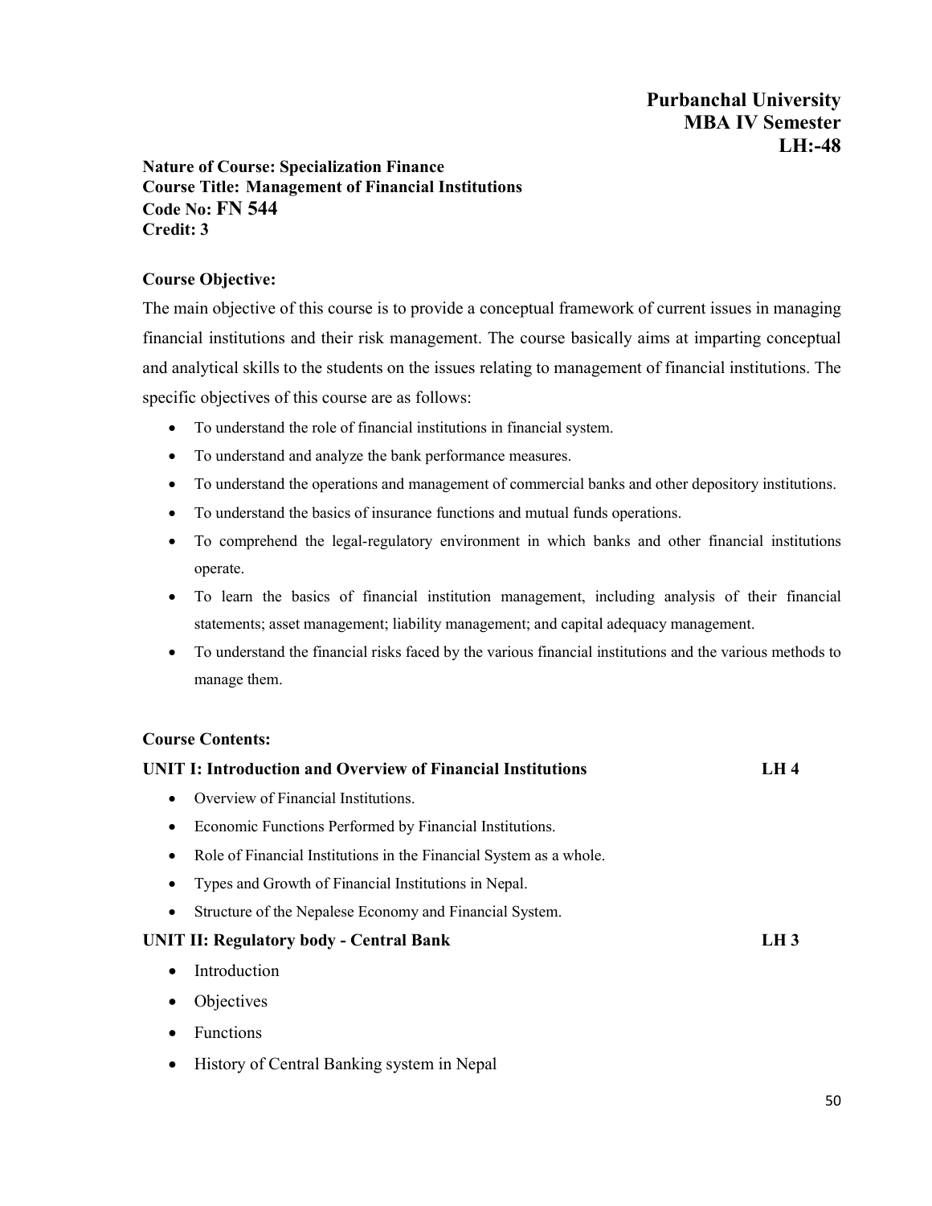**Purbanchal University**
**MBA IV Semester**
**LH:-48**

**Nature of Course: Specialization Finance**
**Course Title: Management of Financial Institutions**
**Code No: FN 544**
**Credit: 3**

**Course Objective:**

The main objective of this course is to provide a conceptual framework of current issues in managing financial institutions and their risk management. The course basically aims at imparting conceptual and analytical skills to the students on the issues relating to management of financial institutions. The specific objectives of this course are as follows:

- To understand the role of financial institutions in financial system.
- To understand and analyze the bank performance measures.
- To understand the operations and management of commercial banks and other depository institutions.
- To understand the basics of insurance functions and mutual funds operations.
- To comprehend the legal-regulatory environment in which banks and other financial institutions operate.
- To learn the basics of financial institution management, including analysis of their financial statements; asset management; liability management; and capital adequacy management.
- To understand the financial risks faced by the various financial institutions and the various methods to manage them.

**Course Contents:**

**UNIT I: Introduction and Overview of Financial Institutions** **LH 4**

- Overview of Financial Institutions.
- Economic Functions Performed by Financial Institutions.
- Role of Financial Institutions in the Financial System as a whole.
- Types and Growth of Financial Institutions in Nepal.
- Structure of the Nepalese Economy and Financial System.

**UNIT II: Regulatory body - Central Bank** **LH 3**

- Introduction
- Objectives
- Functions
- History of Central Banking system in Nepal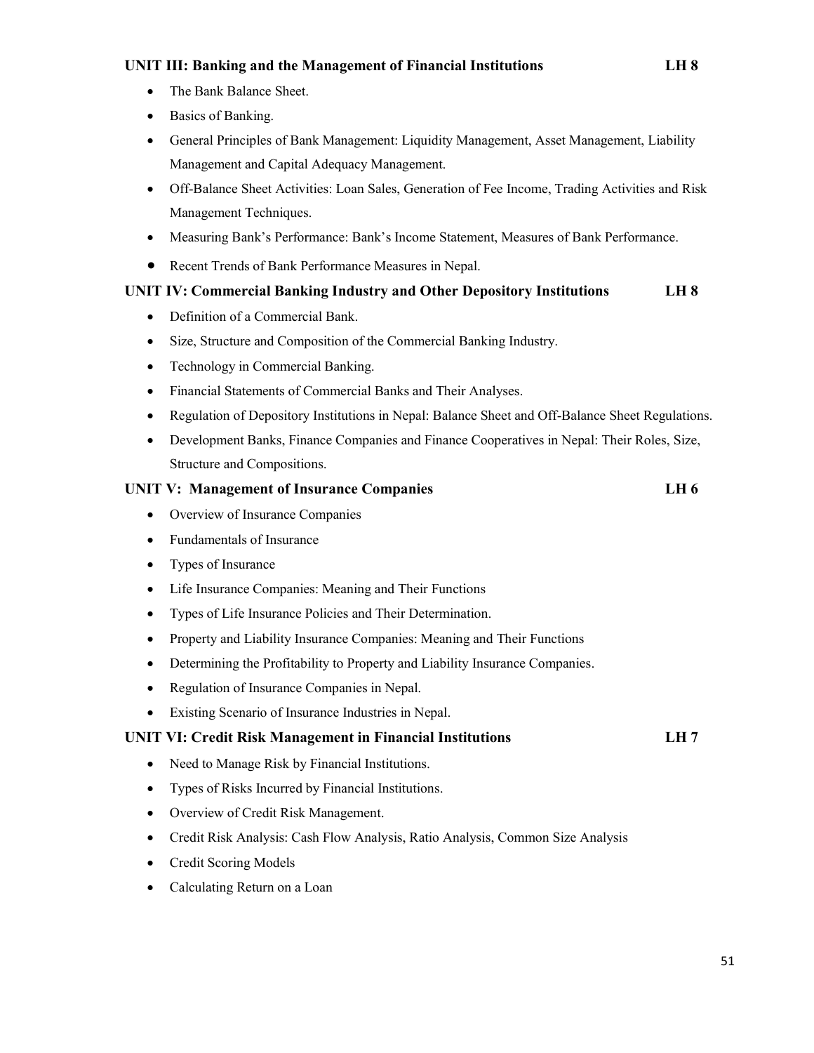### UNIT III: Banking and the Management of Financial Institutions LH 8

- The Bank Balance Sheet.
- Basics of Banking.
- General Principles of Bank Management: Liquidity Management, Asset Management, Liability Management and Capital Adequacy Management.
- Off-Balance Sheet Activities: Loan Sales, Generation of Fee Income, Trading Activities and Risk Management Techniques.
- Measuring Bank's Performance: Bank's Income Statement, Measures of Bank Performance.
- Recent Trends of Bank Performance Measures in Nepal.

### UNIT IV: Commercial Banking Industry and Other Depository Institutions LH 8

- Definition of a Commercial Bank.
- Size, Structure and Composition of the Commercial Banking Industry.
- Technology in Commercial Banking.
- Financial Statements of Commercial Banks and Their Analyses.
- Regulation of Depository Institutions in Nepal: Balance Sheet and Off-Balance Sheet Regulations.
- Development Banks, Finance Companies and Finance Cooperatives in Nepal: Their Roles, Size, Structure and Compositions.

### UNIT V: Management of Insurance Companies LH 6

- Overview of Insurance Companies
- Fundamentals of Insurance
- Types of Insurance
- Life Insurance Companies: Meaning and Their Functions
- Types of Life Insurance Policies and Their Determination.
- Property and Liability Insurance Companies: Meaning and Their Functions
- Determining the Profitability to Property and Liability Insurance Companies.
- Regulation of Insurance Companies in Nepal.
- Existing Scenario of Insurance Industries in Nepal.

### UNIT VI: Credit Risk Management in Financial Institutions LH 7

- Need to Manage Risk by Financial Institutions.
- Types of Risks Incurred by Financial Institutions.
- Overview of Credit Risk Management.
- Credit Risk Analysis: Cash Flow Analysis, Ratio Analysis, Common Size Analysis
- Credit Scoring Models
- Calculating Return on a Loan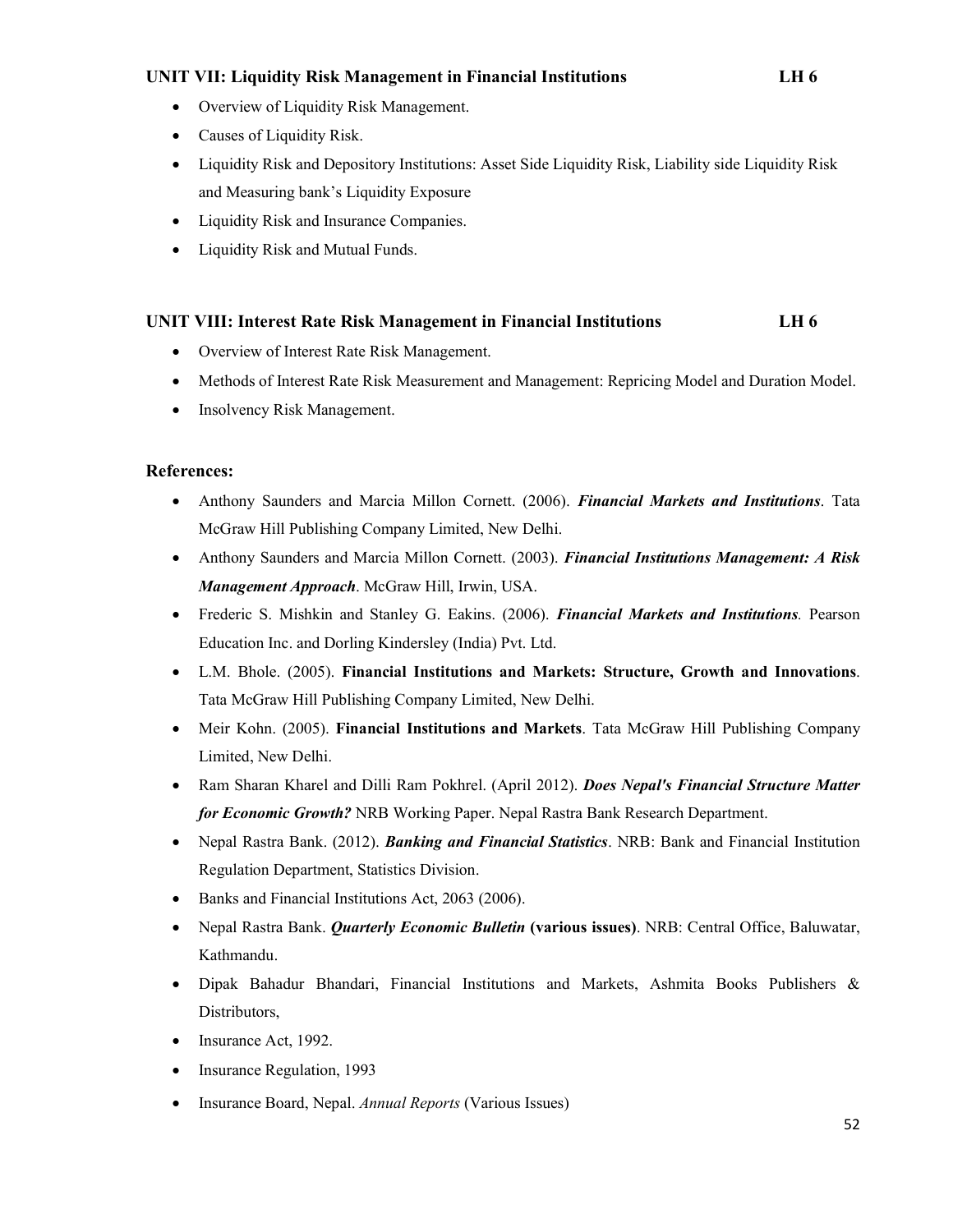### UNIT VII: Liquidity Risk Management in Financial Institutions LH 6

- Overview of Liquidity Risk Management.
- Causes of Liquidity Risk.
- Liquidity Risk and Depository Institutions: Asset Side Liquidity Risk, Liability side Liquidity Risk and Measuring bank's Liquidity Exposure
- Liquidity Risk and Insurance Companies.
- Liquidity Risk and Mutual Funds.

### UNIT VIII: Interest Rate Risk Management in Financial Institutions LH 6

- Overview of Interest Rate Risk Management.
- Methods of Interest Rate Risk Measurement and Management: Repricing Model and Duration Model.
- Insolvency Risk Management.

### References:

- Anthony Saunders and Marcia Millon Cornett. (2006). ***Financial Markets and Institutions***. Tata McGraw Hill Publishing Company Limited, New Delhi.
- Anthony Saunders and Marcia Millon Cornett. (2003). ***Financial Institutions Management: A Risk Management Approach***. McGraw Hill, Irwin, USA.
- Frederic S. Mishkin and Stanley G. Eakins. (2006). ***Financial Markets and Institutions***. Pearson Education Inc. and Dorling Kindersley (India) Pvt. Ltd.
- L.M. Bhole. (2005). **Financial Institutions and Markets: Structure, Growth and Innovations**. Tata McGraw Hill Publishing Company Limited, New Delhi.
- Meir Kohn. (2005). **Financial Institutions and Markets**. Tata McGraw Hill Publishing Company Limited, New Delhi.
- Ram Sharan Kharel and Dilli Ram Pokhrel. (April 2012). ***Does Nepal's Financial Structure Matter for Economic Growth?*** NRB Working Paper. Nepal Rastra Bank Research Department.
- Nepal Rastra Bank. (2012). ***Banking and Financial Statistics***. NRB: Bank and Financial Institution Regulation Department, Statistics Division.
- Banks and Financial Institutions Act, 2063 (2006).
- Nepal Rastra Bank. ***Quarterly Economic Bulletin*** **(various issues)**. NRB: Central Office, Baluwatar, Kathmandu.
- Dipak Bahadur Bhandari, Financial Institutions and Markets, Ashmita Books Publishers & Distributors,
- Insurance Act, 1992.
- Insurance Regulation, 1993
- Insurance Board, Nepal. *Annual Reports* (Various Issues)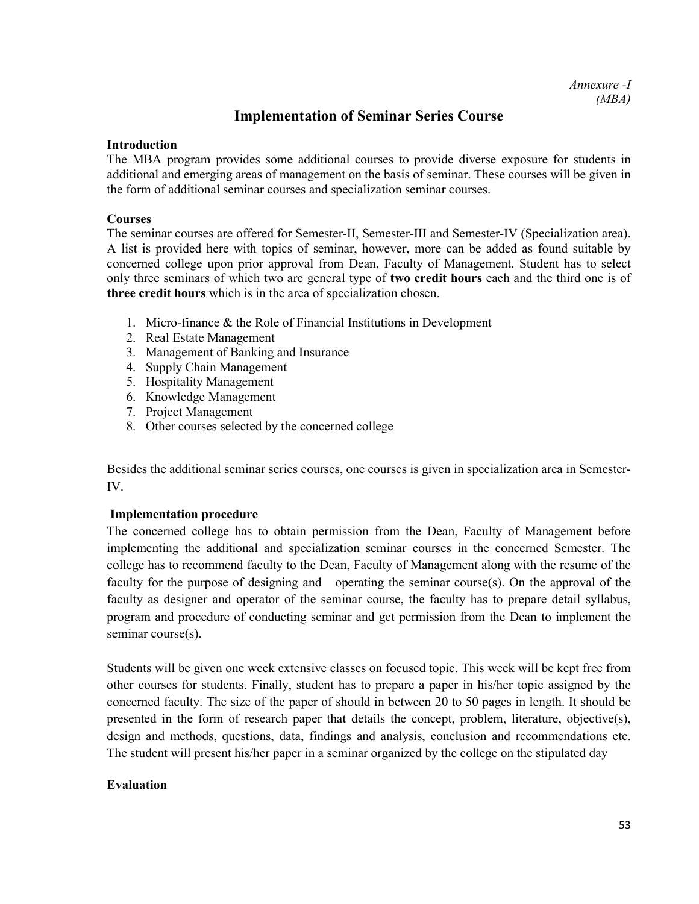*Annexure -I*
*(MBA)*

# Implementation of Seminar Series Course

**Introduction**

The MBA program provides some additional courses to provide diverse exposure for students in additional and emerging areas of management on the basis of seminar. These courses will be given in the form of additional seminar courses and specialization seminar courses.

**Courses**

The seminar courses are offered for Semester-II, Semester-III and Semester-IV (Specialization area). A list is provided here with topics of seminar, however, more can be added as found suitable by concerned college upon prior approval from Dean, Faculty of Management. Student has to select only three seminars of which two are general type of **two credit hours** each and the third one is of **three credit hours** which is in the area of specialization chosen.

1. Micro-finance & the Role of Financial Institutions in Development
2. Real Estate Management
3. Management of Banking and Insurance
4. Supply Chain Management
5. Hospitality Management
6. Knowledge Management
7. Project Management
8. Other courses selected by the concerned college

Besides the additional seminar series courses, one courses is given in specialization area in Semester-IV.

**Implementation procedure**

The concerned college has to obtain permission from the Dean, Faculty of Management before implementing the additional and specialization seminar courses in the concerned Semester. The college has to recommend faculty to the Dean, Faculty of Management along with the resume of the faculty for the purpose of designing and operating the seminar course(s). On the approval of the faculty as designer and operator of the seminar course, the faculty has to prepare detail syllabus, program and procedure of conducting seminar and get permission from the Dean to implement the seminar course(s).

Students will be given one week extensive classes on focused topic. This week will be kept free from other courses for students. Finally, student has to prepare a paper in his/her topic assigned by the concerned faculty. The size of the paper of should in between 20 to 50 pages in length. It should be presented in the form of research paper that details the concept, problem, literature, objective(s), design and methods, questions, data, findings and analysis, conclusion and recommendations etc. The student will present his/her paper in a seminar organized by the college on the stipulated day

**Evaluation**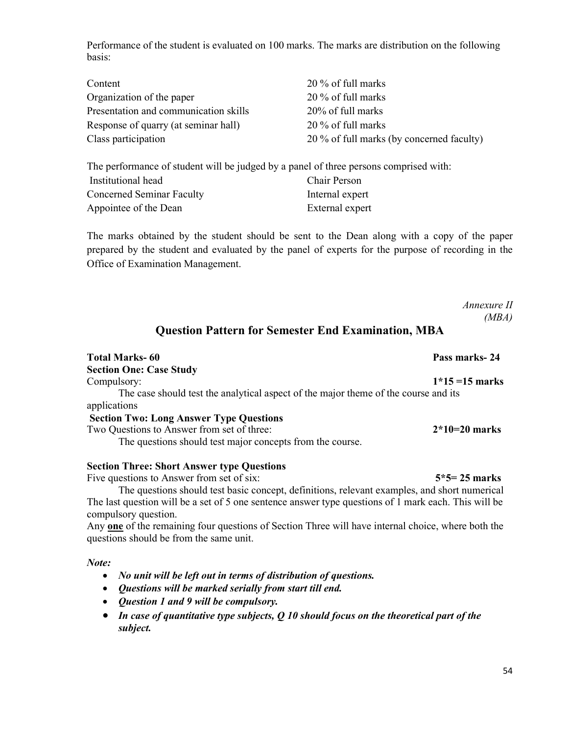Performance of the student is evaluated on 100 marks. The marks are distribution on the following basis:

| | |
|---|---|
| Content | 20 % of full marks |
| Organization of the paper | 20 % of full marks |
| Presentation and communication skills | 20% of full marks |
| Response of quarry (at seminar hall) | 20 % of full marks |
| Class participation | 20 % of full marks (by concerned faculty) |

The performance of student will be judged by a panel of three persons comprised with:

| | |
|---|---|
| Institutional head | Chair Person |
| Concerned Seminar Faculty | Internal expert |
| Appointee of the Dean | External expert |

The marks obtained by the student should be sent to the Dean along with a copy of the paper prepared by the student and evaluated by the panel of experts for the purpose of recording in the Office of Examination Management.

*Annexure II*
*(MBA)*

## Question Pattern for Semester End Examination, MBA

**Total Marks- 60** **Pass marks- 24**

**Section One: Case Study**

Compulsory: **1*15 =15 marks**

The case should test the analytical aspect of the major theme of the course and its applications

**Section Two: Long Answer Type Questions**

Two Questions to Answer from set of three: **2*10=20 marks**

The questions should test major concepts from the course.

**Section Three: Short Answer type Questions**

Five questions to Answer from set of six: **5*5= 25 marks**

The questions should test basic concept, definitions, relevant examples, and short numerical The last question will be a set of 5 one sentence answer type questions of 1 mark each. This will be compulsory question.

Any **one** of the remaining four questions of Section Three will have internal choice, where both the questions should be from the same unit.

***Note:***

- ***No unit will be left out in terms of distribution of questions.***
- ***Questions will be marked serially from start till end.***
- ***Question 1 and 9 will be compulsory.***
- ***In case of quantitative type subjects, Q 10 should focus on the theoretical part of the subject.***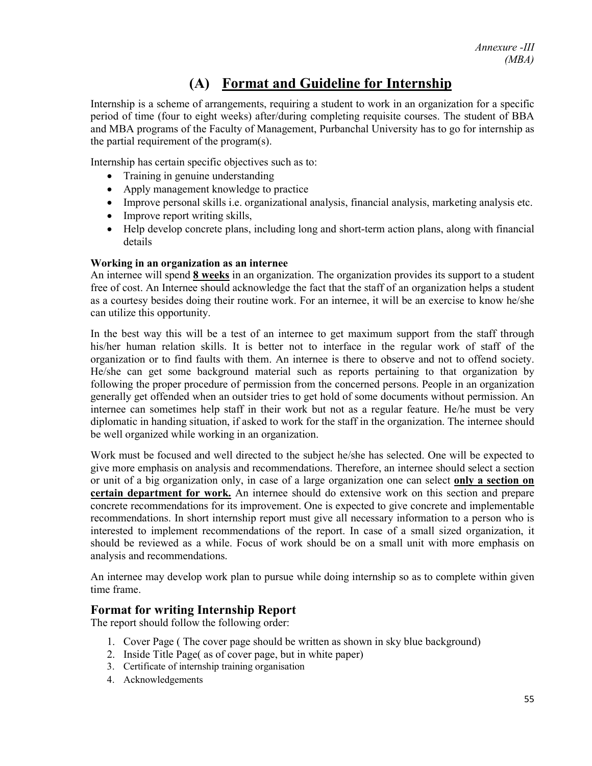*Annexure -III*
*(MBA)*

# (A) Format and Guideline for Internship

Internship is a scheme of arrangements, requiring a student to work in an organization for a specific period of time (four to eight weeks) after/during completing requisite courses. The student of BBA and MBA programs of the Faculty of Management, Purbanchal University has to go for internship as the partial requirement of the program(s).

Internship has certain specific objectives such as to:

- Training in genuine understanding
- Apply management knowledge to practice
- Improve personal skills i.e. organizational analysis, financial analysis, marketing analysis etc.
- Improve report writing skills,
- Help develop concrete plans, including long and short-term action plans, along with financial details

**Working in an organization as an internee**

An internee will spend **8 weeks** in an organization. The organization provides its support to a student free of cost. An Internee should acknowledge the fact that the staff of an organization helps a student as a courtesy besides doing their routine work. For an internee, it will be an exercise to know he/she can utilize this opportunity.

In the best way this will be a test of an internee to get maximum support from the staff through his/her human relation skills. It is better not to interface in the regular work of staff of the organization or to find faults with them. An internee is there to observe and not to offend society. He/she can get some background material such as reports pertaining to that organization by following the proper procedure of permission from the concerned persons. People in an organization generally get offended when an outsider tries to get hold of some documents without permission. An internee can sometimes help staff in their work but not as a regular feature. He/he must be very diplomatic in handing situation, if asked to work for the staff in the organization. The internee should be well organized while working in an organization.

Work must be focused and well directed to the subject he/she has selected. One will be expected to give more emphasis on analysis and recommendations. Therefore, an internee should select a section or unit of a big organization only, in case of a large organization one can select **only a section on certain department for work.** An internee should do extensive work on this section and prepare concrete recommendations for its improvement. One is expected to give concrete and implementable recommendations. In short internship report must give all necessary information to a person who is interested to implement recommendations of the report. In case of a small sized organization, it should be reviewed as a while. Focus of work should be on a small unit with more emphasis on analysis and recommendations.

An internee may develop work plan to pursue while doing internship so as to complete within given time frame.

## Format for writing Internship Report

The report should follow the following order:

1. Cover Page ( The cover page should be written as shown in sky blue background)
2. Inside Title Page( as of cover page, but in white paper)
3. Certificate of internship training organisation
4. Acknowledgements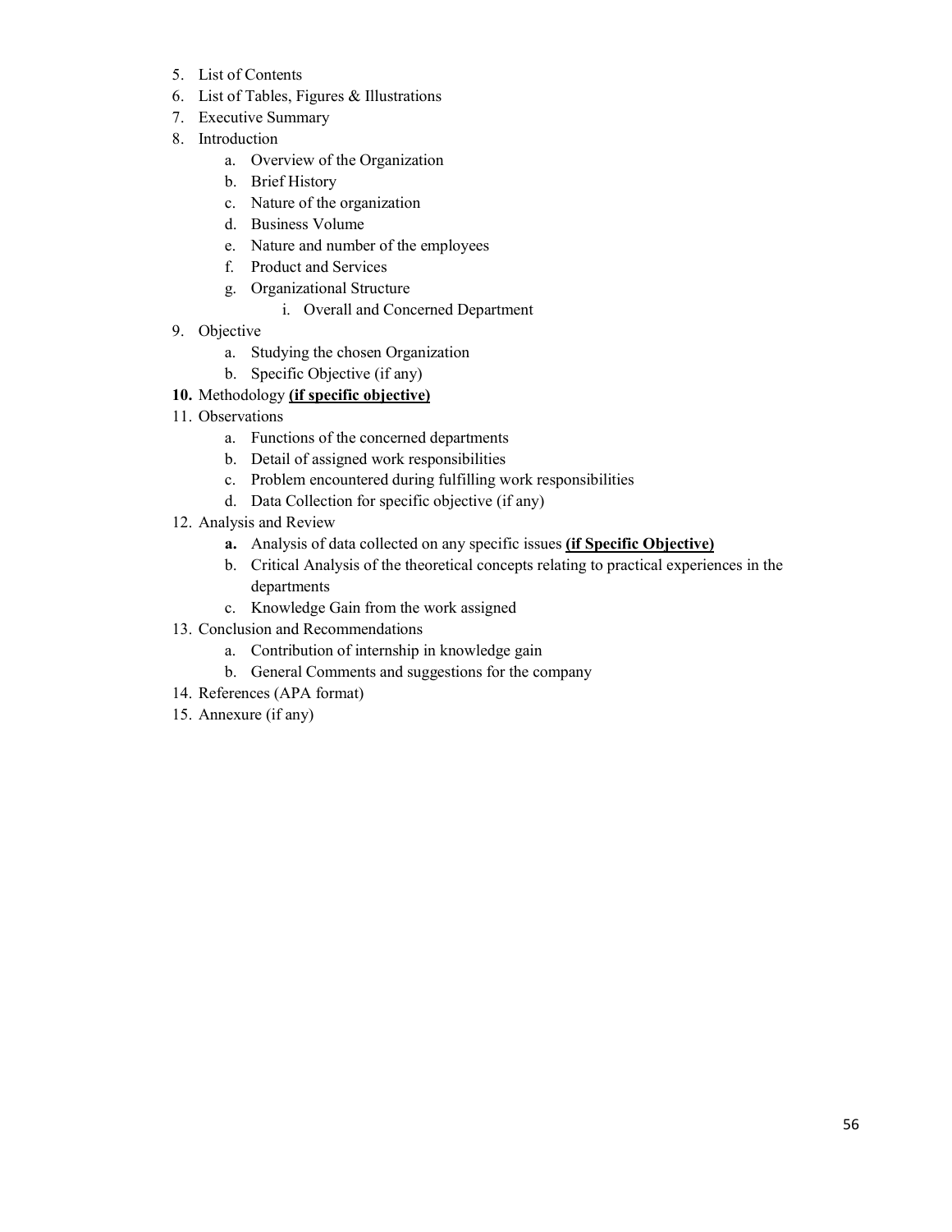5. List of Contents
6. List of Tables, Figures & Illustrations
7. Executive Summary
8. Introduction
    a. Overview of the Organization
    b. Brief History
    c. Nature of the organization
    d. Business Volume
    e. Nature and number of the employees
    f. Product and Services
    g. Organizational Structure
        i. Overall and Concerned Department
9. Objective
    a. Studying the chosen Organization
    b. Specific Objective (if any)
10. Methodology **(if specific objective)**
11. Observations
    a. Functions of the concerned departments
    b. Detail of assigned work responsibilities
    c. Problem encountered during fulfilling work responsibilities
    d. Data Collection for specific objective (if any)
12. Analysis and Review
    a. Analysis of data collected on any specific issues **(if Specific Objective)**
    b. Critical Analysis of the theoretical concepts relating to practical experiences in the departments
    c. Knowledge Gain from the work assigned
13. Conclusion and Recommendations
    a. Contribution of internship in knowledge gain
    b. General Comments and suggestions for the company
14. References (APA format)
15. Annexure (if any)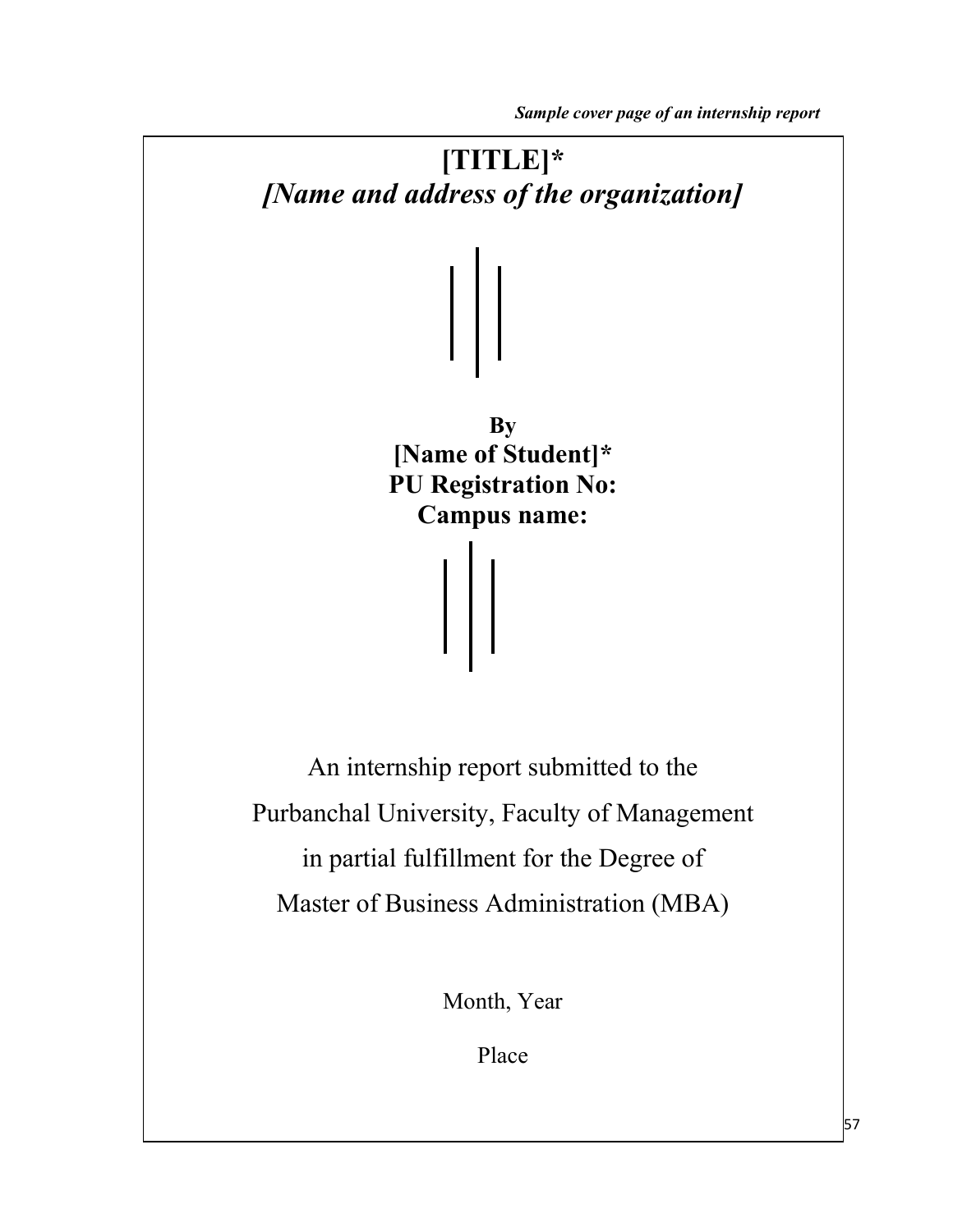*Sample cover page of an internship report*

**[TITLE]***

***[Name and address of the organization]***

**By**

**[Name of Student]***

**PU Registration No:**

**Campus name:**

An internship report submitted to the

Purbanchal University, Faculty of Management

in partial fulfillment for the Degree of

Master of Business Administration (MBA)

Month, Year

Place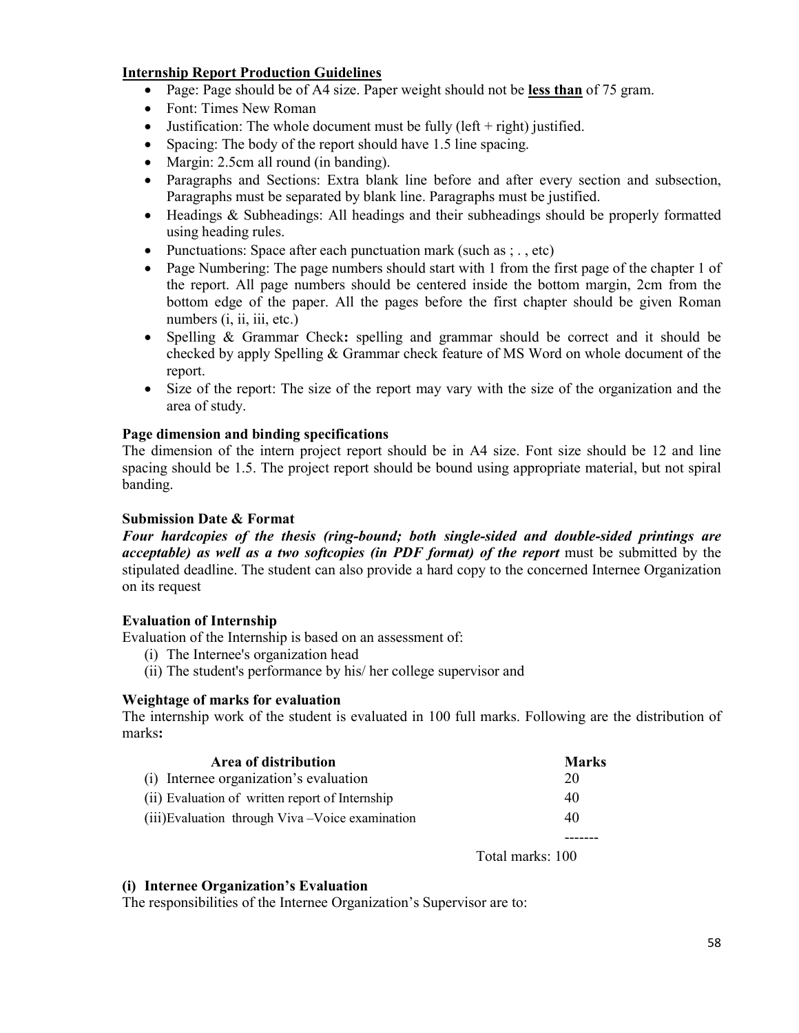**Internship Report Production Guidelines**

- Page: Page should be of A4 size. Paper weight should not be **less than** of 75 gram.
- Font: Times New Roman
- Justification: The whole document must be fully (left + right) justified.
- Spacing: The body of the report should have 1.5 line spacing.
- Margin: 2.5cm all round (in banding).
- Paragraphs and Sections: Extra blank line before and after every section and subsection, Paragraphs must be separated by blank line. Paragraphs must be justified.
- Headings & Subheadings: All headings and their subheadings should be properly formatted using heading rules.
- Punctuations: Space after each punctuation mark (such as ; . , etc)
- Page Numbering: The page numbers should start with 1 from the first page of the chapter 1 of the report. All page numbers should be centered inside the bottom margin, 2cm from the bottom edge of the paper. All the pages before the first chapter should be given Roman numbers (i, ii, iii, etc.)
- Spelling & Grammar Check**:** spelling and grammar should be correct and it should be checked by apply Spelling & Grammar check feature of MS Word on whole document of the report.
- Size of the report: The size of the report may vary with the size of the organization and the area of study.

**Page dimension and binding specifications**

The dimension of the intern project report should be in A4 size. Font size should be 12 and line spacing should be 1.5. The project report should be bound using appropriate material, but not spiral banding.

**Submission Date & Format**

***Four hardcopies of the thesis (ring-bound; both single-sided and double-sided printings are acceptable) as well as a two softcopies (in PDF format) of the report*** must be submitted by the stipulated deadline. The student can also provide a hard copy to the concerned Internee Organization on its request

**Evaluation of Internship**

Evaluation of the Internship is based on an assessment of:

(i) The Internee's organization head
(ii) The student's performance by his/ her college supervisor and

**Weightage of marks for evaluation**

The internship work of the student is evaluated in 100 full marks. Following are the distribution of marks**:**

| Area of distribution | Marks |
|---|---|
| (i) Internee organization's evaluation | 20 |
| (ii) Evaluation of written report of Internship | 40 |
| (iii)Evaluation through Viva –Voice examination | 40 |
| | ------- |
| | Total marks: 100 |

**(i) Internee Organization's Evaluation**

The responsibilities of the Internee Organization's Supervisor are to: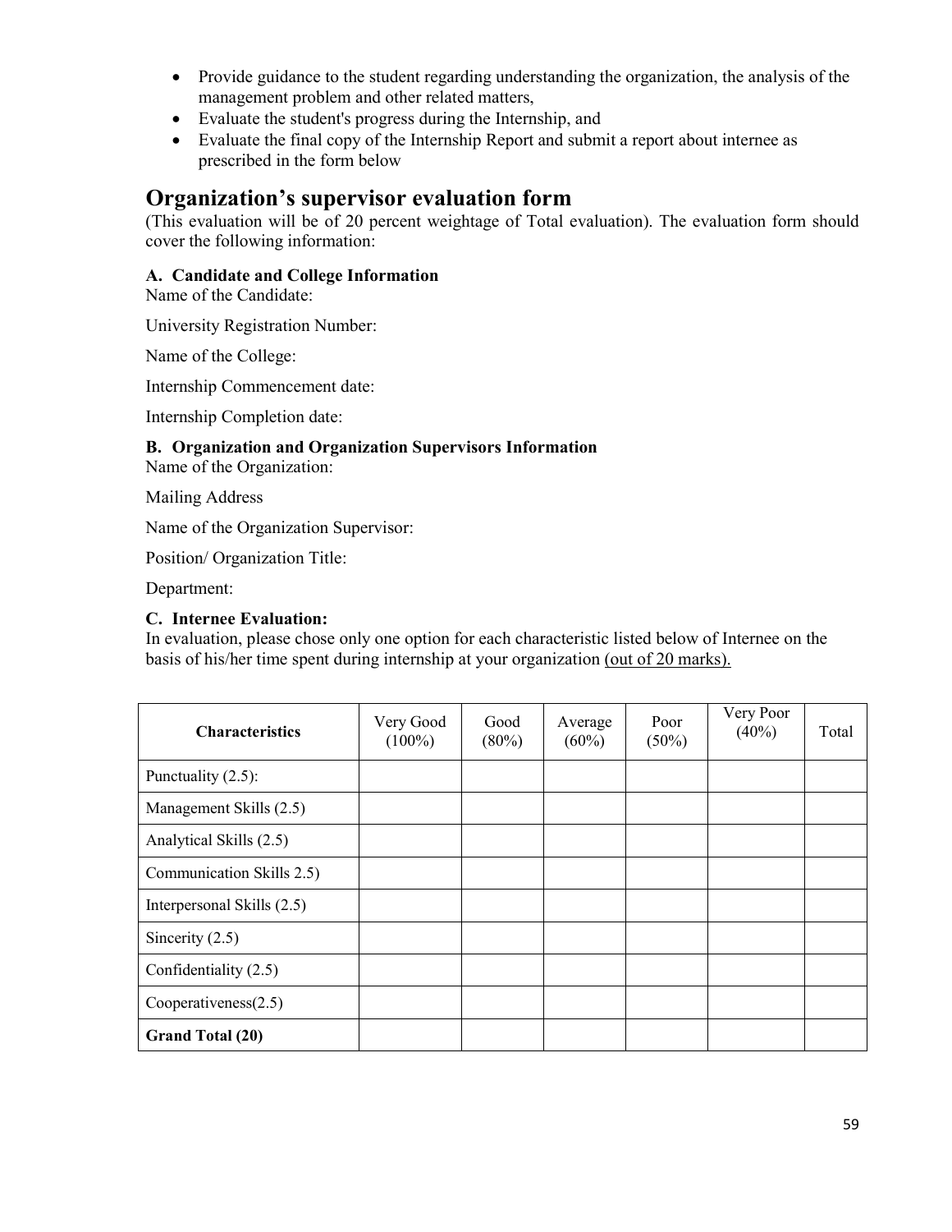- Provide guidance to the student regarding understanding the organization, the analysis of the management problem and other related matters,
- Evaluate the student's progress during the Internship, and
- Evaluate the final copy of the Internship Report and submit a report about internee as prescribed in the form below

## Organization's supervisor evaluation form

(This evaluation will be of 20 percent weightage of Total evaluation). The evaluation form should cover the following information:

**A. Candidate and College Information**

Name of the Candidate:

University Registration Number:

Name of the College:

Internship Commencement date:

Internship Completion date:

**B. Organization and Organization Supervisors Information**

Name of the Organization:

Mailing Address

Name of the Organization Supervisor:

Position/ Organization Title:

Department:

**C. Internee Evaluation:**

In evaluation, please chose only one option for each characteristic listed below of Internee on the basis of his/her time spent during internship at your organization <u>(out of 20 marks).</u>

| **Characteristics** | Very Good (100%) | Good (80%) | Average (60%) | Poor (50%) | Very Poor (40%) | Total |
|---|---|---|---|---|---|---|
| Punctuality (2.5): | | | | | | |
| Management Skills (2.5) | | | | | | |
| Analytical Skills (2.5) | | | | | | |
| Communication Skills 2.5) | | | | | | |
| Interpersonal Skills (2.5) | | | | | | |
| Sincerity (2.5) | | | | | | |
| Confidentiality (2.5) | | | | | | |
| Cooperativeness(2.5) | | | | | | |
| **Grand Total (20)** | | | | | | |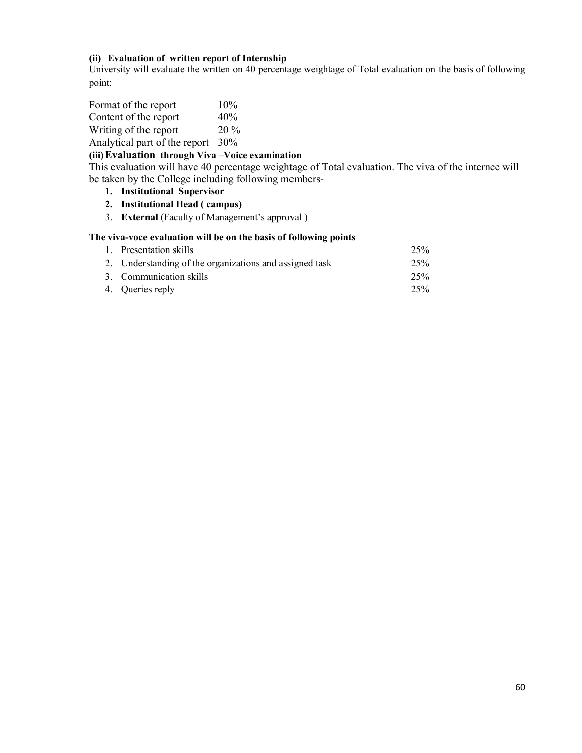**(ii) Evaluation of written report of Internship**

University will evaluate the written on 40 percentage weightage of Total evaluation on the basis of following point:

| | |
|---|---|
| Format of the report | 10% |
| Content of the report | 40% |
| Writing of the report | 20 % |
| Analytical part of the report | 30% |

**(iii) Evaluation through Viva –Voice examination**

This evaluation will have 40 percentage weightage of Total evaluation. The viva of the internee will be taken by the College including following members-

1. **Institutional Supervisor**
2. **Institutional Head ( campus)**
3. **External** (Faculty of Management's approval )

**The viva-voce evaluation will be on the basis of following points**

| | | |
|---|---|---|
| 1. | Presentation skills | 25% |
| 2. | Understanding of the organizations and assigned task | 25% |
| 3. | Communication skills | 25% |
| 4. | Queries reply | 25% |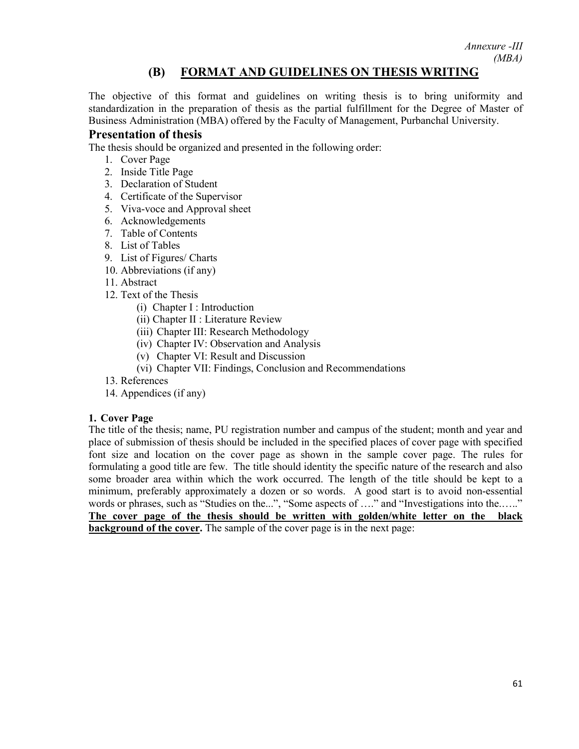*Annexure -III*
*(MBA)*

## (B) FORMAT AND GUIDELINES ON THESIS WRITING

The objective of this format and guidelines on writing thesis is to bring uniformity and standardization in the preparation of thesis as the partial fulfillment for the Degree of Master of Business Administration (MBA) offered by the Faculty of Management, Purbanchal University.

### Presentation of thesis

The thesis should be organized and presented in the following order:

1. Cover Page
2. Inside Title Page
3. Declaration of Student
4. Certificate of the Supervisor
5. Viva-voce and Approval sheet
6. Acknowledgements
7. Table of Contents
8. List of Tables
9. List of Figures/ Charts
10. Abbreviations (if any)
11. Abstract
12. Text of the Thesis
    - (i) Chapter I : Introduction
    - (ii) Chapter II : Literature Review
    - (iii) Chapter III: Research Methodology
    - (iv) Chapter IV: Observation and Analysis
    - (v) Chapter VI: Result and Discussion
    - (vi) Chapter VII: Findings, Conclusion and Recommendations
13. References
14. Appendices (if any)

#### 1. Cover Page

The title of the thesis; name, PU registration number and campus of the student; month and year and place of submission of thesis should be included in the specified places of cover page with specified font size and location on the cover page as shown in the sample cover page. The rules for formulating a good title are few. The title should identity the specific nature of the research and also some broader area within which the work occurred. The length of the title should be kept to a minimum, preferably approximately a dozen or so words. A good start is to avoid non-essential words or phrases, such as "Studies on the...", "Some aspects of …." and "Investigations into the.….." **The cover page of the thesis should be written with golden/white letter on the black background of the cover.** The sample of the cover page is in the next page: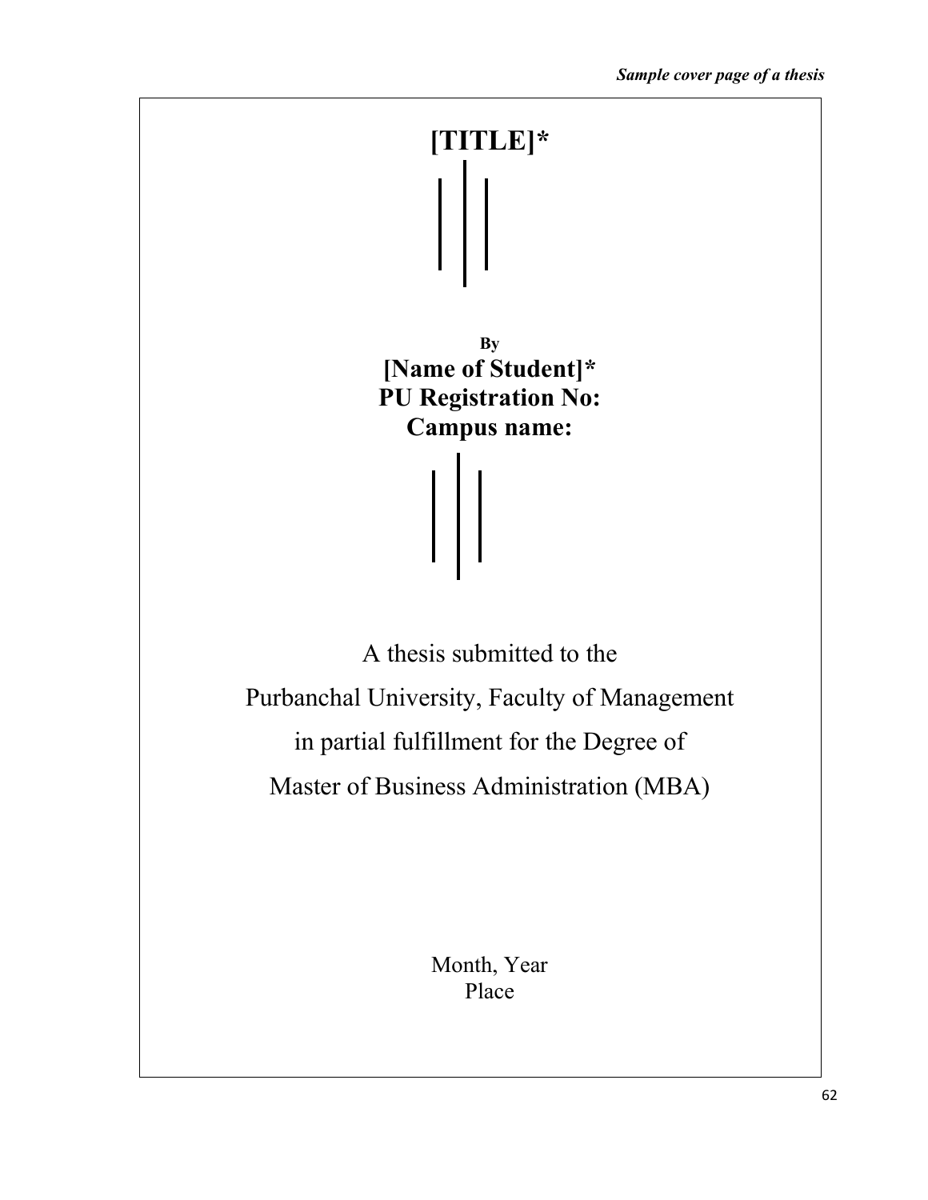*Sample cover page of a thesis*

# [TITLE]*

**By**

**[Name of Student]***

**PU Registration No:**

**Campus name:**

A thesis submitted to the

Purbanchal University, Faculty of Management

in partial fulfillment for the Degree of

Master of Business Administration (MBA)

Month, Year

Place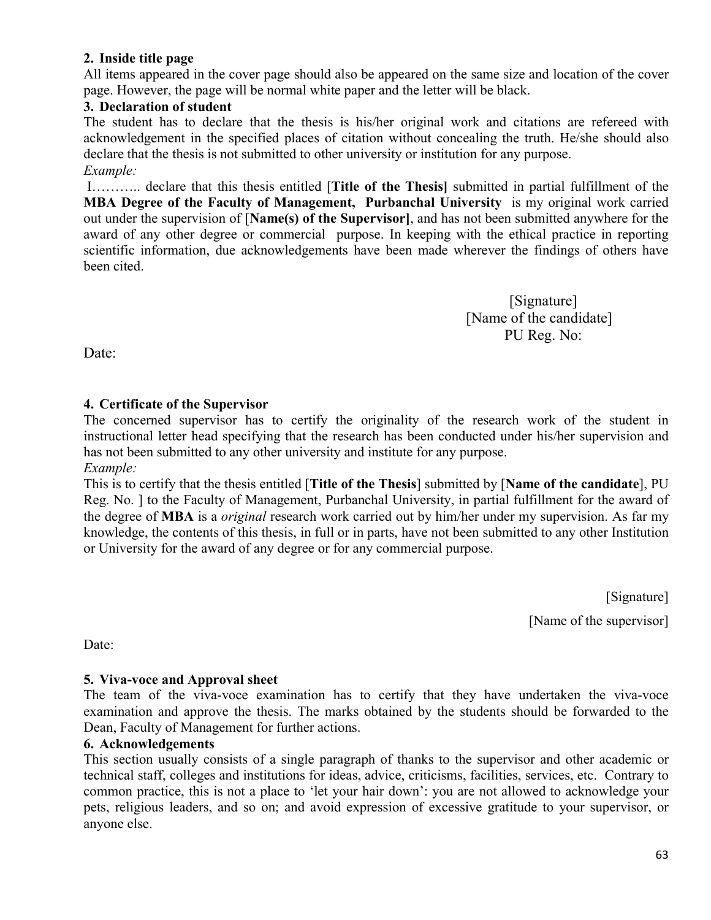**2. Inside title page**

All items appeared in the cover page should also be appeared on the same size and location of the cover page. However, the page will be normal white paper and the letter will be black.

**3. Declaration of student**

The student has to declare that the thesis is his/her original work and citations are refereed with acknowledgement in the specified places of citation without concealing the truth. He/she should also declare that the thesis is not submitted to other university or institution for any purpose.

*Example:*

I……….. declare that this thesis entitled [**Title of the Thesis]** submitted in partial fulfillment of the **MBA Degree of the Faculty of Management, Purbanchal University** is my original work carried out under the supervision of [**Name(s) of the Supervisor]**, and has not been submitted anywhere for the award of any other degree or commercial purpose. In keeping with the ethical practice in reporting scientific information, due acknowledgements have been made wherever the findings of others have been cited.

[Signature]
[Name of the candidate]
PU Reg. No:

Date:

**4. Certificate of the Supervisor**

The concerned supervisor has to certify the originality of the research work of the student in instructional letter head specifying that the research has been conducted under his/her supervision and has not been submitted to any other university and institute for any purpose.

*Example:*

This is to certify that the thesis entitled [**Title of the Thesis**] submitted by [**Name of the candidate**], PU Reg. No. ] to the Faculty of Management, Purbanchal University, in partial fulfillment for the award of the degree of **MBA** is a *original* research work carried out by him/her under my supervision. As far my knowledge, the contents of this thesis, in full or in parts, have not been submitted to any other Institution or University for the award of any degree or for any commercial purpose.

[Signature]

[Name of the supervisor]

Date:

**5. Viva-voce and Approval sheet**

The team of the viva-voce examination has to certify that they have undertaken the viva-voce examination and approve the thesis. The marks obtained by the students should be forwarded to the Dean, Faculty of Management for further actions.

**6. Acknowledgements**

This section usually consists of a single paragraph of thanks to the supervisor and other academic or technical staff, colleges and institutions for ideas, advice, criticisms, facilities, services, etc. Contrary to common practice, this is not a place to 'let your hair down': you are not allowed to acknowledge your pets, religious leaders, and so on; and avoid expression of excessive gratitude to your supervisor, or anyone else.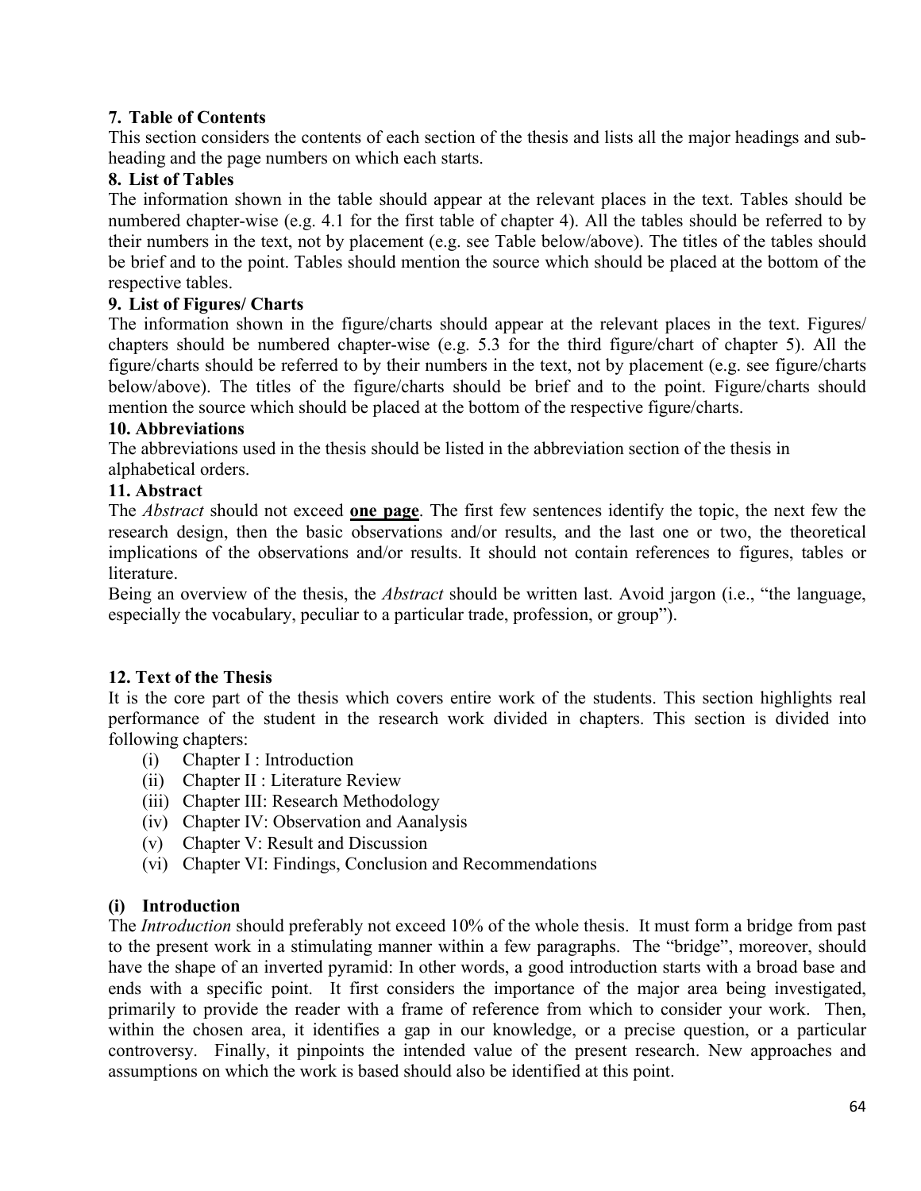### 7. Table of Contents

This section considers the contents of each section of the thesis and lists all the major headings and sub-heading and the page numbers on which each starts.

### 8. List of Tables

The information shown in the table should appear at the relevant places in the text. Tables should be numbered chapter-wise (e.g. 4.1 for the first table of chapter 4). All the tables should be referred to by their numbers in the text, not by placement (e.g. see Table below/above). The titles of the tables should be brief and to the point. Tables should mention the source which should be placed at the bottom of the respective tables.

### 9. List of Figures/ Charts

The information shown in the figure/charts should appear at the relevant places in the text. Figures/ chapters should be numbered chapter-wise (e.g. 5.3 for the third figure/chart of chapter 5). All the figure/charts should be referred to by their numbers in the text, not by placement (e.g. see figure/charts below/above). The titles of the figure/charts should be brief and to the point. Figure/charts should mention the source which should be placed at the bottom of the respective figure/charts.

### 10. Abbreviations

The abbreviations used in the thesis should be listed in the abbreviation section of the thesis in alphabetical orders.

### 11. Abstract

The *Abstract* should not exceed **one page**. The first few sentences identify the topic, the next few the research design, then the basic observations and/or results, and the last one or two, the theoretical implications of the observations and/or results. It should not contain references to figures, tables or literature.

Being an overview of the thesis, the *Abstract* should be written last. Avoid jargon (i.e., "the language, especially the vocabulary, peculiar to a particular trade, profession, or group").

### 12. Text of the Thesis

It is the core part of the thesis which covers entire work of the students. This section highlights real performance of the student in the research work divided in chapters. This section is divided into following chapters:

- (i) Chapter I : Introduction
- (ii) Chapter II : Literature Review
- (iii) Chapter III: Research Methodology
- (iv) Chapter IV: Observation and Aanalysis
- (v) Chapter V: Result and Discussion
- (vi) Chapter VI: Findings, Conclusion and Recommendations

### (i) Introduction

The *Introduction* should preferably not exceed 10% of the whole thesis. It must form a bridge from past to the present work in a stimulating manner within a few paragraphs. The "bridge", moreover, should have the shape of an inverted pyramid: In other words, a good introduction starts with a broad base and ends with a specific point. It first considers the importance of the major area being investigated, primarily to provide the reader with a frame of reference from which to consider your work. Then, within the chosen area, it identifies a gap in our knowledge, or a precise question, or a particular controversy. Finally, it pinpoints the intended value of the present research. New approaches and assumptions on which the work is based should also be identified at this point.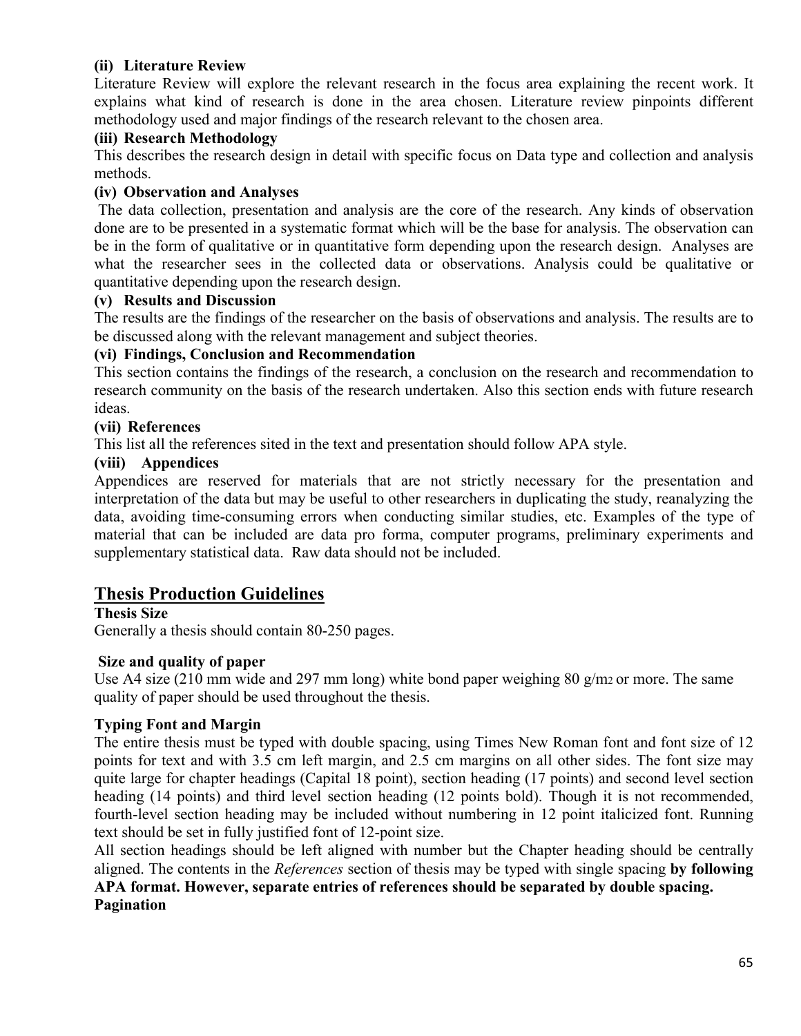**(ii) Literature Review**

Literature Review will explore the relevant research in the focus area explaining the recent work. It explains what kind of research is done in the area chosen. Literature review pinpoints different methodology used and major findings of the research relevant to the chosen area.

**(iii) Research Methodology**

This describes the research design in detail with specific focus on Data type and collection and analysis methods.

**(iv) Observation and Analyses**

The data collection, presentation and analysis are the core of the research. Any kinds of observation done are to be presented in a systematic format which will be the base for analysis. The observation can be in the form of qualitative or in quantitative form depending upon the research design. Analyses are what the researcher sees in the collected data or observations. Analysis could be qualitative or quantitative depending upon the research design.

**(v) Results and Discussion**

The results are the findings of the researcher on the basis of observations and analysis. The results are to be discussed along with the relevant management and subject theories.

**(vi) Findings, Conclusion and Recommendation**

This section contains the findings of the research, a conclusion on the research and recommendation to research community on the basis of the research undertaken. Also this section ends with future research ideas.

**(vii) References**

This list all the references sited in the text and presentation should follow APA style.

**(viii) Appendices**

Appendices are reserved for materials that are not strictly necessary for the presentation and interpretation of the data but may be useful to other researchers in duplicating the study, reanalyzing the data, avoiding time-consuming errors when conducting similar studies, etc. Examples of the type of material that can be included are data pro forma, computer programs, preliminary experiments and supplementary statistical data. Raw data should not be included.

## Thesis Production Guidelines

**Thesis Size**

Generally a thesis should contain 80-250 pages.

**Size and quality of paper**

Use A4 size (210 mm wide and 297 mm long) white bond paper weighing 80 g/$m^2$ or more. The same quality of paper should be used throughout the thesis.

**Typing Font and Margin**

The entire thesis must be typed with double spacing, using Times New Roman font and font size of 12 points for text and with 3.5 cm left margin, and 2.5 cm margins on all other sides. The font size may quite large for chapter headings (Capital 18 point), section heading (17 points) and second level section heading (14 points) and third level section heading (12 points bold). Though it is not recommended, fourth-level section heading may be included without numbering in 12 point italicized font. Running text should be set in fully justified font of 12-point size.

All section headings should be left aligned with number but the Chapter heading should be centrally aligned. The contents in the *References* section of thesis may be typed with single spacing **by following APA format. However, separate entries of references should be separated by double spacing.**

**Pagination**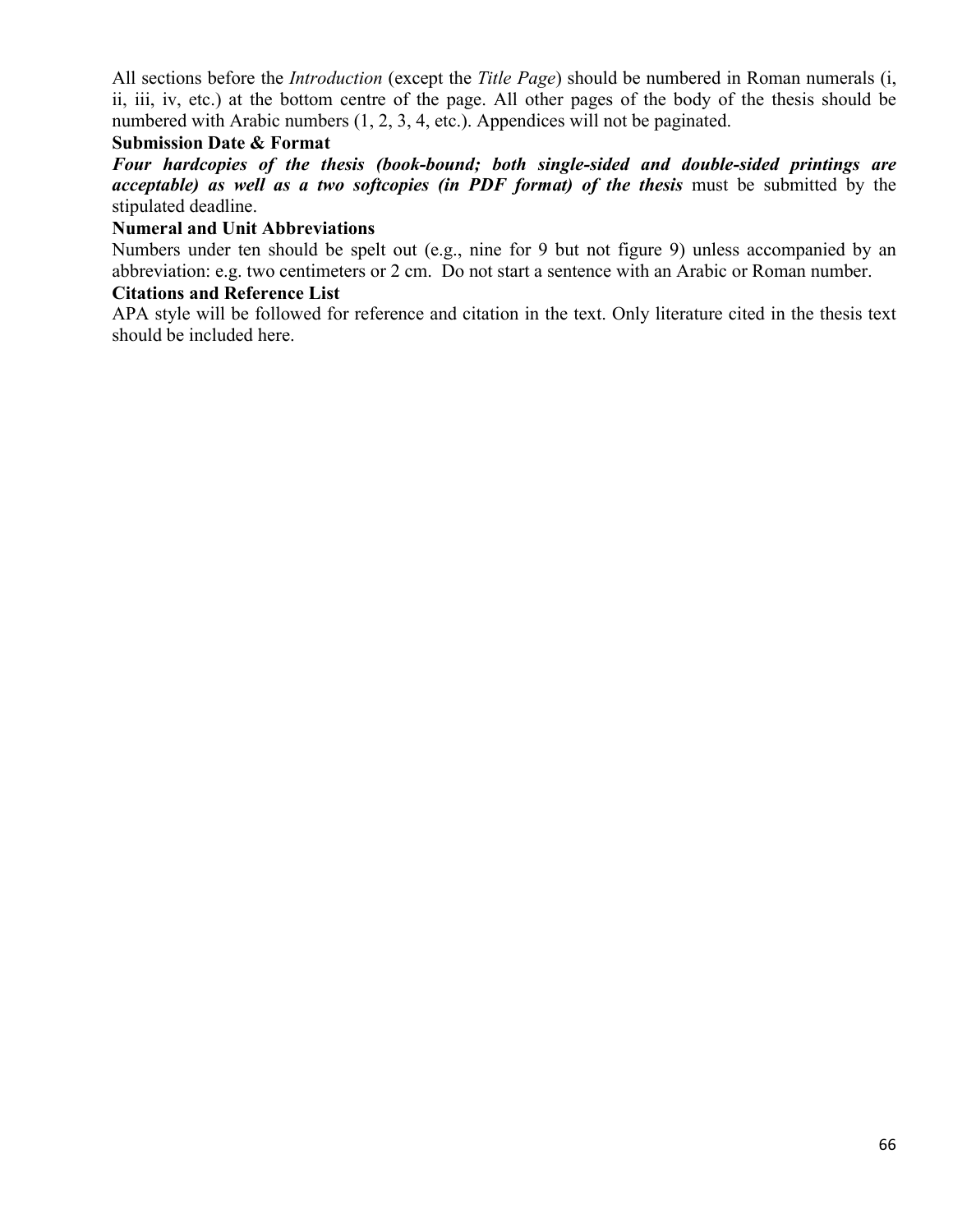All sections before the *Introduction* (except the *Title Page*) should be numbered in Roman numerals (i, ii, iii, iv, etc.) at the bottom centre of the page. All other pages of the body of the thesis should be numbered with Arabic numbers (1, 2, 3, 4, etc.). Appendices will not be paginated.

**Submission Date & Format**

***Four hardcopies of the thesis (book-bound; both single-sided and double-sided printings are acceptable) as well as a two softcopies (in PDF format) of the thesis*** must be submitted by the stipulated deadline.

**Numeral and Unit Abbreviations**

Numbers under ten should be spelt out (e.g., nine for 9 but not figure 9) unless accompanied by an abbreviation: e.g. two centimeters or 2 cm. Do not start a sentence with an Arabic or Roman number.

**Citations and Reference List**

APA style will be followed for reference and citation in the text. Only literature cited in the thesis text should be included here.